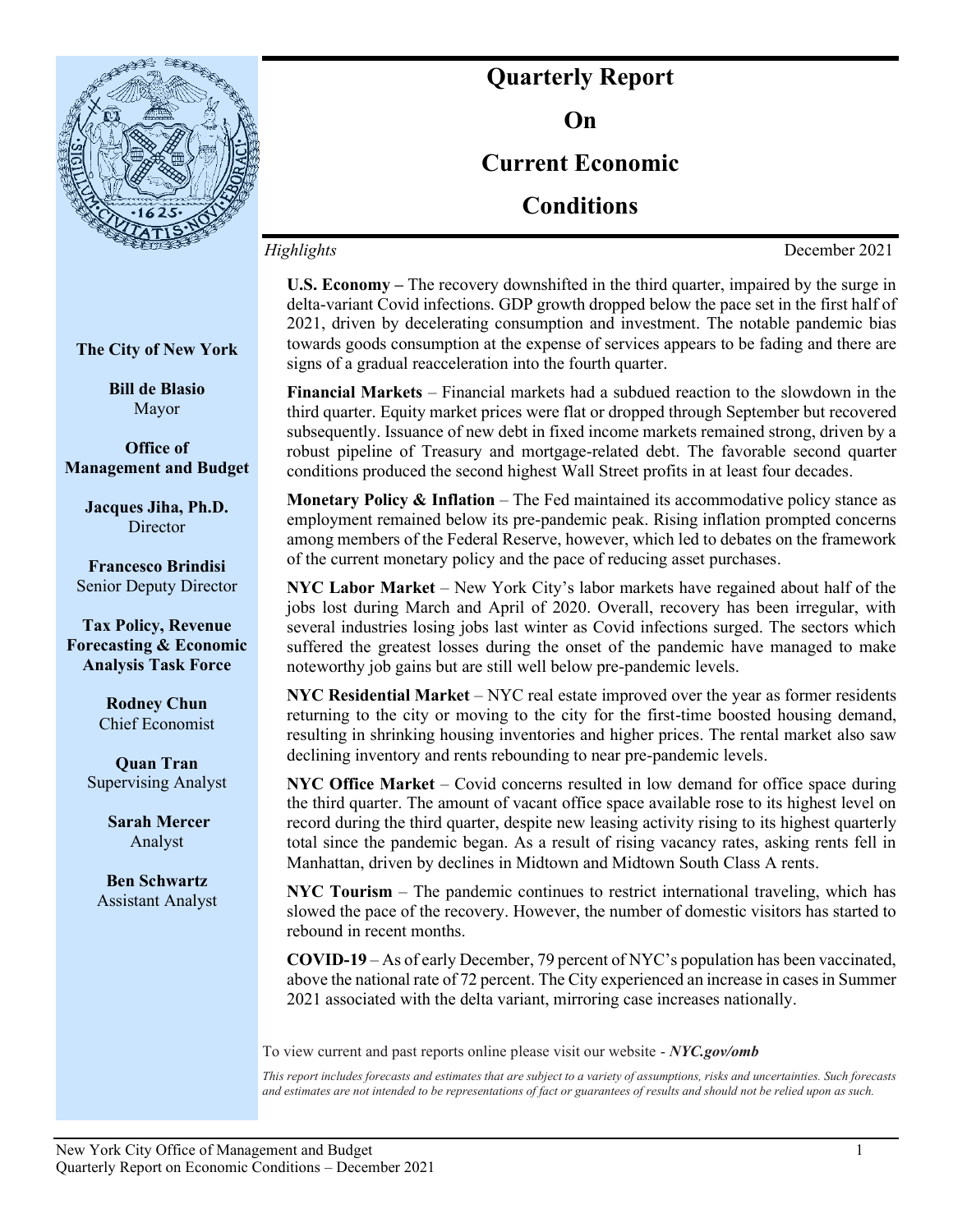# Quarterly Report On Current Economic Conditions

*Highlights* December 2021

**The City of New York**

**Bill de Blasio**
Mayor

**Office of Management and Budget**

**Jacques Jiha, Ph.D.**
Director

**Francesco Brindisi**
Senior Deputy Director

**Tax Policy, Revenue Forecasting & Economic Analysis Task Force**

**Rodney Chun**
Chief Economist

**Quan Tran**
Supervising Analyst

**Sarah Mercer**
Analyst

**Ben Schwartz**
Assistant Analyst

**U.S. Economy –** The recovery downshifted in the third quarter, impaired by the surge in delta-variant Covid infections. GDP growth dropped below the pace set in the first half of 2021, driven by decelerating consumption and investment. The notable pandemic bias towards goods consumption at the expense of services appears to be fading and there are signs of a gradual reacceleration into the fourth quarter.

**Financial Markets** – Financial markets had a subdued reaction to the slowdown in the third quarter. Equity market prices were flat or dropped through September but recovered subsequently. Issuance of new debt in fixed income markets remained strong, driven by a robust pipeline of Treasury and mortgage-related debt. The favorable second quarter conditions produced the second highest Wall Street profits in at least four decades.

**Monetary Policy & Inflation** – The Fed maintained its accommodative policy stance as employment remained below its pre-pandemic peak. Rising inflation prompted concerns among members of the Federal Reserve, however, which led to debates on the framework of the current monetary policy and the pace of reducing asset purchases.

**NYC Labor Market** – New York City's labor markets have regained about half of the jobs lost during March and April of 2020. Overall, recovery has been irregular, with several industries losing jobs last winter as Covid infections surged. The sectors which suffered the greatest losses during the onset of the pandemic have managed to make noteworthy job gains but are still well below pre-pandemic levels.

**NYC Residential Market** – NYC real estate improved over the year as former residents returning to the city or moving to the city for the first-time boosted housing demand, resulting in shrinking housing inventories and higher prices. The rental market also saw declining inventory and rents rebounding to near pre-pandemic levels.

**NYC Office Market** – Covid concerns resulted in low demand for office space during the third quarter. The amount of vacant office space available rose to its highest level on record during the third quarter, despite new leasing activity rising to its highest quarterly total since the pandemic began. As a result of rising vacancy rates, asking rents fell in Manhattan, driven by declines in Midtown and Midtown South Class A rents.

**NYC Tourism** – The pandemic continues to restrict international traveling, which has slowed the pace of the recovery. However, the number of domestic visitors has started to rebound in recent months.

**COVID-19** – As of early December, 79 percent of NYC's population has been vaccinated, above the national rate of 72 percent. The City experienced an increase in cases in Summer 2021 associated with the delta variant, mirroring case increases nationally.

To view current and past reports online please visit our website - ***NYC.gov/omb***

*This report includes forecasts and estimates that are subject to a variety of assumptions, risks and uncertainties. Such forecasts and estimates are not intended to be representations of fact or guarantees of results and should not be relied upon as such.*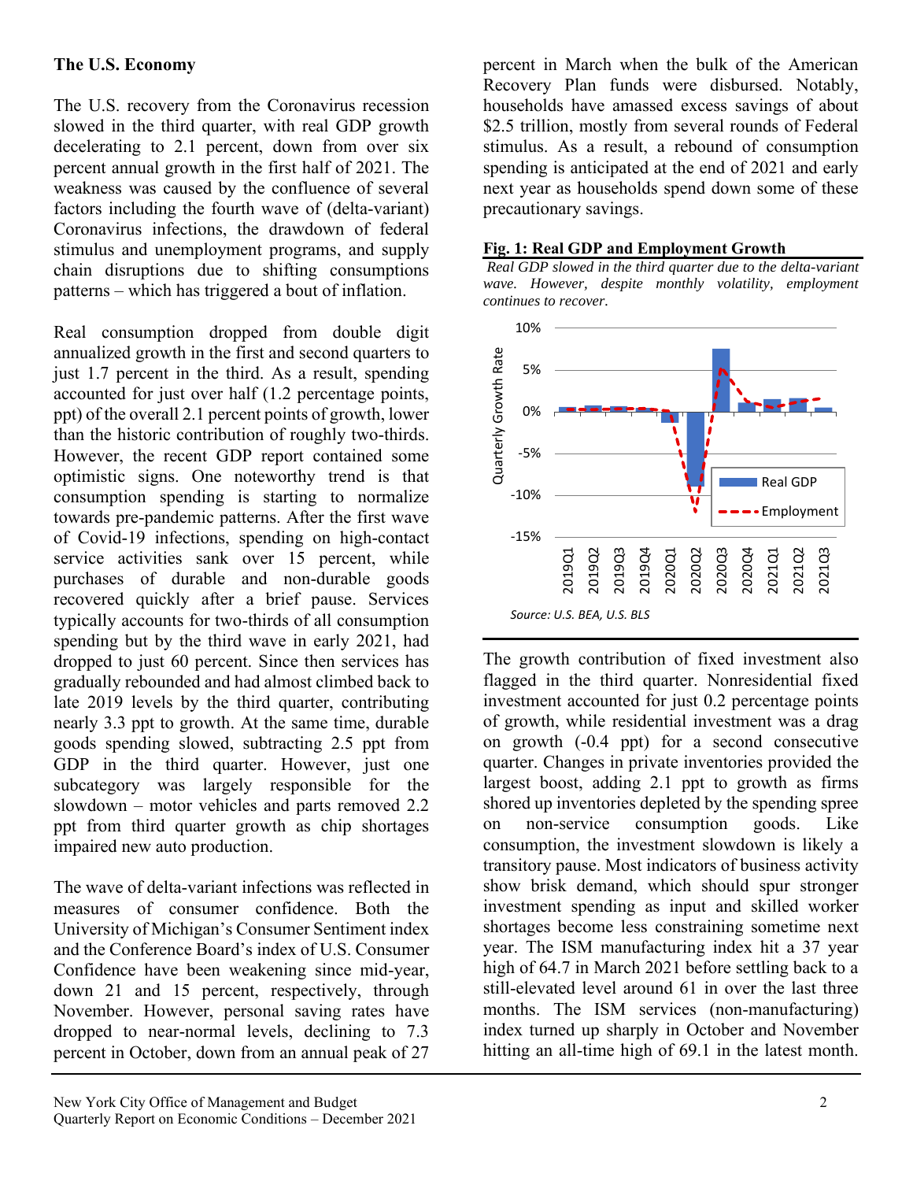## The U.S. Economy

The U.S. recovery from the Coronavirus recession slowed in the third quarter, with real GDP growth decelerating to 2.1 percent, down from over six percent annual growth in the first half of 2021. The weakness was caused by the confluence of several factors including the fourth wave of (delta-variant) Coronavirus infections, the drawdown of federal stimulus and unemployment programs, and supply chain disruptions due to shifting consumptions patterns – which has triggered a bout of inflation.

Real consumption dropped from double digit annualized growth in the first and second quarters to just 1.7 percent in the third. As a result, spending accounted for just over half (1.2 percentage points, ppt) of the overall 2.1 percent points of growth, lower than the historic contribution of roughly two-thirds. However, the recent GDP report contained some optimistic signs. One noteworthy trend is that consumption spending is starting to normalize towards pre-pandemic patterns. After the first wave of Covid-19 infections, spending on high-contact service activities sank over 15 percent, while purchases of durable and non-durable goods recovered quickly after a brief pause. Services typically accounts for two-thirds of all consumption spending but by the third wave in early 2021, had dropped to just 60 percent. Since then services has gradually rebounded and had almost climbed back to late 2019 levels by the third quarter, contributing nearly 3.3 ppt to growth. At the same time, durable goods spending slowed, subtracting 2.5 ppt from GDP in the third quarter. However, just one subcategory was largely responsible for the slowdown – motor vehicles and parts removed 2.2 ppt from third quarter growth as chip shortages impaired new auto production.

The wave of delta-variant infections was reflected in measures of consumer confidence. Both the University of Michigan's Consumer Sentiment index and the Conference Board's index of U.S. Consumer Confidence have been weakening since mid-year, down 21 and 15 percent, respectively, through November. However, personal saving rates have dropped to near-normal levels, declining to 7.3 percent in October, down from an annual peak of 27 percent in March when the bulk of the American Recovery Plan funds were disbursed. Notably, households have amassed excess savings of about $2.5 trillion, mostly from several rounds of Federal stimulus. As a result, a rebound of consumption spending is anticipated at the end of 2021 and early next year as households spend down some of these precautionary savings.

**Fig. 1: Real GDP and Employment Growth**

*Real GDP slowed in the third quarter due to the delta-variant wave. However, despite monthly volatility, employment continues to recover.*

*Source: U.S. BEA, U.S. BLS*

The growth contribution of fixed investment also flagged in the third quarter. Nonresidential fixed investment accounted for just 0.2 percentage points of growth, while residential investment was a drag on growth (-0.4 ppt) for a second consecutive quarter. Changes in private inventories provided the largest boost, adding 2.1 ppt to growth as firms shored up inventories depleted by the spending spree on non-service consumption goods. Like consumption, the investment slowdown is likely a transitory pause. Most indicators of business activity show brisk demand, which should spur stronger investment spending as input and skilled worker shortages become less constraining sometime next year. The ISM manufacturing index hit a 37 year high of 64.7 in March 2021 before settling back to a still-elevated level around 61 in over the last three months. The ISM services (non-manufacturing) index turned up sharply in October and November hitting an all-time high of 69.1 in the latest month.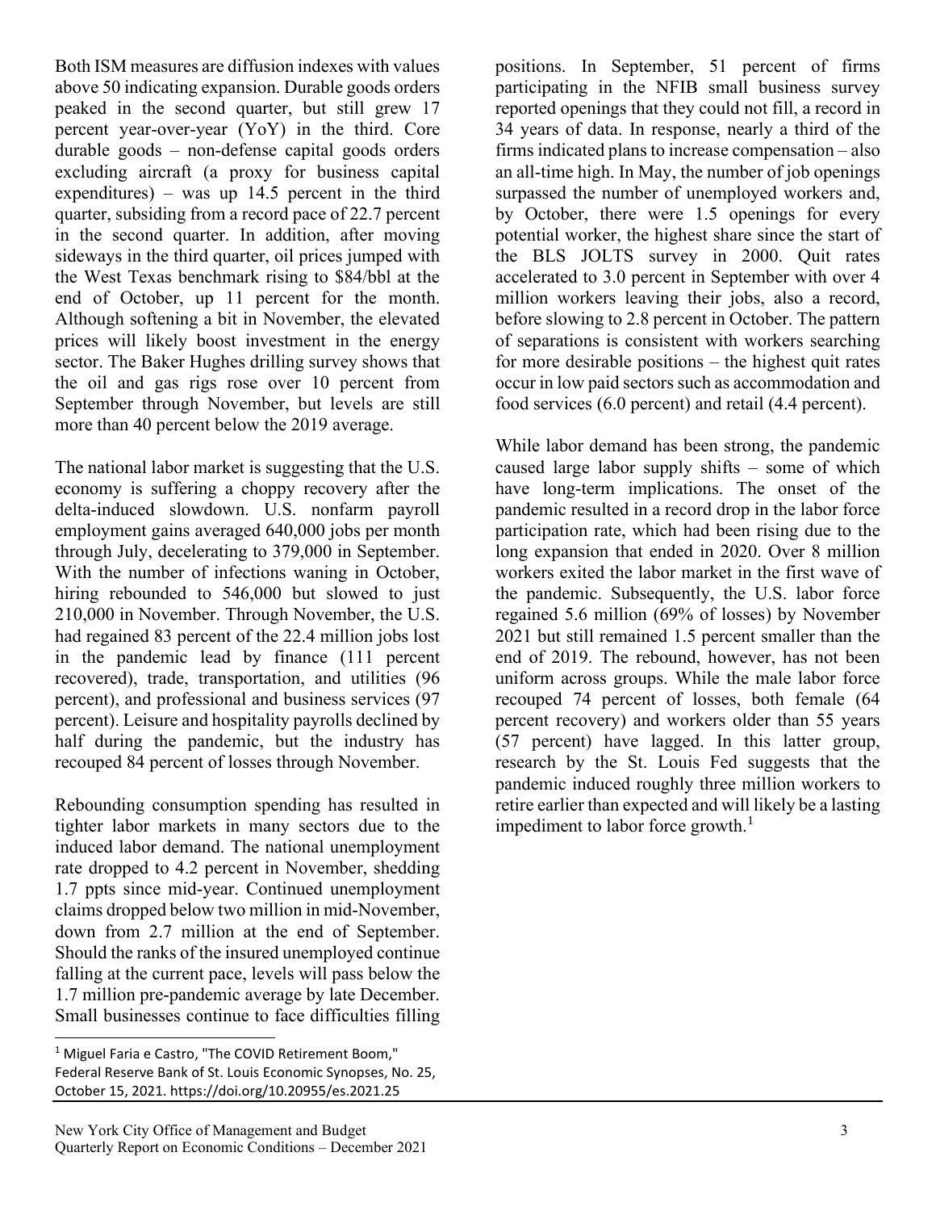Both ISM measures are diffusion indexes with values above 50 indicating expansion. Durable goods orders peaked in the second quarter, but still grew 17 percent year-over-year (YoY) in the third. Core durable goods – non-defense capital goods orders excluding aircraft (a proxy for business capital expenditures) – was up 14.5 percent in the third quarter, subsiding from a record pace of 22.7 percent in the second quarter. In addition, after moving sideways in the third quarter, oil prices jumped with the West Texas benchmark rising to $84/bbl at the end of October, up 11 percent for the month. Although softening a bit in November, the elevated prices will likely boost investment in the energy sector. The Baker Hughes drilling survey shows that the oil and gas rigs rose over 10 percent from September through November, but levels are still more than 40 percent below the 2019 average.

The national labor market is suggesting that the U.S. economy is suffering a choppy recovery after the delta-induced slowdown. U.S. nonfarm payroll employment gains averaged 640,000 jobs per month through July, decelerating to 379,000 in September. With the number of infections waning in October, hiring rebounded to 546,000 but slowed to just 210,000 in November. Through November, the U.S. had regained 83 percent of the 22.4 million jobs lost in the pandemic lead by finance (111 percent recovered), trade, transportation, and utilities (96 percent), and professional and business services (97 percent). Leisure and hospitality payrolls declined by half during the pandemic, but the industry has recouped 84 percent of losses through November.

Rebounding consumption spending has resulted in tighter labor markets in many sectors due to the induced labor demand. The national unemployment rate dropped to 4.2 percent in November, shedding 1.7 ppts since mid-year. Continued unemployment claims dropped below two million in mid-November, down from 2.7 million at the end of September. Should the ranks of the insured unemployed continue falling at the current pace, levels will pass below the 1.7 million pre-pandemic average by late December. Small businesses continue to face difficulties filling positions. In September, 51 percent of firms participating in the NFIB small business survey reported openings that they could not fill, a record in 34 years of data. In response, nearly a third of the firms indicated plans to increase compensation – also an all-time high. In May, the number of job openings surpassed the number of unemployed workers and, by October, there were 1.5 openings for every potential worker, the highest share since the start of the BLS JOLTS survey in 2000. Quit rates accelerated to 3.0 percent in September with over 4 million workers leaving their jobs, also a record, before slowing to 2.8 percent in October. The pattern of separations is consistent with workers searching for more desirable positions – the highest quit rates occur in low paid sectors such as accommodation and food services (6.0 percent) and retail (4.4 percent).

While labor demand has been strong, the pandemic caused large labor supply shifts – some of which have long-term implications. The onset of the pandemic resulted in a record drop in the labor force participation rate, which had been rising due to the long expansion that ended in 2020. Over 8 million workers exited the labor market in the first wave of the pandemic. Subsequently, the U.S. labor force regained 5.6 million (69% of losses) by November 2021 but still remained 1.5 percent smaller than the end of 2019. The rebound, however, has not been uniform across groups. While the male labor force recouped 74 percent of losses, both female (64 percent recovery) and workers older than 55 years (57 percent) have lagged. In this latter group, research by the St. Louis Fed suggests that the pandemic induced roughly three million workers to retire earlier than expected and will likely be a lasting impediment to labor force growth.[1]

[1] Miguel Faria e Castro, "The COVID Retirement Boom," Federal Reserve Bank of St. Louis Economic Synopses, No. 25, October 15, 2021. https://doi.org/10.20955/es.2021.25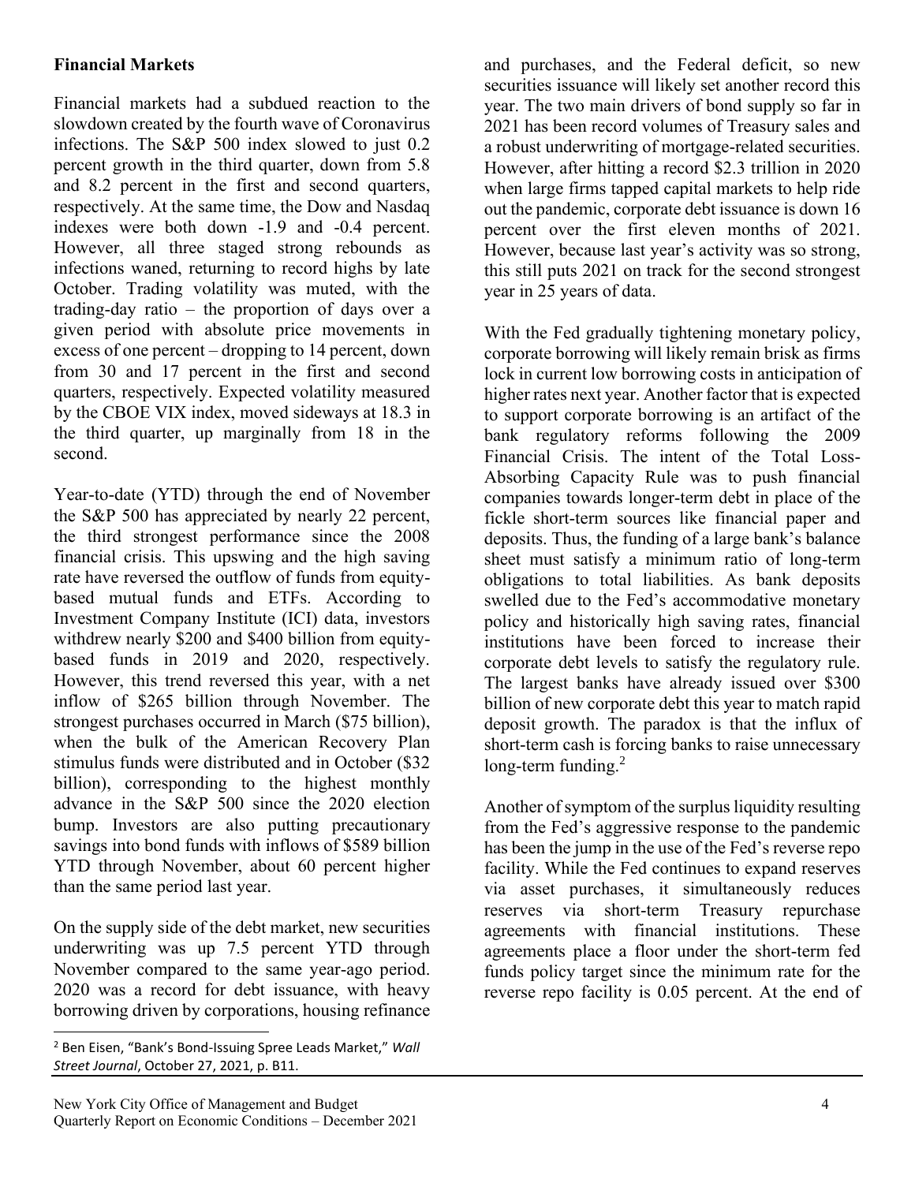**Financial Markets**

Financial markets had a subdued reaction to the slowdown created by the fourth wave of Coronavirus infections. The S&P 500 index slowed to just 0.2 percent growth in the third quarter, down from 5.8 and 8.2 percent in the first and second quarters, respectively. At the same time, the Dow and Nasdaq indexes were both down -1.9 and -0.4 percent. However, all three staged strong rebounds as infections waned, returning to record highs by late October. Trading volatility was muted, with the trading-day ratio – the proportion of days over a given period with absolute price movements in excess of one percent – dropping to 14 percent, down from 30 and 17 percent in the first and second quarters, respectively. Expected volatility measured by the CBOE VIX index, moved sideways at 18.3 in the third quarter, up marginally from 18 in the second.

Year-to-date (YTD) through the end of November the S&P 500 has appreciated by nearly 22 percent, the third strongest performance since the 2008 financial crisis. This upswing and the high saving rate have reversed the outflow of funds from equity-based mutual funds and ETFs. According to Investment Company Institute (ICI) data, investors withdrew nearly $200 and $400 billion from equity-based funds in 2019 and 2020, respectively. However, this trend reversed this year, with a net inflow of $265 billion through November. The strongest purchases occurred in March ($75 billion), when the bulk of the American Recovery Plan stimulus funds were distributed and in October ($32 billion), corresponding to the highest monthly advance in the S&P 500 since the 2020 election bump. Investors are also putting precautionary savings into bond funds with inflows of $589 billion YTD through November, about 60 percent higher than the same period last year.

On the supply side of the debt market, new securities underwriting was up 7.5 percent YTD through November compared to the same year-ago period. 2020 was a record for debt issuance, with heavy borrowing driven by corporations, housing refinance and purchases, and the Federal deficit, so new securities issuance will likely set another record this year. The two main drivers of bond supply so far in 2021 has been record volumes of Treasury sales and a robust underwriting of mortgage-related securities. However, after hitting a record $2.3 trillion in 2020 when large firms tapped capital markets to help ride out the pandemic, corporate debt issuance is down 16 percent over the first eleven months of 2021. However, because last year's activity was so strong, this still puts 2021 on track for the second strongest year in 25 years of data.

With the Fed gradually tightening monetary policy, corporate borrowing will likely remain brisk as firms lock in current low borrowing costs in anticipation of higher rates next year. Another factor that is expected to support corporate borrowing is an artifact of the bank regulatory reforms following the 2009 Financial Crisis. The intent of the Total Loss-Absorbing Capacity Rule was to push financial companies towards longer-term debt in place of the fickle short-term sources like financial paper and deposits. Thus, the funding of a large bank's balance sheet must satisfy a minimum ratio of long-term obligations to total liabilities. As bank deposits swelled due to the Fed's accommodative monetary policy and historically high saving rates, financial institutions have been forced to increase their corporate debt levels to satisfy the regulatory rule. The largest banks have already issued over $300 billion of new corporate debt this year to match rapid deposit growth. The paradox is that the influx of short-term cash is forcing banks to raise unnecessary long-term funding.[2]

Another of symptom of the surplus liquidity resulting from the Fed's aggressive response to the pandemic has been the jump in the use of the Fed's reverse repo facility. While the Fed continues to expand reserves via asset purchases, it simultaneously reduces reserves via short-term Treasury repurchase agreements with financial institutions. These agreements place a floor under the short-term fed funds policy target since the minimum rate for the reverse repo facility is 0.05 percent. At the end of

---

[2] Ben Eisen, "Bank's Bond-Issuing Spree Leads Market," *Wall Street Journal*, October 27, 2021, p. B11.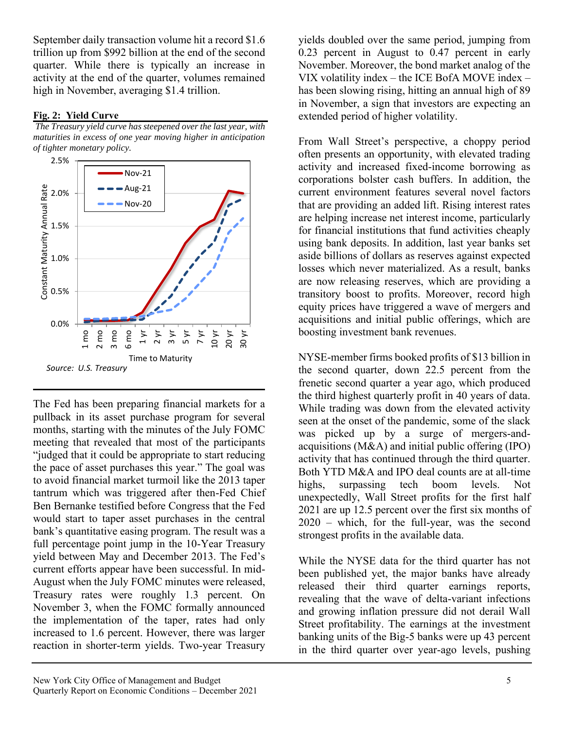September daily transaction volume hit a record $1.6 trillion up from $992 billion at the end of the second quarter. While there is typically an increase in activity at the end of the quarter, volumes remained high in November, averaging $1.4 trillion.

**Fig. 2: Yield Curve**

*The Treasury yield curve has steepened over the last year, with maturities in excess of one year moving higher in anticipation of tighter monetary policy.*

*Source: U.S. Treasury*

The Fed has been preparing financial markets for a pullback in its asset purchase program for several months, starting with the minutes of the July FOMC meeting that revealed that most of the participants "judged that it could be appropriate to start reducing the pace of asset purchases this year." The goal was to avoid financial market turmoil like the 2013 taper tantrum which was triggered after then-Fed Chief Ben Bernanke testified before Congress that the Fed would start to taper asset purchases in the central bank's quantitative easing program. The result was a full percentage point jump in the 10-Year Treasury yield between May and December 2013. The Fed's current efforts appear have been successful. In mid-August when the July FOMC minutes were released, Treasury rates were roughly 1.3 percent. On November 3, when the FOMC formally announced the implementation of the taper, rates had only increased to 1.6 percent. However, there was larger reaction in shorter-term yields. Two-year Treasury yields doubled over the same period, jumping from 0.23 percent in August to 0.47 percent in early November. Moreover, the bond market analog of the VIX volatility index – the ICE BofA MOVE index – has been slowing rising, hitting an annual high of 89 in November, a sign that investors are expecting an extended period of higher volatility.

From Wall Street's perspective, a choppy period often presents an opportunity, with elevated trading activity and increased fixed-income borrowing as corporations bolster cash buffers. In addition, the current environment features several novel factors that are providing an added lift. Rising interest rates are helping increase net interest income, particularly for financial institutions that fund activities cheaply using bank deposits. In addition, last year banks set aside billions of dollars as reserves against expected losses which never materialized. As a result, banks are now releasing reserves, which are providing a transitory boost to profits. Moreover, record high equity prices have triggered a wave of mergers and acquisitions and initial public offerings, which are boosting investment bank revenues.

NYSE-member firms booked profits of $13 billion in the second quarter, down 22.5 percent from the frenetic second quarter a year ago, which produced the third highest quarterly profit in 40 years of data. While trading was down from the elevated activity seen at the onset of the pandemic, some of the slack was picked up by a surge of mergers-and-acquisitions (M&A) and initial public offering (IPO) activity that has continued through the third quarter. Both YTD M&A and IPO deal counts are at all-time highs, surpassing tech boom levels. Not unexpectedly, Wall Street profits for the first half 2021 are up 12.5 percent over the first six months of 2020 – which, for the full-year, was the second strongest profits in the available data.

While the NYSE data for the third quarter has not been published yet, the major banks have already released their third quarter earnings reports, revealing that the wave of delta-variant infections and growing inflation pressure did not derail Wall Street profitability. The earnings at the investment banking units of the Big-5 banks were up 43 percent in the third quarter over year-ago levels, pushing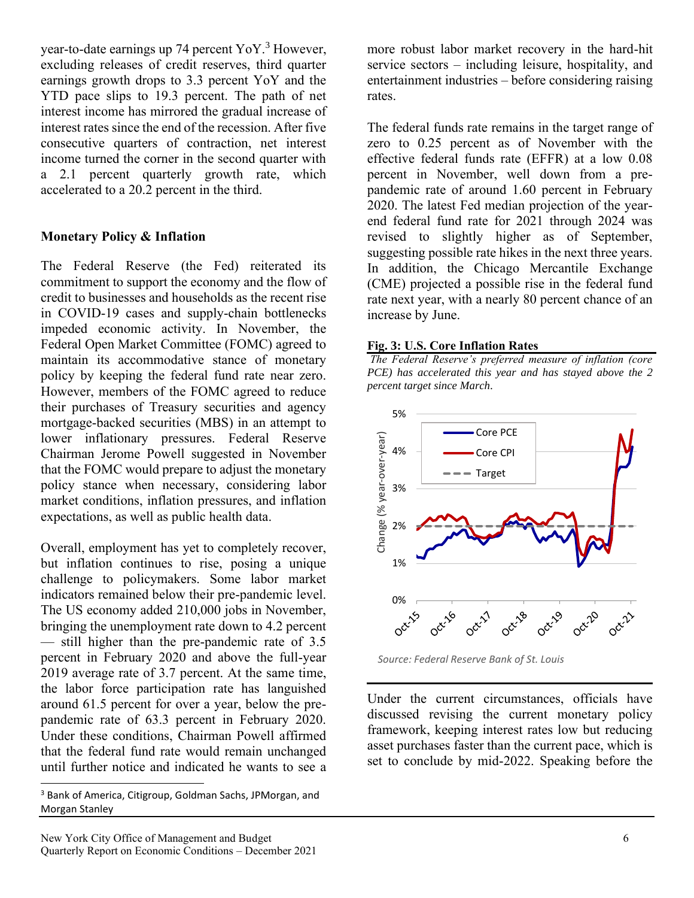year-to-date earnings up 74 percent YoY.[3] However, excluding releases of credit reserves, third quarter earnings growth drops to 3.3 percent YoY and the YTD pace slips to 19.3 percent. The path of net interest income has mirrored the gradual increase of interest rates since the end of the recession. After five consecutive quarters of contraction, net interest income turned the corner in the second quarter with a 2.1 percent quarterly growth rate, which accelerated to a 20.2 percent in the third.

**Monetary Policy & Inflation**

The Federal Reserve (the Fed) reiterated its commitment to support the economy and the flow of credit to businesses and households as the recent rise in COVID-19 cases and supply-chain bottlenecks impeded economic activity. In November, the Federal Open Market Committee (FOMC) agreed to maintain its accommodative stance of monetary policy by keeping the federal fund rate near zero. However, members of the FOMC agreed to reduce their purchases of Treasury securities and agency mortgage-backed securities (MBS) in an attempt to lower inflationary pressures. Federal Reserve Chairman Jerome Powell suggested in November that the FOMC would prepare to adjust the monetary policy stance when necessary, considering labor market conditions, inflation pressures, and inflation expectations, as well as public health data.

Overall, employment has yet to completely recover, but inflation continues to rise, posing a unique challenge to policymakers. Some labor market indicators remained below their pre-pandemic level. The US economy added 210,000 jobs in November, bringing the unemployment rate down to 4.2 percent — still higher than the pre-pandemic rate of 3.5 percent in February 2020 and above the full-year 2019 average rate of 3.7 percent. At the same time, the labor force participation rate has languished around 61.5 percent for over a year, below the pre-pandemic rate of 63.3 percent in February 2020. Under these conditions, Chairman Powell affirmed that the federal fund rate would remain unchanged until further notice and indicated he wants to see a more robust labor market recovery in the hard-hit service sectors – including leisure, hospitality, and entertainment industries – before considering raising rates.

The federal funds rate remains in the target range of zero to 0.25 percent as of November with the effective federal funds rate (EFFR) at a low 0.08 percent in November, well down from a pre-pandemic rate of around 1.60 percent in February 2020. The latest Fed median projection of the year-end federal fund rate for 2021 through 2024 was revised to slightly higher as of September, suggesting possible rate hikes in the next three years. In addition, the Chicago Mercantile Exchange (CME) projected a possible rise in the federal fund rate next year, with a nearly 80 percent chance of an increase by June.

**Fig. 3: U.S. Core Inflation Rates**

*The Federal Reserve's preferred measure of inflation (core PCE) has accelerated this year and has stayed above the 2 percent target since March.*

*Source: Federal Reserve Bank of St. Louis*

Under the current circumstances, officials have discussed revising the current monetary policy framework, keeping interest rates low but reducing asset purchases faster than the current pace, which is set to conclude by mid-2022. Speaking before the

[3] Bank of America, Citigroup, Goldman Sachs, JPMorgan, and Morgan Stanley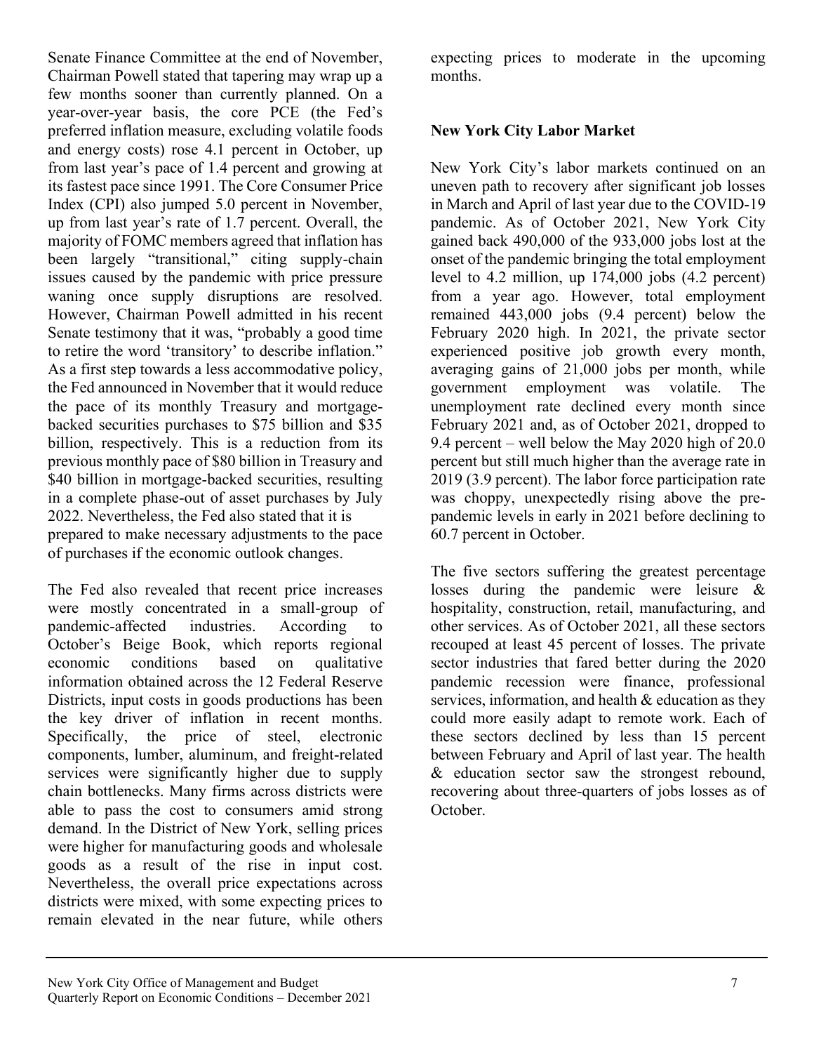Senate Finance Committee at the end of November, Chairman Powell stated that tapering may wrap up a few months sooner than currently planned. On a year-over-year basis, the core PCE (the Fed's preferred inflation measure, excluding volatile foods and energy costs) rose 4.1 percent in October, up from last year's pace of 1.4 percent and growing at its fastest pace since 1991. The Core Consumer Price Index (CPI) also jumped 5.0 percent in November, up from last year's rate of 1.7 percent. Overall, the majority of FOMC members agreed that inflation has been largely "transitional," citing supply-chain issues caused by the pandemic with price pressure waning once supply disruptions are resolved. However, Chairman Powell admitted in his recent Senate testimony that it was, "probably a good time to retire the word 'transitory' to describe inflation." As a first step towards a less accommodative policy, the Fed announced in November that it would reduce the pace of its monthly Treasury and mortgage-backed securities purchases to $75 billion and $35 billion, respectively. This is a reduction from its previous monthly pace of $80 billion in Treasury and $40 billion in mortgage-backed securities, resulting in a complete phase-out of asset purchases by July 2022. Nevertheless, the Fed also stated that it is prepared to make necessary adjustments to the pace of purchases if the economic outlook changes.

The Fed also revealed that recent price increases were mostly concentrated in a small-group of pandemic-affected industries. According to October's Beige Book, which reports regional economic conditions based on qualitative information obtained across the 12 Federal Reserve Districts, input costs in goods productions has been the key driver of inflation in recent months. Specifically, the price of steel, electronic components, lumber, aluminum, and freight-related services were significantly higher due to supply chain bottlenecks. Many firms across districts were able to pass the cost to consumers amid strong demand. In the District of New York, selling prices were higher for manufacturing goods and wholesale goods as a result of the rise in input cost. Nevertheless, the overall price expectations across districts were mixed, with some expecting prices to remain elevated in the near future, while others expecting prices to moderate in the upcoming months.

## New York City Labor Market

New York City's labor markets continued on an uneven path to recovery after significant job losses in March and April of last year due to the COVID-19 pandemic. As of October 2021, New York City gained back 490,000 of the 933,000 jobs lost at the onset of the pandemic bringing the total employment level to 4.2 million, up 174,000 jobs (4.2 percent) from a year ago. However, total employment remained 443,000 jobs (9.4 percent) below the February 2020 high. In 2021, the private sector experienced positive job growth every month, averaging gains of 21,000 jobs per month, while government employment was volatile. The unemployment rate declined every month since February 2021 and, as of October 2021, dropped to 9.4 percent – well below the May 2020 high of 20.0 percent but still much higher than the average rate in 2019 (3.9 percent). The labor force participation rate was choppy, unexpectedly rising above the pre-pandemic levels in early in 2021 before declining to 60.7 percent in October.

The five sectors suffering the greatest percentage losses during the pandemic were leisure & hospitality, construction, retail, manufacturing, and other services. As of October 2021, all these sectors recouped at least 45 percent of losses. The private sector industries that fared better during the 2020 pandemic recession were finance, professional services, information, and health & education as they could more easily adapt to remote work. Each of these sectors declined by less than 15 percent between February and April of last year. The health & education sector saw the strongest rebound, recovering about three-quarters of jobs losses as of October.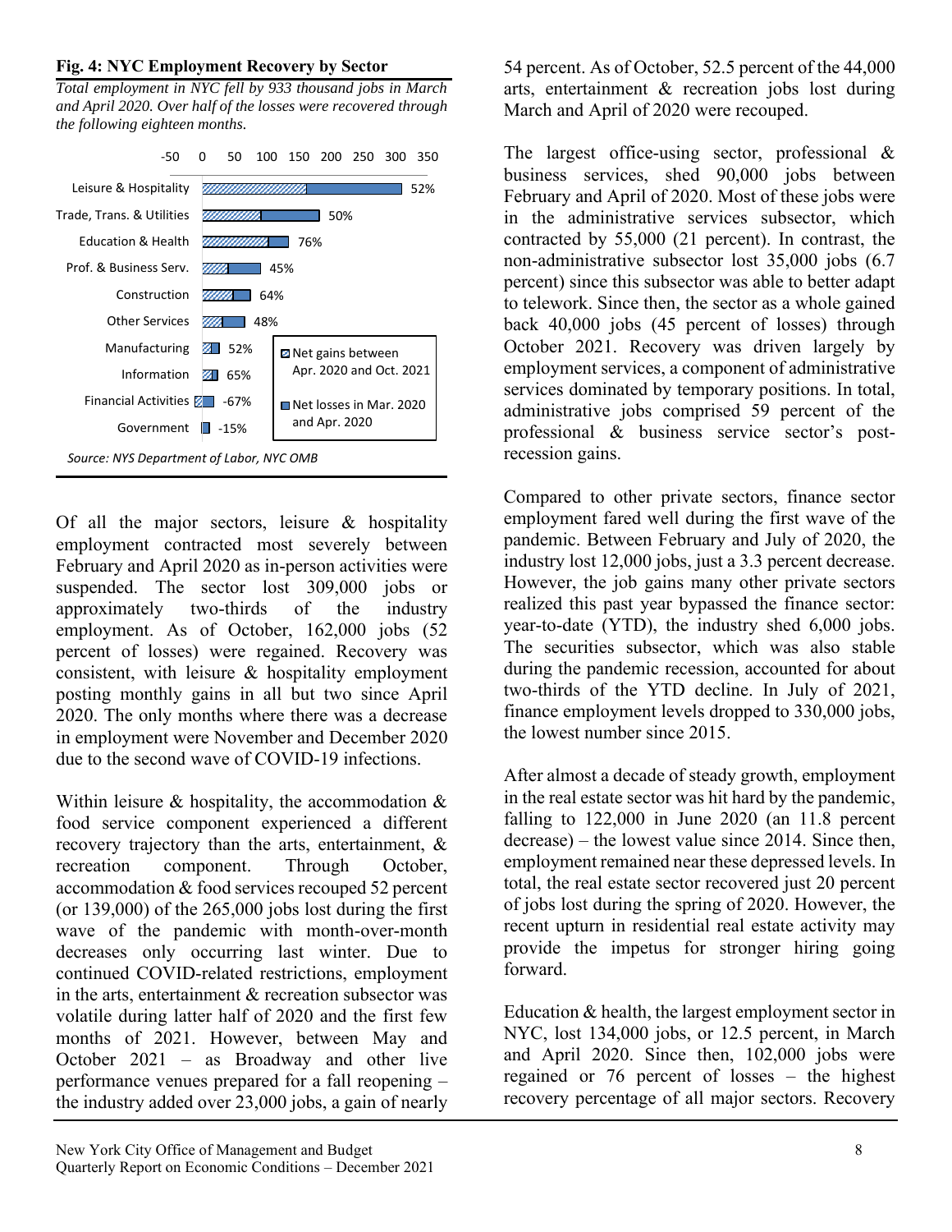**Fig. 4: NYC Employment Recovery by Sector**

*Total employment in NYC fell by 933 thousand jobs in March and April 2020. Over half of the losses were recovered through the following eighteen months.*

| Sector | Recovery (%) |
|---|---|
| Leisure & Hospitality | 52% |
| Trade, Trans. & Utilities | 50% |
| Education & Health | 76% |
| Prof. & Business Serv. | 45% |
| Construction | 64% |
| Other Services | 48% |
| Manufacturing | 52% |
| Information | 65% |
| Financial Activities | -67% |
| Government | -15% |

Legend: Net gains between Apr. 2020 and Oct. 2021; Net losses in Mar. 2020 and Apr. 2020

*Source: NYS Department of Labor, NYC OMB*

Of all the major sectors, leisure & hospitality employment contracted most severely between February and April 2020 as in-person activities were suspended. The sector lost 309,000 jobs or approximately two-thirds of the industry employment. As of October, 162,000 jobs (52 percent of losses) were regained. Recovery was consistent, with leisure & hospitality employment posting monthly gains in all but two since April 2020. The only months where there was a decrease in employment were November and December 2020 due to the second wave of COVID-19 infections.

Within leisure & hospitality, the accommodation & food service component experienced a different recovery trajectory than the arts, entertainment, & recreation component. Through October, accommodation & food services recouped 52 percent (or 139,000) of the 265,000 jobs lost during the first wave of the pandemic with month-over-month decreases only occurring last winter. Due to continued COVID-related restrictions, employment in the arts, entertainment & recreation subsector was volatile during latter half of 2020 and the first few months of 2021. However, between May and October 2021 – as Broadway and other live performance venues prepared for a fall reopening – the industry added over 23,000 jobs, a gain of nearly 54 percent. As of October, 52.5 percent of the 44,000 arts, entertainment & recreation jobs lost during March and April of 2020 were recouped.

The largest office-using sector, professional & business services, shed 90,000 jobs between February and April of 2020. Most of these jobs were in the administrative services subsector, which contracted by 55,000 (21 percent). In contrast, the non-administrative subsector lost 35,000 jobs (6.7 percent) since this subsector was able to better adapt to telework. Since then, the sector as a whole gained back 40,000 jobs (45 percent of losses) through October 2021. Recovery was driven largely by employment services, a component of administrative services dominated by temporary positions. In total, administrative jobs comprised 59 percent of the professional & business service sector's post-recession gains.

Compared to other private sectors, finance sector employment fared well during the first wave of the pandemic. Between February and July of 2020, the industry lost 12,000 jobs, just a 3.3 percent decrease. However, the job gains many other private sectors realized this past year bypassed the finance sector: year-to-date (YTD), the industry shed 6,000 jobs. The securities subsector, which was also stable during the pandemic recession, accounted for about two-thirds of the YTD decline. In July of 2021, finance employment levels dropped to 330,000 jobs, the lowest number since 2015.

After almost a decade of steady growth, employment in the real estate sector was hit hard by the pandemic, falling to 122,000 in June 2020 (an 11.8 percent decrease) – the lowest value since 2014. Since then, employment remained near these depressed levels. In total, the real estate sector recovered just 20 percent of jobs lost during the spring of 2020. However, the recent upturn in residential real estate activity may provide the impetus for stronger hiring going forward.

Education & health, the largest employment sector in NYC, lost 134,000 jobs, or 12.5 percent, in March and April 2020. Since then, 102,000 jobs were regained or 76 percent of losses – the highest recovery percentage of all major sectors. Recovery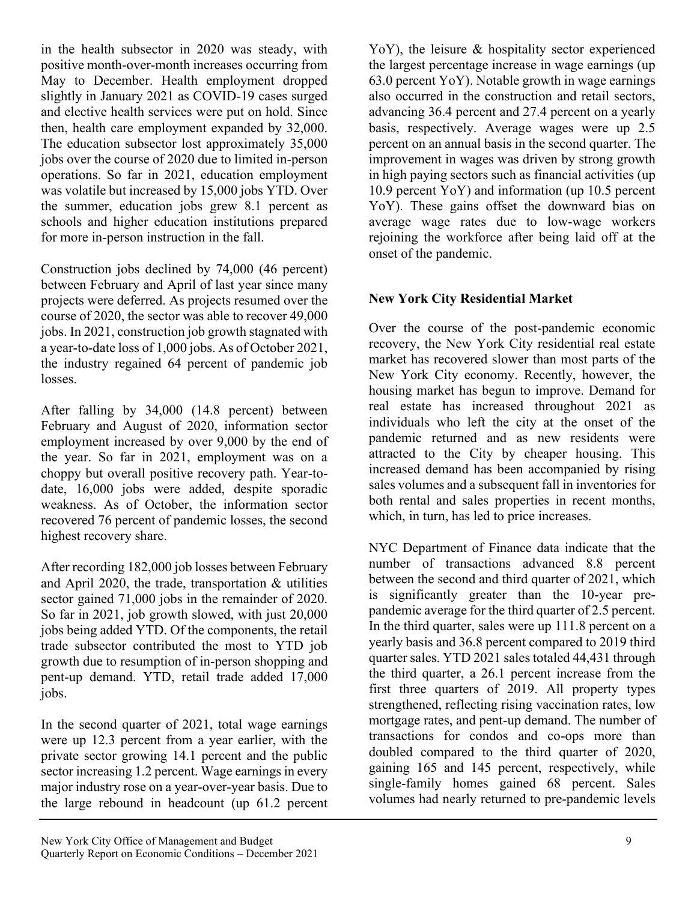in the health subsector in 2020 was steady, with positive month-over-month increases occurring from May to December. Health employment dropped slightly in January 2021 as COVID-19 cases surged and elective health services were put on hold. Since then, health care employment expanded by 32,000. The education subsector lost approximately 35,000 jobs over the course of 2020 due to limited in-person operations. So far in 2021, education employment was volatile but increased by 15,000 jobs YTD. Over the summer, education jobs grew 8.1 percent as schools and higher education institutions prepared for more in-person instruction in the fall.

Construction jobs declined by 74,000 (46 percent) between February and April of last year since many projects were deferred. As projects resumed over the course of 2020, the sector was able to recover 49,000 jobs. In 2021, construction job growth stagnated with a year-to-date loss of 1,000 jobs. As of October 2021, the industry regained 64 percent of pandemic job losses.

After falling by 34,000 (14.8 percent) between February and August of 2020, information sector employment increased by over 9,000 by the end of the year. So far in 2021, employment was on a choppy but overall positive recovery path. Year-to-date, 16,000 jobs were added, despite sporadic weakness. As of October, the information sector recovered 76 percent of pandemic losses, the second highest recovery share.

After recording 182,000 job losses between February and April 2020, the trade, transportation & utilities sector gained 71,000 jobs in the remainder of 2020. So far in 2021, job growth slowed, with just 20,000 jobs being added YTD. Of the components, the retail trade subsector contributed the most to YTD job growth due to resumption of in-person shopping and pent-up demand. YTD, retail trade added 17,000 jobs.

In the second quarter of 2021, total wage earnings were up 12.3 percent from a year earlier, with the private sector growing 14.1 percent and the public sector increasing 1.2 percent. Wage earnings in every major industry rose on a year-over-year basis. Due to the large rebound in headcount (up 61.2 percent YoY), the leisure & hospitality sector experienced the largest percentage increase in wage earnings (up 63.0 percent YoY). Notable growth in wage earnings also occurred in the construction and retail sectors, advancing 36.4 percent and 27.4 percent on a yearly basis, respectively. Average wages were up 2.5 percent on an annual basis in the second quarter. The improvement in wages was driven by strong growth in high paying sectors such as financial activities (up 10.9 percent YoY) and information (up 10.5 percent YoY). These gains offset the downward bias on average wage rates due to low-wage workers rejoining the workforce after being laid off at the onset of the pandemic.

**New York City Residential Market**

Over the course of the post-pandemic economic recovery, the New York City residential real estate market has recovered slower than most parts of the New York City economy. Recently, however, the housing market has begun to improve. Demand for real estate has increased throughout 2021 as individuals who left the city at the onset of the pandemic returned and as new residents were attracted to the City by cheaper housing. This increased demand has been accompanied by rising sales volumes and a subsequent fall in inventories for both rental and sales properties in recent months, which, in turn, has led to price increases.

NYC Department of Finance data indicate that the number of transactions advanced 8.8 percent between the second and third quarter of 2021, which is significantly greater than the 10-year pre-pandemic average for the third quarter of 2.5 percent. In the third quarter, sales were up 111.8 percent on a yearly basis and 36.8 percent compared to 2019 third quarter sales. YTD 2021 sales totaled 44,431 through the third quarter, a 26.1 percent increase from the first three quarters of 2019. All property types strengthened, reflecting rising vaccination rates, low mortgage rates, and pent-up demand. The number of transactions for condos and co-ops more than doubled compared to the third quarter of 2020, gaining 165 and 145 percent, respectively, while single-family homes gained 68 percent. Sales volumes had nearly returned to pre-pandemic levels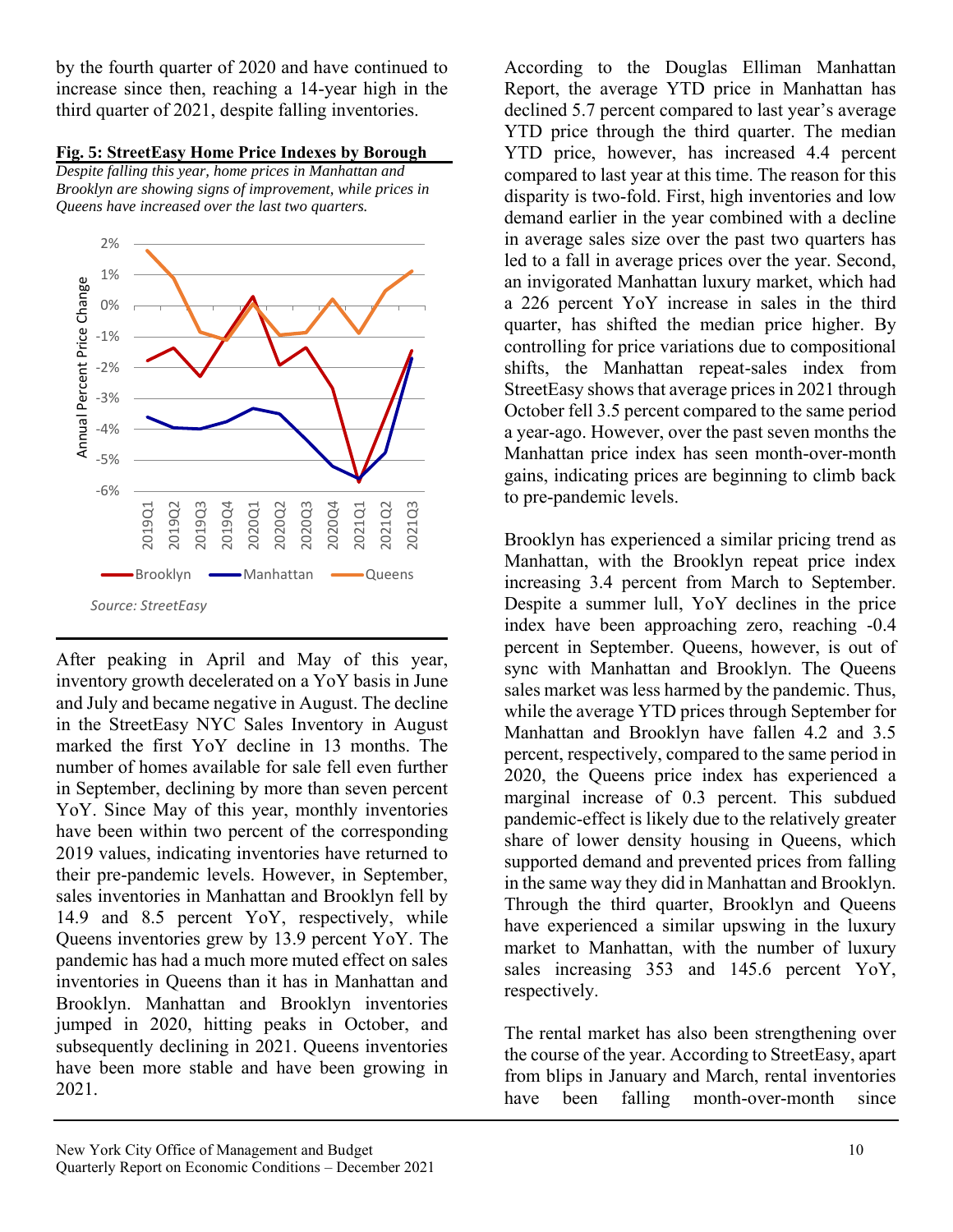by the fourth quarter of 2020 and have continued to increase since then, reaching a 14-year high in the third quarter of 2021, despite falling inventories.

**Fig. 5: StreetEasy Home Price Indexes by Borough**

*Despite falling this year, home prices in Manhattan and Brooklyn are showing signs of improvement, while prices in Queens have increased over the last two quarters.*

*Source: StreetEasy*

After peaking in April and May of this year, inventory growth decelerated on a YoY basis in June and July and became negative in August. The decline in the StreetEasy NYC Sales Inventory in August marked the first YoY decline in 13 months. The number of homes available for sale fell even further in September, declining by more than seven percent YoY. Since May of this year, monthly inventories have been within two percent of the corresponding 2019 values, indicating inventories have returned to their pre-pandemic levels. However, in September, sales inventories in Manhattan and Brooklyn fell by 14.9 and 8.5 percent YoY, respectively, while Queens inventories grew by 13.9 percent YoY. The pandemic has had a much more muted effect on sales inventories in Queens than it has in Manhattan and Brooklyn. Manhattan and Brooklyn inventories jumped in 2020, hitting peaks in October, and subsequently declining in 2021. Queens inventories have been more stable and have been growing in 2021.

According to the Douglas Elliman Manhattan Report, the average YTD price in Manhattan has declined 5.7 percent compared to last year's average YTD price through the third quarter. The median YTD price, however, has increased 4.4 percent compared to last year at this time. The reason for this disparity is two-fold. First, high inventories and low demand earlier in the year combined with a decline in average sales size over the past two quarters has led to a fall in average prices over the year. Second, an invigorated Manhattan luxury market, which had a 226 percent YoY increase in sales in the third quarter, has shifted the median price higher. By controlling for price variations due to compositional shifts, the Manhattan repeat-sales index from StreetEasy shows that average prices in 2021 through October fell 3.5 percent compared to the same period a year-ago. However, over the past seven months the Manhattan price index has seen month-over-month gains, indicating prices are beginning to climb back to pre-pandemic levels.

Brooklyn has experienced a similar pricing trend as Manhattan, with the Brooklyn repeat price index increasing 3.4 percent from March to September. Despite a summer lull, YoY declines in the price index have been approaching zero, reaching -0.4 percent in September. Queens, however, is out of sync with Manhattan and Brooklyn. The Queens sales market was less harmed by the pandemic. Thus, while the average YTD prices through September for Manhattan and Brooklyn have fallen 4.2 and 3.5 percent, respectively, compared to the same period in 2020, the Queens price index has experienced a marginal increase of 0.3 percent. This subdued pandemic-effect is likely due to the relatively greater share of lower density housing in Queens, which supported demand and prevented prices from falling in the same way they did in Manhattan and Brooklyn. Through the third quarter, Brooklyn and Queens have experienced a similar upswing in the luxury market to Manhattan, with the number of luxury sales increasing 353 and 145.6 percent YoY, respectively.

The rental market has also been strengthening over the course of the year. According to StreetEasy, apart from blips in January and March, rental inventories have been falling month-over-month since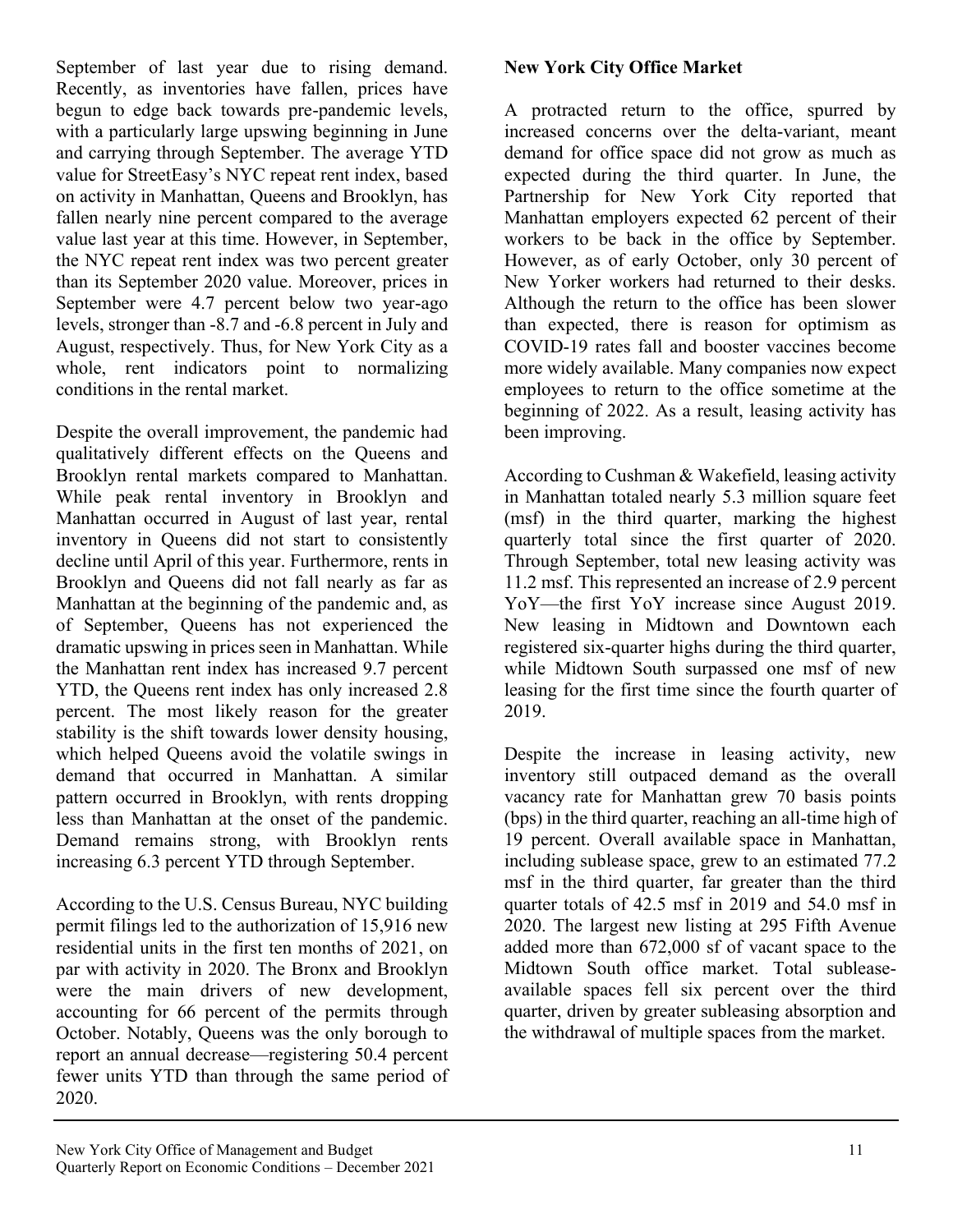September of last year due to rising demand. Recently, as inventories have fallen, prices have begun to edge back towards pre-pandemic levels, with a particularly large upswing beginning in June and carrying through September. The average YTD value for StreetEasy's NYC repeat rent index, based on activity in Manhattan, Queens and Brooklyn, has fallen nearly nine percent compared to the average value last year at this time. However, in September, the NYC repeat rent index was two percent greater than its September 2020 value. Moreover, prices in September were 4.7 percent below two year-ago levels, stronger than -8.7 and -6.8 percent in July and August, respectively. Thus, for New York City as a whole, rent indicators point to normalizing conditions in the rental market.

Despite the overall improvement, the pandemic had qualitatively different effects on the Queens and Brooklyn rental markets compared to Manhattan. While peak rental inventory in Brooklyn and Manhattan occurred in August of last year, rental inventory in Queens did not start to consistently decline until April of this year. Furthermore, rents in Brooklyn and Queens did not fall nearly as far as Manhattan at the beginning of the pandemic and, as of September, Queens has not experienced the dramatic upswing in prices seen in Manhattan. While the Manhattan rent index has increased 9.7 percent YTD, the Queens rent index has only increased 2.8 percent. The most likely reason for the greater stability is the shift towards lower density housing, which helped Queens avoid the volatile swings in demand that occurred in Manhattan. A similar pattern occurred in Brooklyn, with rents dropping less than Manhattan at the onset of the pandemic. Demand remains strong, with Brooklyn rents increasing 6.3 percent YTD through September.

According to the U.S. Census Bureau, NYC building permit filings led to the authorization of 15,916 new residential units in the first ten months of 2021, on par with activity in 2020. The Bronx and Brooklyn were the main drivers of new development, accounting for 66 percent of the permits through October. Notably, Queens was the only borough to report an annual decrease—registering 50.4 percent fewer units YTD than through the same period of 2020.

**New York City Office Market**

A protracted return to the office, spurred by increased concerns over the delta-variant, meant demand for office space did not grow as much as expected during the third quarter. In June, the Partnership for New York City reported that Manhattan employers expected 62 percent of their workers to be back in the office by September. However, as of early October, only 30 percent of New Yorker workers had returned to their desks. Although the return to the office has been slower than expected, there is reason for optimism as COVID-19 rates fall and booster vaccines become more widely available. Many companies now expect employees to return to the office sometime at the beginning of 2022. As a result, leasing activity has been improving.

According to Cushman & Wakefield, leasing activity in Manhattan totaled nearly 5.3 million square feet (msf) in the third quarter, marking the highest quarterly total since the first quarter of 2020. Through September, total new leasing activity was 11.2 msf. This represented an increase of 2.9 percent YoY—the first YoY increase since August 2019. New leasing in Midtown and Downtown each registered six-quarter highs during the third quarter, while Midtown South surpassed one msf of new leasing for the first time since the fourth quarter of 2019.

Despite the increase in leasing activity, new inventory still outpaced demand as the overall vacancy rate for Manhattan grew 70 basis points (bps) in the third quarter, reaching an all-time high of 19 percent. Overall available space in Manhattan, including sublease space, grew to an estimated 77.2 msf in the third quarter, far greater than the third quarter totals of 42.5 msf in 2019 and 54.0 msf in 2020. The largest new listing at 295 Fifth Avenue added more than 672,000 sf of vacant space to the Midtown South office market. Total sublease-available spaces fell six percent over the third quarter, driven by greater subleasing absorption and the withdrawal of multiple spaces from the market.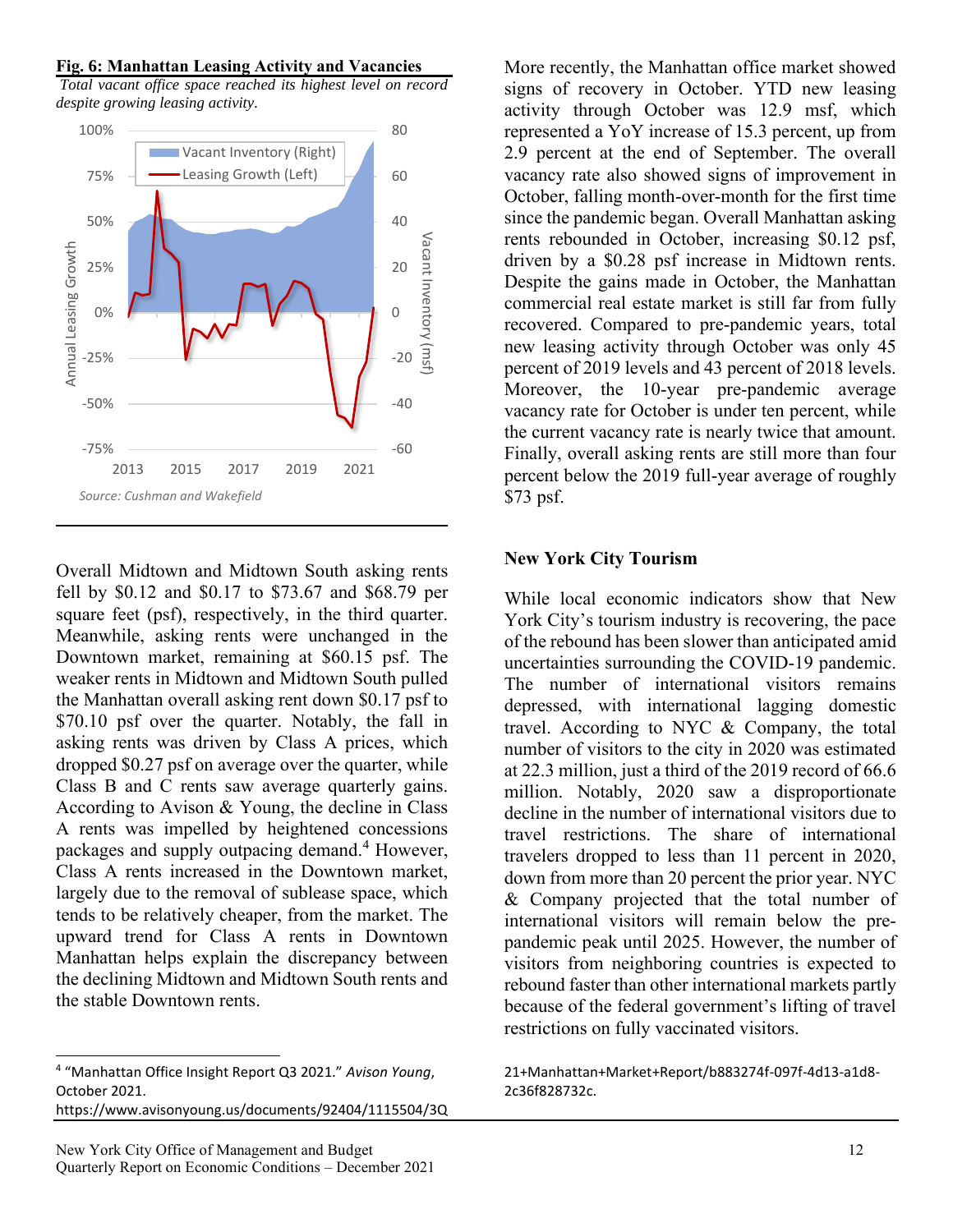**Fig. 6: Manhattan Leasing Activity and Vacancies**

*Total vacant office space reached its highest level on record despite growing leasing activity.*

*Source: Cushman and Wakefield*

Overall Midtown and Midtown South asking rents fell by $0.12 and $0.17 to $73.67 and $68.79 per square feet (psf), respectively, in the third quarter. Meanwhile, asking rents were unchanged in the Downtown market, remaining at $60.15 psf. The weaker rents in Midtown and Midtown South pulled the Manhattan overall asking rent down $0.17 psf to $70.10 psf over the quarter. Notably, the fall in asking rents was driven by Class A prices, which dropped $0.27 psf on average over the quarter, while Class B and C rents saw average quarterly gains. According to Avison & Young, the decline in Class A rents was impelled by heightened concessions packages and supply outpacing demand.[4] However, Class A rents increased in the Downtown market, largely due to the removal of sublease space, which tends to be relatively cheaper, from the market. The upward trend for Class A rents in Downtown Manhattan helps explain the discrepancy between the declining Midtown and Midtown South rents and the stable Downtown rents.

More recently, the Manhattan office market showed signs of recovery in October. YTD new leasing activity through October was 12.9 msf, which represented a YoY increase of 15.3 percent, up from 2.9 percent at the end of September. The overall vacancy rate also showed signs of improvement in October, falling month-over-month for the first time since the pandemic began. Overall Manhattan asking rents rebounded in October, increasing $0.12 psf, driven by a $0.28 psf increase in Midtown rents. Despite the gains made in October, the Manhattan commercial real estate market is still far from fully recovered. Compared to pre-pandemic years, total new leasing activity through October was only 45 percent of 2019 levels and 43 percent of 2018 levels. Moreover, the 10-year pre-pandemic average vacancy rate for October is under ten percent, while the current vacancy rate is nearly twice that amount. Finally, overall asking rents are still more than four percent below the 2019 full-year average of roughly $73 psf.

## New York City Tourism

While local economic indicators show that New York City's tourism industry is recovering, the pace of the rebound has been slower than anticipated amid uncertainties surrounding the COVID-19 pandemic. The number of international visitors remains depressed, with international lagging domestic travel. According to NYC & Company, the total number of visitors to the city in 2020 was estimated at 22.3 million, just a third of the 2019 record of 66.6 million. Notably, 2020 saw a disproportionate decline in the number of international visitors due to travel restrictions. The share of international travelers dropped to less than 11 percent in 2020, down from more than 20 percent the prior year. NYC & Company projected that the total number of international visitors will remain below the pre-pandemic peak until 2025. However, the number of visitors from neighboring countries is expected to rebound faster than other international markets partly because of the federal government's lifting of travel restrictions on fully vaccinated visitors.

[4] "Manhattan Office Insight Report Q3 2021." *Avison Young*, October 2021. https://www.avisonyoung.us/documents/92404/1115504/3Q21+Manhattan+Market+Report/b883274f-097f-4d13-a1d8-2c36f828732c.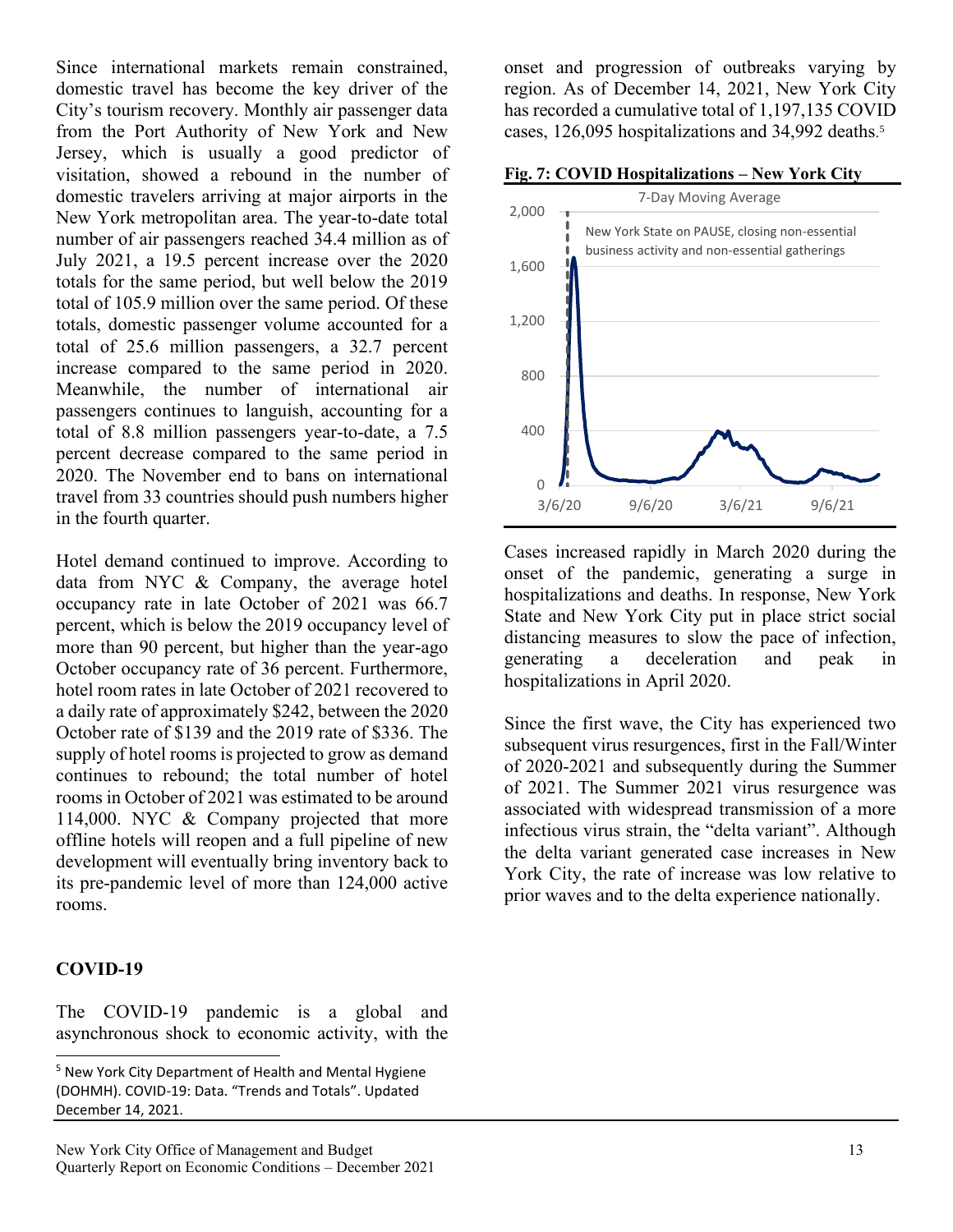Since international markets remain constrained, domestic travel has become the key driver of the City's tourism recovery. Monthly air passenger data from the Port Authority of New York and New Jersey, which is usually a good predictor of visitation, showed a rebound in the number of domestic travelers arriving at major airports in the New York metropolitan area. The year-to-date total number of air passengers reached 34.4 million as of July 2021, a 19.5 percent increase over the 2020 totals for the same period, but well below the 2019 total of 105.9 million over the same period. Of these totals, domestic passenger volume accounted for a total of 25.6 million passengers, a 32.7 percent increase compared to the same period in 2020. Meanwhile, the number of international air passengers continues to languish, accounting for a total of 8.8 million passengers year-to-date, a 7.5 percent decrease compared to the same period in 2020. The November end to bans on international travel from 33 countries should push numbers higher in the fourth quarter.

Hotel demand continued to improve. According to data from NYC & Company, the average hotel occupancy rate in late October of 2021 was 66.7 percent, which is below the 2019 occupancy level of more than 90 percent, but higher than the year-ago October occupancy rate of 36 percent. Furthermore, hotel room rates in late October of 2021 recovered to a daily rate of approximately $242, between the 2020 October rate of $139 and the 2019 rate of $336. The supply of hotel rooms is projected to grow as demand continues to rebound; the total number of hotel rooms in October of 2021 was estimated to be around 114,000. NYC & Company projected that more offline hotels will reopen and a full pipeline of new development will eventually bring inventory back to its pre-pandemic level of more than 124,000 active rooms.

## COVID-19

The COVID-19 pandemic is a global and asynchronous shock to economic activity, with the onset and progression of outbreaks varying by region. As of December 14, 2021, New York City has recorded a cumulative total of 1,197,135 COVID cases, 126,095 hospitalizations and 34,992 deaths.[5]

**Fig. 7: COVID Hospitalizations – New York City**

7-Day Moving Average

New York State on PAUSE, closing non-essential business activity and non-essential gatherings

Cases increased rapidly in March 2020 during the onset of the pandemic, generating a surge in hospitalizations and deaths. In response, New York State and New York City put in place strict social distancing measures to slow the pace of infection, generating a deceleration and peak in hospitalizations in April 2020.

Since the first wave, the City has experienced two subsequent virus resurgences, first in the Fall/Winter of 2020-2021 and subsequently during the Summer of 2021. The Summer 2021 virus resurgence was associated with widespread transmission of a more infectious virus strain, the "delta variant". Although the delta variant generated case increases in New York City, the rate of increase was low relative to prior waves and to the delta experience nationally.

[5] New York City Department of Health and Mental Hygiene (DOHMH). COVID-19: Data. "Trends and Totals". Updated December 14, 2021.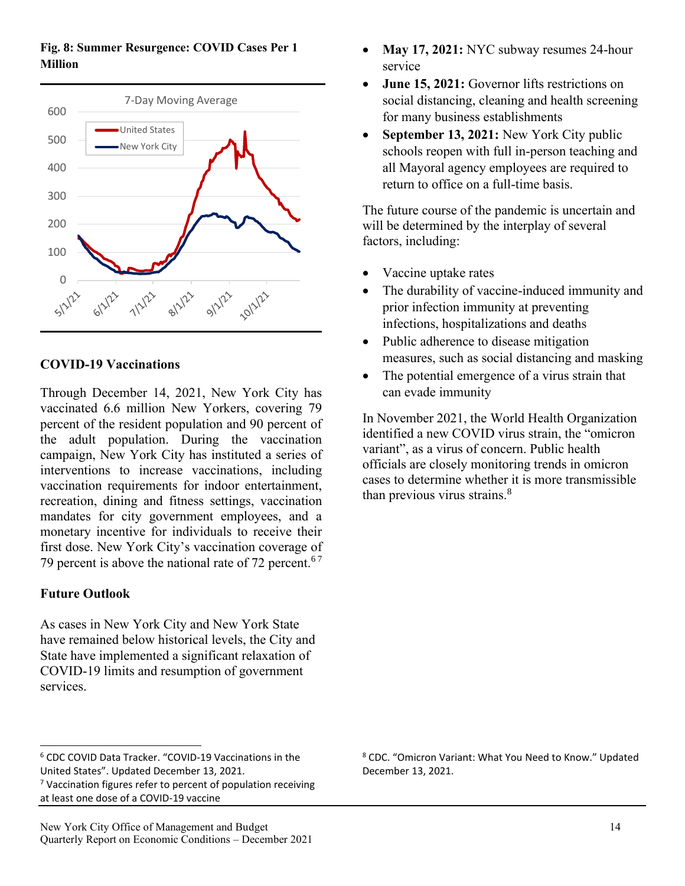**Fig. 8: Summer Resurgence: COVID Cases Per 1 Million**

## COVID-19 Vaccinations

Through December 14, 2021, New York City has vaccinated 6.6 million New Yorkers, covering 79 percent of the resident population and 90 percent of the adult population. During the vaccination campaign, New York City has instituted a series of interventions to increase vaccinations, including vaccination requirements for indoor entertainment, recreation, dining and fitness settings, vaccination mandates for city government employees, and a monetary incentive for individuals to receive their first dose. New York City's vaccination coverage of 79 percent is above the national rate of 72 percent.[6 7]

## Future Outlook

As cases in New York City and New York State have remained below historical levels, the City and State have implemented a significant relaxation of COVID-19 limits and resumption of government services.

- **May 17, 2021:** NYC subway resumes 24-hour service
- **June 15, 2021:** Governor lifts restrictions on social distancing, cleaning and health screening for many business establishments
- **September 13, 2021:** New York City public schools reopen with full in-person teaching and all Mayoral agency employees are required to return to office on a full-time basis.

The future course of the pandemic is uncertain and will be determined by the interplay of several factors, including:

- Vaccine uptake rates
- The durability of vaccine-induced immunity and prior infection immunity at preventing infections, hospitalizations and deaths
- Public adherence to disease mitigation measures, such as social distancing and masking
- The potential emergence of a virus strain that can evade immunity

In November 2021, the World Health Organization identified a new COVID virus strain, the "omicron variant", as a virus of concern. Public health officials are closely monitoring trends in omicron cases to determine whether it is more transmissible than previous virus strains.[8]

---

[6] CDC COVID Data Tracker. "COVID-19 Vaccinations in the United States". Updated December 13, 2021.

[7] Vaccination figures refer to percent of population receiving at least one dose of a COVID-19 vaccine

[8] CDC. "Omicron Variant: What You Need to Know." Updated December 13, 2021.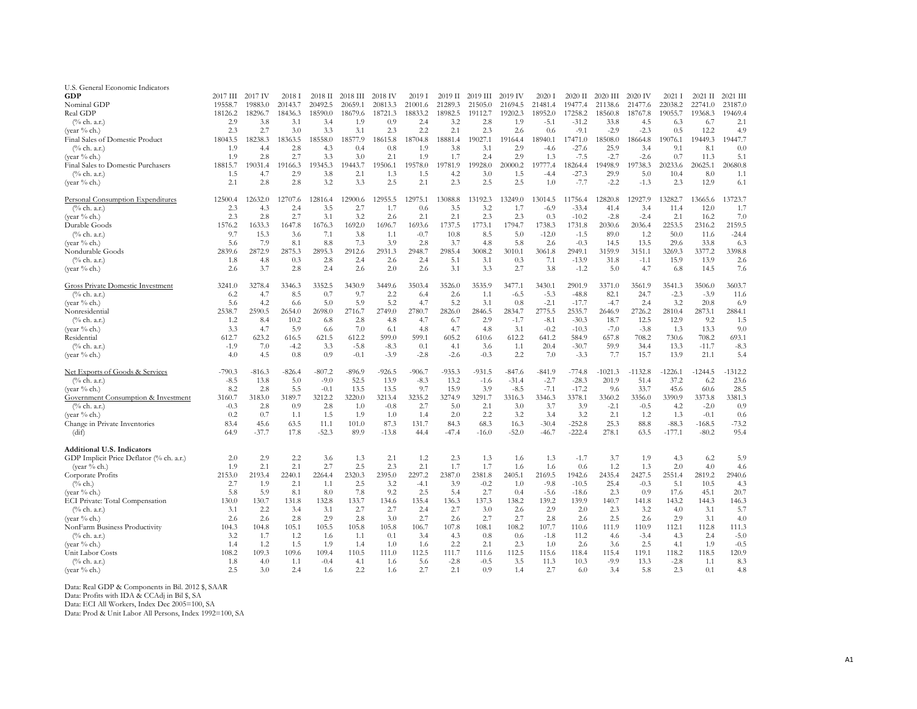U.S. General Economic Indicators

| GDP | 2017 III | 2017 IV | 2018 I | 2018 II | 2018 III | 2018 IV | 2019 I | 2019 II | 2019 III | 2019 IV | 2020 I | 2020 II | 2020 III | 2020 IV | 2021 I | 2021 II | 2021 III |
|---|---|---|---|---|---|---|---|---|---|---|---|---|---|---|---|---|---|
| Nominal GDP | 19558.7 | 19883.0 | 20143.7 | 20492.5 | 20659.1 | 20813.3 | 21001.6 | 21289.3 | 21505.0 | 21694.5 | 21481.4 | 19477.4 | 21138.6 | 21477.6 | 22038.2 | 22741.0 | 23187.0 |
| Real GDP | 18126.2 | 18296.7 | 18436.3 | 18590.0 | 18679.6 | 18721.3 | 18833.2 | 18982.5 | 19112.7 | 19202.3 | 18952.0 | 17258.2 | 18560.8 | 18767.8 | 19055.7 | 19368.3 | 19469.4 |
| (% ch. a.r.) | 2.9 | 3.8 | 3.1 | 3.4 | 1.9 | 0.9 | 2.4 | 3.2 | 2.8 | 1.9 | -5.1 | -31.2 | 33.8 | 4.5 | 6.3 | 6.7 | 2.1 |
| (year % ch.) | 2.3 | 2.7 | 3.0 | 3.3 | 3.1 | 2.3 | 2.2 | 2.1 | 2.3 | 2.6 | 0.6 | -9.1 | -2.9 | -2.3 | 0.5 | 12.2 | 4.9 |
| Final Sales of Domestic Product | 18043.5 | 18238.3 | 18363.5 | 18558.0 | 18577.9 | 18615.8 | 18704.8 | 18881.4 | 19027.1 | 19164.4 | 18940.1 | 17471.0 | 18508.0 | 18664.8 | 19076.1 | 19449.3 | 19447.7 |
| (% ch. a.r.) | 1.9 | 4.4 | 2.8 | 4.3 | 0.4 | 0.8 | 1.9 | 3.8 | 3.1 | 2.9 | -4.6 | -27.6 | 25.9 | 3.4 | 9.1 | 8.1 | 0.0 |
| (year % ch.) | 1.9 | 2.8 | 2.7 | 3.3 | 3.0 | 2.1 | 1.9 | 1.7 | 2.4 | 2.9 | 1.3 | -7.5 | -2.7 | -2.6 | 0.7 | 11.3 | 5.1 |
| Final Sales to Domestic Purchasers | 18815.7 | 19031.4 | 19166.3 | 19345.3 | 19443.7 | 19506.1 | 19578.0 | 19781.9 | 19928.0 | 20000.2 | 19777.4 | 18264.4 | 19498.9 | 19738.3 | 20233.6 | 20625.1 | 20680.8 |
| (% ch. a.r.) | 1.5 | 4.7 | 2.9 | 3.8 | 2.1 | 1.3 | 1.5 | 4.2 | 3.0 | 1.5 | -4.4 | -27.3 | 29.9 | 5.0 | 10.4 | 8.0 | 1.1 |
| (year % ch.) | 2.1 | 2.8 | 2.8 | 3.2 | 3.3 | 2.5 | 2.1 | 2.3 | 2.5 | 2.5 | 1.0 | -7.7 | -2.2 | -1.3 | 2.3 | 12.9 | 6.1 |
| Personal Consumption Expenditures | 12500.4 | 12632.0 | 12707.6 | 12816.4 | 12900.6 | 12955.5 | 12975.1 | 13088.8 | 13192.3 | 13249.0 | 13014.5 | 11756.4 | 12820.8 | 12927.9 | 13282.7 | 13665.6 | 13723.7 |
| (% ch. a.r.) | 2.3 | 4.3 | 2.4 | 3.5 | 2.7 | 1.7 | 0.6 | 3.5 | 3.2 | 1.7 | -6.9 | -33.4 | 41.4 | 3.4 | 11.4 | 12.0 | 1.7 |
| (year % ch.) | 2.3 | 2.8 | 2.7 | 3.1 | 3.2 | 2.6 | 2.1 | 2.1 | 2.3 | 2.3 | 0.3 | -10.2 | -2.8 | -2.4 | 2.1 | 16.2 | 7.0 |
| Durable Goods | 1576.2 | 1633.3 | 1647.8 | 1676.3 | 1692.0 | 1696.7 | 1693.6 | 1737.5 | 1773.1 | 1794.7 | 1738.3 | 1731.8 | 2030.6 | 2036.4 | 2253.5 | 2316.2 | 2159.5 |
| (% ch. a.r.) | 9.7 | 15.3 | 3.6 | 7.1 | 3.8 | 1.1 | -0.7 | 10.8 | 8.5 | 5.0 | -12.0 | -1.5 | 89.0 | 1.2 | 50.0 | 11.6 | -24.4 |
| (year % ch.) | 5.6 | 7.9 | 8.1 | 8.8 | 7.3 | 3.9 | 2.8 | 3.7 | 4.8 | 5.8 | 2.6 | -0.3 | 14.5 | 13.5 | 29.6 | 33.8 | 6.3 |
| Nondurable Goods | 2839.6 | 2872.9 | 2875.3 | 2895.3 | 2912.6 | 2931.3 | 2948.7 | 2985.4 | 3008.2 | 3010.1 | 3061.8 | 2949.1 | 3159.9 | 3151.1 | 3269.3 | 3377.2 | 3398.8 |
| (% ch. a.r.) | 1.8 | 4.8 | 0.3 | 2.8 | 2.4 | 2.6 | 2.4 | 5.1 | 3.1 | 0.3 | 7.1 | -13.9 | 31.8 | -1.1 | 15.9 | 13.9 | 2.6 |
| (year % ch.) | 2.6 | 3.7 | 2.8 | 2.4 | 2.6 | 2.0 | 2.6 | 3.1 | 3.3 | 2.7 | 3.8 | -1.2 | 5.0 | 4.7 | 6.8 | 14.5 | 7.6 |
| Gross Private Domestic Investment | 3241.0 | 3278.4 | 3346.3 | 3352.5 | 3430.9 | 3449.6 | 3503.4 | 3526.0 | 3535.9 | 3477.1 | 3430.1 | 2901.9 | 3371.0 | 3561.9 | 3541.3 | 3506.0 | 3603.7 |
| (% ch. a.r.) | 6.2 | 4.7 | 8.5 | 0.7 | 9.7 | 2.2 | 6.4 | 2.6 | 1.1 | -6.5 | -5.3 | -48.8 | 82.1 | 24.7 | -2.3 | -3.9 | 11.6 |
| (year % ch.) | 5.6 | 4.2 | 6.6 | 5.0 | 5.9 | 5.2 | 4.7 | 5.2 | 3.1 | 0.8 | -2.1 | -17.7 | -4.7 | 2.4 | 3.2 | 20.8 | 6.9 |
| Nonresidential | 2538.7 | 2590.5 | 2654.0 | 2698.0 | 2716.7 | 2749.0 | 2780.7 | 2826.0 | 2846.5 | 2834.7 | 2775.5 | 2535.7 | 2646.9 | 2726.2 | 2810.4 | 2873.1 | 2884.1 |
| (% ch. a.r.) | 1.2 | 8.4 | 10.2 | 6.8 | 2.8 | 4.8 | 4.7 | 6.7 | 2.9 | -1.7 | -8.1 | -30.3 | 18.7 | 12.5 | 12.9 | 9.2 | 1.5 |
| (year % ch.) | 3.3 | 4.7 | 5.9 | 6.6 | 7.0 | 6.1 | 4.8 | 4.7 | 4.8 | 3.1 | -0.2 | -10.3 | -7.0 | -3.8 | 1.3 | 13.3 | 9.0 |
| Residential | 612.7 | 623.2 | 616.5 | 621.5 | 612.2 | 599.0 | 599.1 | 605.2 | 610.6 | 612.2 | 641.2 | 584.9 | 657.8 | 708.2 | 730.6 | 708.2 | 693.1 |
| (% ch. a.r.) | -1.9 | 7.0 | -4.2 | 3.3 | -5.8 | -8.3 | 0.1 | 4.1 | 3.6 | 1.1 | 20.4 | -30.7 | 59.9 | 34.4 | 13.3 | -11.7 | -8.3 |
| (year % ch.) | 4.0 | 4.5 | 0.8 | 0.9 | -0.1 | -3.9 | -2.8 | -2.6 | -0.3 | 2.2 | 7.0 | -3.3 | 7.7 | 15.7 | 13.9 | 21.1 | 5.4 |
| Net Exports of Goods & Services | -790.3 | -816.3 | -826.4 | -807.2 | -896.9 | -926.5 | -906.7 | -935.3 | -931.5 | -847.6 | -841.9 | -774.8 | -1021.3 | -1132.8 | -1226.1 | -1244.5 | -1312.2 |
| (% ch. a.r.) | -8.5 | 13.8 | 5.0 | -9.0 | 52.5 | 13.9 | -8.3 | 13.2 | -1.6 | -31.4 | -2.7 | -28.3 | 201.9 | 51.4 | 37.2 | 6.2 | 23.6 |
| (year % ch.) | 8.2 | 2.8 | 5.5 | -0.1 | 13.5 | 13.5 | 9.7 | 15.9 | 3.9 | -8.5 | -7.1 | -17.2 | 9.6 | 33.7 | 45.6 | 60.6 | 28.5 |
| Government Consumption & Investment | 3160.7 | 3183.0 | 3189.7 | 3212.2 | 3220.0 | 3213.4 | 3235.2 | 3274.9 | 3291.7 | 3316.3 | 3346.3 | 3378.1 | 3360.2 | 3356.0 | 3390.9 | 3373.8 | 3381.3 |
| (% ch. a.r.) | -0.3 | 2.8 | 0.9 | 2.8 | 1.0 | -0.8 | 2.7 | 5.0 | 2.1 | 3.0 | 3.7 | 3.9 | -2.1 | -0.5 | 4.2 | -2.0 | 0.9 |
| (year % ch.) | 0.2 | 0.7 | 1.1 | 1.5 | 1.9 | 1.0 | 1.4 | 2.0 | 2.2 | 3.2 | 3.4 | 3.2 | 2.1 | 1.2 | 1.3 | -0.1 | 0.6 |
| Change in Private Inventories | 83.4 | 45.6 | 63.5 | 11.1 | 101.0 | 87.3 | 131.7 | 84.3 | 68.3 | 16.3 | -30.4 | -252.8 | 25.3 | 88.8 | -88.3 | -168.5 | -73.2 |
| (dif) | 64.9 | -37.7 | 17.8 | -52.3 | 89.9 | -13.8 | 44.4 | -47.4 | -16.0 | -52.0 | -46.7 | -222.4 | 278.1 | 63.5 | -177.1 | -80.2 | 95.4 |
| **Additional U.S. Indicators** | | | | | | | | | | | | | | | | | |
| GDP Implicit Price Deflator (% ch. a.r.) | 2.0 | 2.9 | 2.2 | 3.6 | 1.3 | 2.1 | 1.2 | 2.3 | 1.3 | 1.6 | 1.3 | -1.7 | 3.7 | 1.9 | 4.3 | 6.2 | 5.9 |
| (year % ch.) | 1.9 | 2.1 | 2.1 | 2.7 | 2.5 | 2.3 | 2.1 | 1.7 | 1.7 | 1.6 | 1.6 | 0.6 | 1.2 | 1.3 | 2.0 | 4.0 | 4.6 |
| Corporate Profits | 2153.0 | 2193.4 | 2240.1 | 2264.4 | 2320.3 | 2395.0 | 2297.2 | 2387.0 | 2381.8 | 2405.1 | 2169.5 | 1942.6 | 2435.4 | 2427.5 | 2551.4 | 2819.2 | 2940.6 |
| (% ch.) | 2.7 | 1.9 | 2.1 | 1.1 | 2.5 | 3.2 | -4.1 | 3.9 | -0.2 | 1.0 | -9.8 | -10.5 | 25.4 | -0.3 | 5.1 | 10.5 | 4.3 |
| (year % ch.) | 5.8 | 5.9 | 8.1 | 8.0 | 7.8 | 9.2 | 2.5 | 5.4 | 2.7 | 0.4 | -5.6 | -18.6 | 2.3 | 0.9 | 17.6 | 45.1 | 20.7 |
| ECI Private: Total Compensation | 130.0 | 130.7 | 131.8 | 132.8 | 133.7 | 134.6 | 135.4 | 136.3 | 137.3 | 138.2 | 139.2 | 139.9 | 140.7 | 141.8 | 143.2 | 144.3 | 146.3 |
| (% ch. a.r.) | 3.1 | 2.2 | 3.4 | 3.1 | 2.7 | 2.7 | 2.4 | 2.7 | 3.0 | 2.6 | 2.9 | 2.0 | 2.3 | 3.2 | 4.0 | 3.1 | 5.7 |
| (year % ch.) | 2.6 | 2.6 | 2.8 | 2.9 | 2.8 | 3.0 | 2.7 | 2.6 | 2.7 | 2.7 | 2.8 | 2.6 | 2.5 | 2.6 | 2.9 | 3.1 | 4.0 |
| NonFarm Business Productivity | 104.3 | 104.8 | 105.1 | 105.5 | 105.8 | 105.8 | 106.7 | 107.8 | 108.1 | 108.2 | 107.7 | 110.6 | 111.9 | 110.9 | 112.1 | 112.8 | 111.3 |
| (% ch. a.r.) | 3.2 | 1.7 | 1.2 | 1.6 | 1.1 | 0.1 | 3.4 | 4.3 | 0.8 | 0.6 | -1.8 | 11.2 | 4.6 | -3.4 | 4.3 | 2.4 | -5.0 |
| (year % ch.) | 1.4 | 1.2 | 1.5 | 1.9 | 1.4 | 1.0 | 1.6 | 2.2 | 2.1 | 2.3 | 1.0 | 2.6 | 3.6 | 2.5 | 4.1 | 1.9 | -0.5 |
| Unit Labor Costs | 108.2 | 109.3 | 109.6 | 109.4 | 110.5 | 111.0 | 112.5 | 111.7 | 111.6 | 112.5 | 115.6 | 118.4 | 115.4 | 119.1 | 118.2 | 118.5 | 120.9 |
| (% ch. a.r.) | 1.8 | 4.0 | 1.1 | -0.4 | 4.1 | 1.6 | 5.6 | -2.8 | -0.5 | 3.5 | 11.3 | 10.3 | -9.9 | 13.3 | -2.8 | 1.1 | 8.3 |
| (year % ch.) | 2.5 | 3.0 | 2.4 | 1.6 | 2.2 | 1.6 | 2.7 | 2.1 | 0.9 | 1.4 | 2.7 | 6.0 | 3.4 | 5.8 | 2.3 | 0.1 | 4.8 |

Data: Real GDP & Components in Bil. 2012 $, SAAR
Data: Profits with IDA & CCAdj in Bil $, SA
Data: ECI All Workers, Index Dec 2005=100, SA
Data: Prod & Unit Labor All Persons, Index 1992=100, SA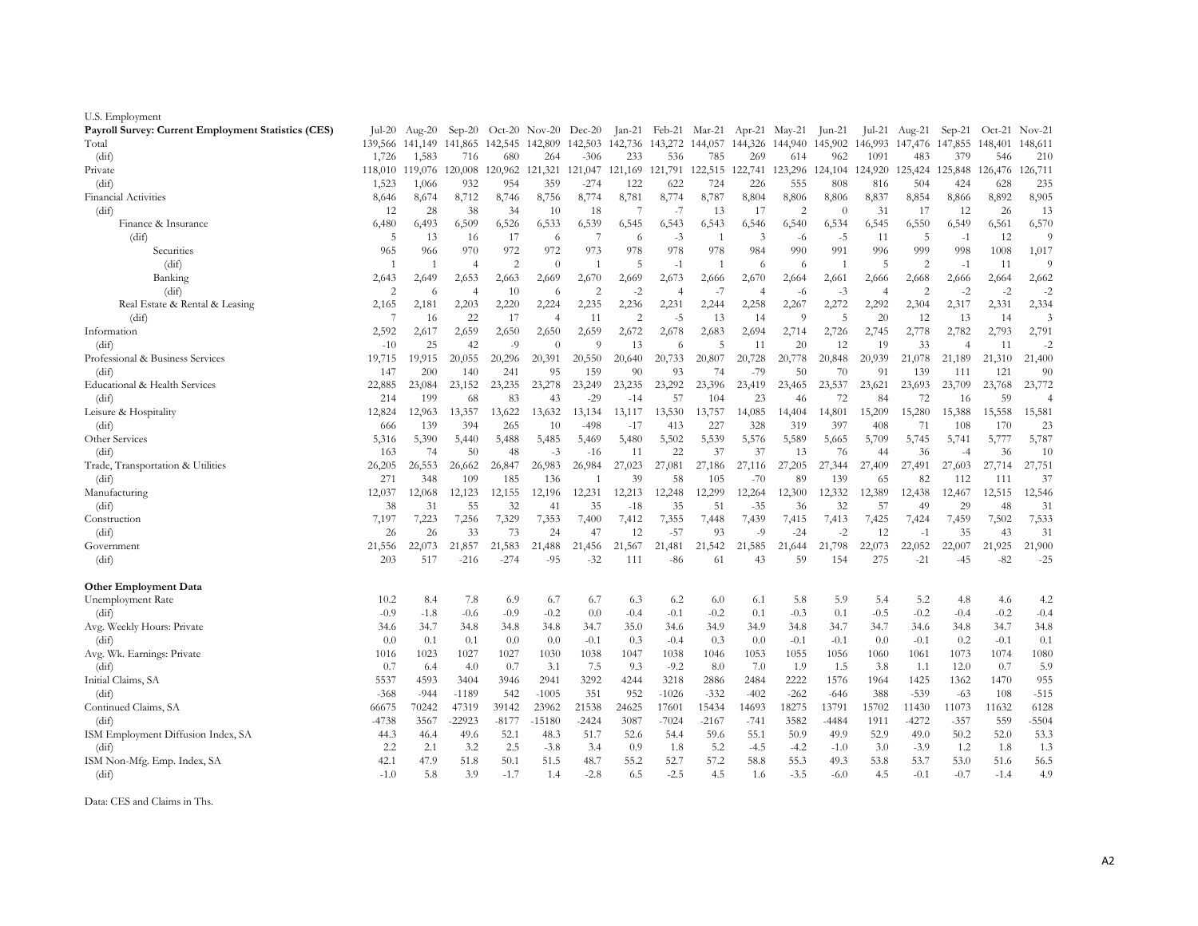U.S. Employment

| Payroll Survey: Current Employment Statistics (CES) | Jul-20 | Aug-20 | Sep-20 | Oct-20 | Nov-20 | Dec-20 | Jan-21 | Feb-21 | Mar-21 | Apr-21 | May-21 | Jun-21 | Jul-21 | Aug-21 | Sep-21 | Oct-21 | Nov-21 |
|---|---|---|---|---|---|---|---|---|---|---|---|---|---|---|---|---|---|
| Total | 139,566 | 141,149 | 141,865 | 142,545 | 142,809 | 142,503 | 142,736 | 143,272 | 144,057 | 144,326 | 144,940 | 145,902 | 146,993 | 147,476 | 147,855 | 148,401 | 148,611 |
| (dif) | 1,726 | 1,583 | 716 | 680 | 264 | -306 | 233 | 536 | 785 | 269 | 614 | 962 | 1091 | 483 | 379 | 546 | 210 |
| Private | 118,010 | 119,076 | 120,008 | 120,962 | 121,321 | 121,047 | 121,169 | 121,791 | 122,515 | 122,741 | 123,296 | 124,104 | 124,920 | 125,424 | 125,848 | 126,476 | 126,711 |
| (dif) | 1,523 | 1,066 | 932 | 954 | 359 | -274 | 122 | 622 | 724 | 226 | 555 | 808 | 816 | 504 | 424 | 628 | 235 |
| Financial Activities | 8,646 | 8,674 | 8,712 | 8,746 | 8,756 | 8,774 | 8,781 | 8,774 | 8,787 | 8,804 | 8,806 | 8,806 | 8,837 | 8,854 | 8,866 | 8,892 | 8,905 |
| (dif) | 12 | 28 | 38 | 34 | 10 | 18 | 7 | -7 | 13 | 17 | 2 | 0 | 31 | 17 | 12 | 26 | 13 |
| Finance & Insurance | 6,480 | 6,493 | 6,509 | 6,526 | 6,533 | 6,539 | 6,545 | 6,543 | 6,543 | 6,546 | 6,540 | 6,534 | 6,545 | 6,550 | 6,549 | 6,561 | 6,570 |
| (dif) | 5 | 13 | 16 | 17 | 6 | 7 | 6 | -3 | 1 | 3 | -6 | -5 | 11 | 5 | -1 | 12 | 9 |
| Securities | 965 | 966 | 970 | 972 | 972 | 973 | 978 | 978 | 978 | 984 | 990 | 991 | 996 | 999 | 998 | 1008 | 1,017 |
| (dif) | 1 | 1 | 4 | 2 | 0 | 1 | 5 | -1 | 1 | 6 | 6 | 1 | 5 | 2 | -1 | 11 | 9 |
| Banking | 2,643 | 2,649 | 2,653 | 2,663 | 2,669 | 2,670 | 2,669 | 2,673 | 2,666 | 2,670 | 2,664 | 2,661 | 2,666 | 2,668 | 2,666 | 2,664 | 2,662 |
| (dif) | 2 | 6 | 4 | 10 | 6 | 2 | -2 | 4 | -7 | 4 | -6 | -3 | 4 | 2 | -2 | -2 | -2 |
| Real Estate & Rental & Leasing | 2,165 | 2,181 | 2,203 | 2,220 | 2,224 | 2,235 | 2,236 | 2,231 | 2,244 | 2,258 | 2,267 | 2,272 | 2,292 | 2,304 | 2,317 | 2,331 | 2,334 |
| (dif) | 7 | 16 | 22 | 17 | 4 | 11 | 2 | -5 | 13 | 14 | 9 | 5 | 20 | 12 | 13 | 14 | 3 |
| Information | 2,592 | 2,617 | 2,659 | 2,650 | 2,650 | 2,659 | 2,672 | 2,678 | 2,683 | 2,694 | 2,714 | 2,726 | 2,745 | 2,778 | 2,782 | 2,793 | 2,791 |
| (dif) | -10 | 25 | 42 | -9 | 0 | 9 | 13 | 6 | 5 | 11 | 20 | 12 | 19 | 33 | 4 | 11 | -2 |
| Professional & Business Services | 19,715 | 19,915 | 20,055 | 20,296 | 20,391 | 20,550 | 20,640 | 20,733 | 20,807 | 20,728 | 20,778 | 20,848 | 20,939 | 21,078 | 21,189 | 21,310 | 21,400 |
| (dif) | 147 | 200 | 140 | 241 | 95 | 159 | 90 | 93 | 74 | -79 | 50 | 70 | 91 | 139 | 111 | 121 | 90 |
| Educational & Health Services | 22,885 | 23,084 | 23,152 | 23,235 | 23,278 | 23,249 | 23,235 | 23,292 | 23,396 | 23,419 | 23,465 | 23,537 | 23,621 | 23,693 | 23,709 | 23,768 | 23,772 |
| (dif) | 214 | 199 | 68 | 83 | 43 | -29 | -14 | 57 | 104 | 23 | 46 | 72 | 84 | 72 | 16 | 59 | 4 |
| Leisure & Hospitality | 12,824 | 12,963 | 13,357 | 13,622 | 13,632 | 13,134 | 13,117 | 13,530 | 13,757 | 14,085 | 14,404 | 14,801 | 15,209 | 15,280 | 15,388 | 15,558 | 15,581 |
| (dif) | 666 | 139 | 394 | 265 | 10 | -498 | -17 | 413 | 227 | 328 | 319 | 397 | 408 | 71 | 108 | 170 | 23 |
| Other Services | 5,316 | 5,390 | 5,440 | 5,488 | 5,485 | 5,469 | 5,480 | 5,502 | 5,539 | 5,576 | 5,589 | 5,665 | 5,709 | 5,745 | 5,741 | 5,777 | 5,787 |
| (dif) | 163 | 74 | 50 | 48 | -3 | -16 | 11 | 22 | 37 | 37 | 13 | 76 | 44 | 36 | -4 | 36 | 10 |
| Trade, Transportation & Utilities | 26,205 | 26,553 | 26,662 | 26,847 | 26,983 | 26,984 | 27,023 | 27,081 | 27,186 | 27,116 | 27,205 | 27,344 | 27,409 | 27,491 | 27,603 | 27,714 | 27,751 |
| (dif) | 271 | 348 | 109 | 185 | 136 | 1 | 39 | 58 | 105 | -70 | 89 | 139 | 65 | 82 | 112 | 111 | 37 |
| Manufacturing | 12,037 | 12,068 | 12,123 | 12,155 | 12,196 | 12,231 | 12,213 | 12,248 | 12,299 | 12,264 | 12,300 | 12,332 | 12,389 | 12,438 | 12,467 | 12,515 | 12,546 |
| (dif) | 38 | 31 | 55 | 32 | 41 | 35 | -18 | 35 | 51 | -35 | 36 | 32 | 57 | 49 | 29 | 48 | 31 |
| Construction | 7,197 | 7,223 | 7,256 | 7,329 | 7,353 | 7,400 | 7,412 | 7,355 | 7,448 | 7,439 | 7,415 | 7,413 | 7,425 | 7,424 | 7,459 | 7,502 | 7,533 |
| (dif) | 26 | 26 | 33 | 73 | 24 | 47 | 12 | -57 | 93 | -9 | -24 | -2 | 12 | -1 | 35 | 43 | 31 |
| Government | 21,556 | 22,073 | 21,857 | 21,583 | 21,488 | 21,456 | 21,567 | 21,481 | 21,542 | 21,585 | 21,644 | 21,798 | 22,073 | 22,052 | 22,007 | 21,925 | 21,900 |
| (dif) | 203 | 517 | -216 | -274 | -95 | -32 | 111 | -86 | 61 | 43 | 59 | 154 | 275 | -21 | -45 | -82 | -25 |
| **Other Employment Data** | | | | | | | | | | | | | | | | | |
| Unemployment Rate | 10.2 | 8.4 | 7.8 | 6.9 | 6.7 | 6.7 | 6.3 | 6.2 | 6.0 | 6.1 | 5.8 | 5.9 | 5.4 | 5.2 | 4.8 | 4.6 | 4.2 |
| (dif) | -0.9 | -1.8 | -0.6 | -0.9 | -0.2 | 0.0 | -0.4 | -0.1 | -0.2 | 0.1 | -0.3 | 0.1 | -0.5 | -0.2 | -0.4 | -0.2 | -0.4 |
| Avg. Weekly Hours: Private | 34.6 | 34.7 | 34.8 | 34.8 | 34.8 | 34.7 | 35.0 | 34.6 | 34.9 | 34.9 | 34.8 | 34.7 | 34.7 | 34.6 | 34.8 | 34.7 | 34.8 |
| (dif) | 0.0 | 0.1 | 0.1 | 0.0 | 0.0 | -0.1 | 0.3 | -0.4 | 0.3 | 0.0 | -0.1 | -0.1 | 0.0 | -0.1 | 0.2 | -0.1 | 0.1 |
| Avg. Wk. Earnings: Private | 1016 | 1023 | 1027 | 1027 | 1030 | 1038 | 1047 | 1038 | 1046 | 1053 | 1055 | 1056 | 1060 | 1061 | 1073 | 1074 | 1080 |
| (dif) | 0.7 | 6.4 | 4.0 | 0.7 | 3.1 | 7.5 | 9.3 | -9.2 | 8.0 | 7.0 | 1.9 | 1.5 | 3.8 | 1.1 | 12.0 | 0.7 | 5.9 |
| Initial Claims, SA | 5537 | 4593 | 3404 | 3946 | 2941 | 3292 | 4244 | 3218 | 2886 | 2484 | 2222 | 1576 | 1964 | 1425 | 1362 | 1470 | 955 |
| (dif) | -368 | -944 | -1189 | 542 | -1005 | 351 | 952 | -1026 | -332 | -402 | -262 | -646 | 388 | -539 | -63 | 108 | -515 |
| Continued Claims, SA | 66675 | 70242 | 47319 | 39142 | 23962 | 21538 | 24625 | 17601 | 15434 | 14693 | 18275 | 13791 | 15702 | 11430 | 11073 | 11632 | 6128 |
| (dif) | -4738 | 3567 | -22923 | -8177 | -15180 | -2424 | 3087 | -7024 | -2167 | -741 | 3582 | -4484 | 1911 | -4272 | -357 | 559 | -5504 |
| ISM Employment Diffusion Index, SA | 44.3 | 46.4 | 49.6 | 52.1 | 48.3 | 51.7 | 52.6 | 54.4 | 59.6 | 55.1 | 50.9 | 49.9 | 52.9 | 49.0 | 50.2 | 52.0 | 53.3 |
| (dif) | 2.2 | 2.1 | 3.2 | 2.5 | -3.8 | 3.4 | 0.9 | 1.8 | 5.2 | -4.5 | -4.2 | -1.0 | 3.0 | -3.9 | 1.2 | 1.8 | 1.3 |
| ISM Non-Mfg. Emp. Index, SA | 42.1 | 47.9 | 51.8 | 50.1 | 51.5 | 48.7 | 55.2 | 52.7 | 57.2 | 58.8 | 55.3 | 49.3 | 53.8 | 53.7 | 53.0 | 51.6 | 56.5 |
| (dif) | -1.0 | 5.8 | 3.9 | -1.7 | 1.4 | -2.8 | 6.5 | -2.5 | 4.5 | 1.6 | -3.5 | -6.0 | 4.5 | -0.1 | -0.7 | -1.4 | 4.9 |

Data: CES and Claims in Ths.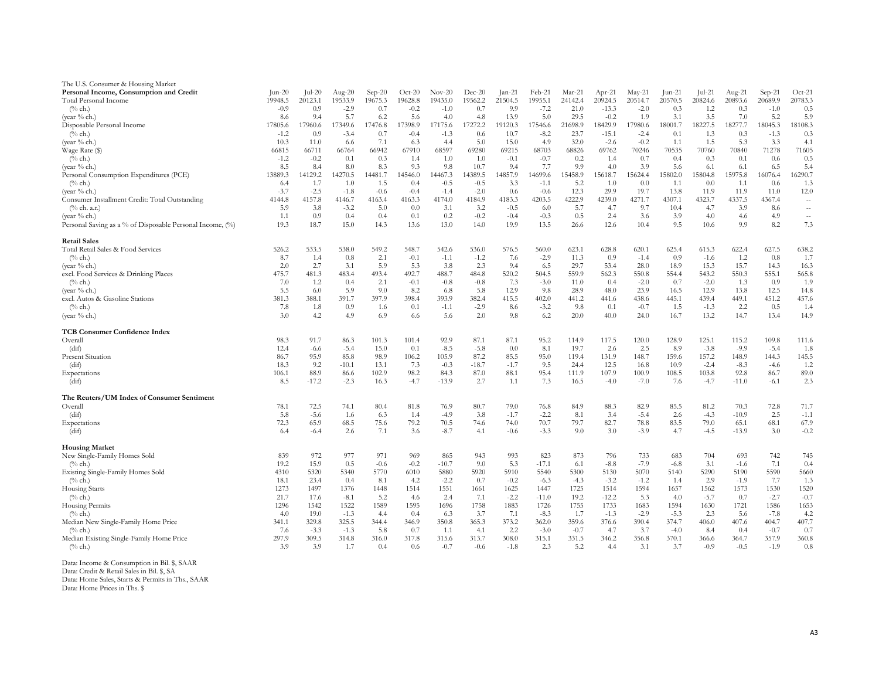The U.S. Consumer & Housing Market

| **Personal Income, Consumption and Credit** | Jun-20 | Jul-20 | Aug-20 | Sep-20 | Oct-20 | Nov-20 | Dec-20 | Jan-21 | Feb-21 | Mar-21 | Apr-21 | May-21 | Jun-21 | Jul-21 | Aug-21 | Sep-21 | Oct-21 |
|---|---|---|---|---|---|---|---|---|---|---|---|---|---|---|---|---|---|
| Total Personal Income | 19948.5 | 20123.1 | 19533.9 | 19675.3 | 19628.8 | 19435.0 | 19562.2 | 21504.5 | 19955.1 | 24142.4 | 20924.5 | 20514.7 | 20570.5 | 20824.6 | 20893.6 | 20689.9 | 20783.3 |
| (% ch.) | -0.9 | 0.9 | -2.9 | 0.7 | -0.2 | -1.0 | 0.7 | 9.9 | -7.2 | 21.0 | -13.3 | -2.0 | 0.3 | 1.2 | 0.3 | -1.0 | 0.5 |
| (year % ch.) | 8.6 | 9.4 | 5.7 | 6.2 | 5.6 | 4.0 | 4.8 | 13.9 | 5.0 | 29.5 | -0.2 | 1.9 | 3.1 | 3.5 | 7.0 | 5.2 | 5.9 |
| Disposable Personal Income | 17805.6 | 17960.6 | 17349.6 | 17476.8 | 17398.9 | 17175.6 | 17272.2 | 19120.3 | 17546.6 | 21698.9 | 18429.9 | 17980.6 | 18001.7 | 18227.5 | 18277.7 | 18045.3 | 18108.3 |
| (% ch.) | -1.2 | 0.9 | -3.4 | 0.7 | -0.4 | -1.3 | 0.6 | 10.7 | -8.2 | 23.7 | -15.1 | -2.4 | 0.1 | 1.3 | 0.3 | -1.3 | 0.3 |
| (year % ch.) | 10.3 | 11.0 | 6.6 | 7.1 | 6.3 | 4.4 | 5.0 | 15.0 | 4.9 | 32.0 | -2.6 | -0.2 | 1.1 | 1.5 | 5.3 | 3.3 | 4.1 |
| Wage Rate ($) | 66815 | 66711 | 66764 | 66942 | 67910 | 68597 | 69280 | 69215 | 68703 | 68826 | 69762 | 70246 | 70535 | 70760 | 70840 | 71278 | 71605 |
| (% ch.) | -1.2 | -0.2 | 0.1 | 0.3 | 1.4 | 1.0 | 1.0 | -0.1 | -0.7 | 0.2 | 1.4 | 0.7 | 0.4 | 0.3 | 0.1 | 0.6 | 0.5 |
| (year % ch.) | 8.5 | 8.4 | 8.0 | 8.3 | 9.3 | 9.8 | 10.7 | 9.4 | 7.7 | 9.9 | 4.0 | 3.9 | 5.6 | 6.1 | 6.1 | 6.5 | 5.4 |
| Personal Consumption Expenditures (PCE) | 13889.3 | 14129.2 | 14270.5 | 14481.7 | 14546.0 | 14467.3 | 14389.5 | 14857.9 | 14699.6 | 15458.9 | 15618.7 | 15624.4 | 15802.0 | 15804.8 | 15975.8 | 16076.4 | 16290.7 |
| (% ch.) | 6.4 | 1.7 | 1.0 | 1.5 | 0.4 | -0.5 | -0.5 | 3.3 | -1.1 | 5.2 | 1.0 | 0.0 | 1.1 | 0.0 | 1.1 | 0.6 | 1.3 |
| (year % ch.) | -3.7 | -2.5 | -1.8 | -0.6 | -0.4 | -1.4 | -2.0 | 0.6 | -0.6 | 12.3 | 29.9 | 19.7 | 13.8 | 11.9 | 11.9 | 11.0 | 12.0 |
| Consumer Installment Credit: Total Outstanding | 4144.8 | 4157.8 | 4146.7 | 4163.4 | 4163.3 | 4174.0 | 4184.9 | 4183.3 | 4203.5 | 4222.9 | 4239.0 | 4271.7 | 4307.1 | 4323.7 | 4337.5 | 4367.4 | -- |
| (% ch. a.r.) | 5.9 | 3.8 | -3.2 | 5.0 | 0.0 | 3.1 | 3.2 | -0.5 | 6.0 | 5.7 | 4.7 | 9.7 | 10.4 | 4.7 | 3.9 | 8.6 | -- |
| (year % ch.) | 1.1 | 0.9 | 0.4 | 0.4 | 0.1 | 0.2 | -0.2 | -0.4 | -0.3 | 0.5 | 2.4 | 3.6 | 3.9 | 4.0 | 4.6 | 4.9 | -- |
| Personal Saving as a % of Disposable Personal Income, (%) | 19.3 | 18.7 | 15.0 | 14.3 | 13.6 | 13.0 | 14.0 | 19.9 | 13.5 | 26.6 | 12.6 | 10.4 | 9.5 | 10.6 | 9.9 | 8.2 | 7.3 |
| **Retail Sales** | | | | | | | | | | | | | | | | | |
| Total Retail Sales & Food Services | 526.2 | 533.5 | 538.0 | 549.2 | 548.7 | 542.6 | 536.0 | 576.5 | 560.0 | 623.1 | 628.8 | 620.1 | 625.4 | 615.3 | 622.4 | 627.5 | 638.2 |
| (% ch.) | 8.7 | 1.4 | 0.8 | 2.1 | -0.1 | -1.1 | -1.2 | 7.6 | -2.9 | 11.3 | 0.9 | -1.4 | 0.9 | -1.6 | 1.2 | 0.8 | 1.7 |
| (year % ch.) | 2.0 | 2.7 | 3.1 | 5.9 | 5.3 | 3.8 | 2.3 | 9.4 | 6.5 | 29.7 | 53.4 | 28.0 | 18.9 | 15.3 | 15.7 | 14.3 | 16.3 |
| excl. Food Services & Drinking Places | 475.7 | 481.3 | 483.4 | 493.4 | 492.7 | 488.7 | 484.8 | 520.2 | 504.5 | 559.9 | 562.3 | 550.8 | 554.4 | 543.2 | 550.3 | 555.1 | 565.8 |
| (% ch.) | 7.0 | 1.2 | 0.4 | 2.1 | -0.1 | -0.8 | -0.8 | 7.3 | -3.0 | 11.0 | 0.4 | -2.0 | 0.7 | -2.0 | 1.3 | 0.9 | 1.9 |
| (year % ch.) | 5.5 | 6.0 | 5.9 | 9.0 | 8.2 | 6.8 | 5.8 | 12.9 | 9.8 | 28.9 | 48.0 | 23.9 | 16.5 | 12.9 | 13.8 | 12.5 | 14.8 |
| excl. Autos & Gasoline Stations | 381.3 | 388.1 | 391.7 | 397.9 | 398.4 | 393.9 | 382.4 | 415.5 | 402.0 | 441.2 | 441.6 | 438.6 | 445.1 | 439.4 | 449.1 | 451.2 | 457.6 |
| (% ch.) | 7.8 | 1.8 | 0.9 | 1.6 | 0.1 | -1.1 | -2.9 | 8.6 | -3.2 | 9.8 | 0.1 | -0.7 | 1.5 | -1.3 | 2.2 | 0.5 | 1.4 |
| (year % ch.) | 3.0 | 4.2 | 4.9 | 6.9 | 6.6 | 5.6 | 2.0 | 9.8 | 6.2 | 20.0 | 40.0 | 24.0 | 16.7 | 13.2 | 14.7 | 13.4 | 14.9 |
| **TCB Consumer Confidence Index** | | | | | | | | | | | | | | | | | |
| Overall | 98.3 | 91.7 | 86.3 | 101.3 | 101.4 | 92.9 | 87.1 | 87.1 | 95.2 | 114.9 | 117.5 | 120.0 | 128.9 | 125.1 | 115.2 | 109.8 | 111.6 |
| (dif) | 12.4 | -6.6 | -5.4 | 15.0 | 0.1 | -8.5 | -5.8 | 0.0 | 8.1 | 19.7 | 2.6 | 2.5 | 8.9 | -3.8 | -9.9 | -5.4 | 1.8 |
| Present Situation | 86.7 | 95.9 | 85.8 | 98.9 | 106.2 | 105.9 | 87.2 | 85.5 | 95.0 | 119.4 | 131.9 | 148.7 | 159.6 | 157.2 | 148.9 | 144.3 | 145.5 |
| (dif) | 18.3 | 9.2 | -10.1 | 13.1 | 7.3 | -0.3 | -18.7 | -1.7 | 9.5 | 24.4 | 12.5 | 16.8 | 10.9 | -2.4 | -8.3 | -4.6 | 1.2 |
| Expectations | 106.1 | 88.9 | 86.6 | 102.9 | 98.2 | 84.3 | 87.0 | 88.1 | 95.4 | 111.9 | 107.9 | 100.9 | 108.5 | 103.8 | 92.8 | 86.7 | 89.0 |
| (dif) | 8.5 | -17.2 | -2.3 | 16.3 | -4.7 | -13.9 | 2.7 | 1.1 | 7.3 | 16.5 | -4.0 | -7.0 | 7.6 | -4.7 | -11.0 | -6.1 | 2.3 |
| **The Reuters/UM Index of Consumer Sentiment** | | | | | | | | | | | | | | | | | |
| Overall | 78.1 | 72.5 | 74.1 | 80.4 | 81.8 | 76.9 | 80.7 | 79.0 | 76.8 | 84.9 | 88.3 | 82.9 | 85.5 | 81.2 | 70.3 | 72.8 | 71.7 |
| (dif) | 5.8 | -5.6 | 1.6 | 6.3 | 1.4 | -4.9 | 3.8 | -1.7 | -2.2 | 8.1 | 3.4 | -5.4 | 2.6 | -4.3 | -10.9 | 2.5 | -1.1 |
| Expectations | 72.3 | 65.9 | 68.5 | 75.6 | 79.2 | 70.5 | 74.6 | 74.0 | 70.7 | 79.7 | 82.7 | 78.8 | 83.5 | 79.0 | 65.1 | 68.1 | 67.9 |
| (dif) | 6.4 | -6.4 | 2.6 | 7.1 | 3.6 | -8.7 | 4.1 | -0.6 | -3.3 | 9.0 | 3.0 | -3.9 | 4.7 | -4.5 | -13.9 | 3.0 | -0.2 |
| **Housing Market** | | | | | | | | | | | | | | | | | |
| New Single-Family Homes Sold | 839 | 972 | 977 | 971 | 969 | 865 | 943 | 993 | 823 | 873 | 796 | 733 | 683 | 704 | 693 | 742 | 745 |
| (% ch.) | 19.2 | 15.9 | 0.5 | -0.6 | -0.2 | -10.7 | 9.0 | 5.3 | -17.1 | 6.1 | -8.8 | -7.9 | -6.8 | 3.1 | -1.6 | 7.1 | 0.4 |
| Existing Single-Family Homes Sold | 4310 | 5320 | 5340 | 5770 | 6010 | 5880 | 5920 | 5910 | 5540 | 5300 | 5130 | 5070 | 5140 | 5290 | 5190 | 5590 | 5660 |
| (% ch.) | 18.1 | 23.4 | 0.4 | 8.1 | 4.2 | -2.2 | 0.7 | -0.2 | -6.3 | -4.3 | -3.2 | -1.2 | 1.4 | 2.9 | -1.9 | 7.7 | 1.3 |
| Housing Starts | 1273 | 1497 | 1376 | 1448 | 1514 | 1551 | 1661 | 1625 | 1447 | 1725 | 1514 | 1594 | 1657 | 1562 | 1573 | 1530 | 1520 |
| (% ch.) | 21.7 | 17.6 | -8.1 | 5.2 | 4.6 | 2.4 | 7.1 | -2.2 | -11.0 | 19.2 | -12.2 | 5.3 | 4.0 | -5.7 | 0.7 | -2.7 | -0.7 |
| Housing Permits | 1296 | 1542 | 1522 | 1589 | 1595 | 1696 | 1758 | 1883 | 1726 | 1755 | 1733 | 1683 | 1594 | 1630 | 1721 | 1586 | 1653 |
| (% ch.) | 4.0 | 19.0 | -1.3 | 4.4 | 0.4 | 6.3 | 3.7 | 7.1 | -8.3 | 1.7 | -1.3 | -2.9 | -5.3 | 2.3 | 5.6 | -7.8 | 4.2 |
| Median New Single-Family Home Price | 341.1 | 329.8 | 325.5 | 344.4 | 346.9 | 350.8 | 365.3 | 373.2 | 362.0 | 359.6 | 376.6 | 390.4 | 374.7 | 406.0 | 407.6 | 404.7 | 407.7 |
| (% ch.) | 7.6 | -3.3 | -1.3 | 5.8 | 0.7 | 1.1 | 4.1 | 2.2 | -3.0 | -0.7 | 4.7 | 3.7 | -4.0 | 8.4 | 0.4 | -0.7 | 0.7 |
| Median Existing Single-Family Home Price | 297.9 | 309.5 | 314.8 | 316.0 | 317.8 | 315.6 | 313.7 | 308.0 | 315.1 | 331.5 | 346.2 | 356.8 | 370.1 | 366.6 | 364.7 | 357.9 | 360.8 |
| (% ch.) | 3.9 | 3.9 | 1.7 | 0.4 | 0.6 | -0.7 | -0.6 | -1.8 | 2.3 | 5.2 | 4.4 | 3.1 | 3.7 | -0.9 | -0.5 | -1.9 | 0.8 |

Data: Income & Consumption in Bil. $, SAAR
Data: Credit & Retail Sales in Bil. $, SA
Data: Home Sales, Starts & Permits in Ths., SAAR
Data: Home Prices in Ths. $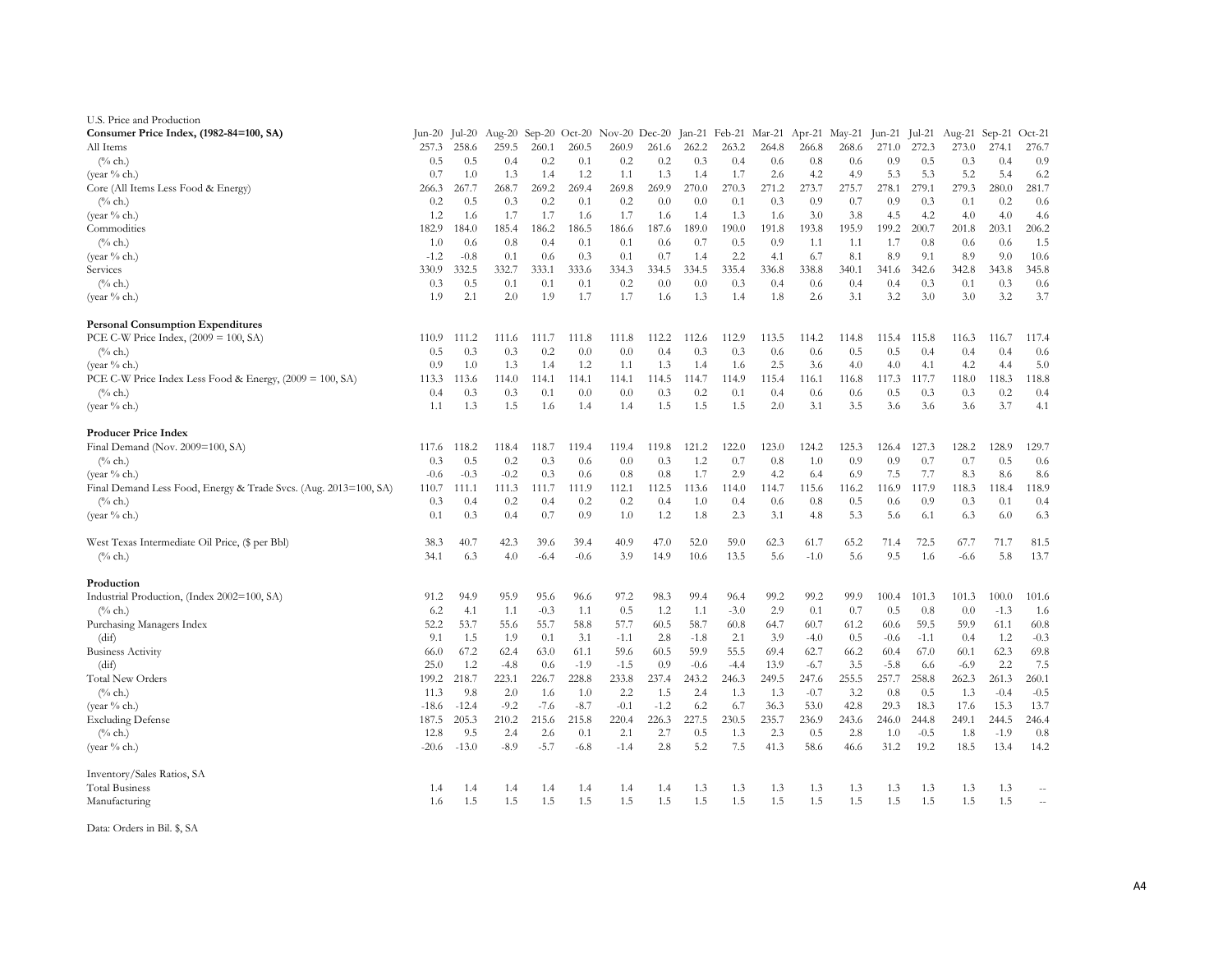U.S. Price and Production

| Consumer Price Index, (1982-84=100, SA) | Jun-20 | Jul-20 | Aug-20 | Sep-20 | Oct-20 | Nov-20 | Dec-20 | Jan-21 | Feb-21 | Mar-21 | Apr-21 | May-21 | Jun-21 | Jul-21 | Aug-21 | Sep-21 | Oct-21 |
|---|---|---|---|---|---|---|---|---|---|---|---|---|---|---|---|---|---|
| All Items | 257.3 | 258.6 | 259.5 | 260.1 | 260.5 | 260.9 | 261.6 | 262.2 | 263.2 | 264.8 | 266.8 | 268.6 | 271.0 | 272.3 | 273.0 | 274.1 | 276.7 |
| (% ch.) | 0.5 | 0.5 | 0.4 | 0.2 | 0.1 | 0.2 | 0.2 | 0.3 | 0.4 | 0.6 | 0.8 | 0.6 | 0.9 | 0.5 | 0.3 | 0.4 | 0.9 |
| (year % ch.) | 0.7 | 1.0 | 1.3 | 1.4 | 1.2 | 1.1 | 1.3 | 1.4 | 1.7 | 2.6 | 4.2 | 4.9 | 5.3 | 5.3 | 5.2 | 5.4 | 6.2 |
| Core (All Items Less Food & Energy) | 266.3 | 267.7 | 268.7 | 269.2 | 269.4 | 269.8 | 269.9 | 270.0 | 270.3 | 271.2 | 273.7 | 275.7 | 278.1 | 279.1 | 279.3 | 280.0 | 281.7 |
| (% ch.) | 0.2 | 0.5 | 0.3 | 0.2 | 0.1 | 0.2 | 0.0 | 0.0 | 0.1 | 0.3 | 0.9 | 0.7 | 0.9 | 0.3 | 0.1 | 0.2 | 0.6 |
| (year % ch.) | 1.2 | 1.6 | 1.7 | 1.7 | 1.6 | 1.7 | 1.6 | 1.4 | 1.3 | 1.6 | 3.0 | 3.8 | 4.5 | 4.2 | 4.0 | 4.0 | 4.6 |
| Commodities | 182.9 | 184.0 | 185.4 | 186.2 | 186.5 | 186.6 | 187.6 | 189.0 | 190.0 | 191.8 | 193.8 | 195.9 | 199.2 | 200.7 | 201.8 | 203.1 | 206.2 |
| (% ch.) | 1.0 | 0.6 | 0.8 | 0.4 | 0.1 | 0.1 | 0.6 | 0.7 | 0.5 | 0.9 | 1.1 | 1.1 | 1.7 | 0.8 | 0.6 | 0.6 | 1.5 |
| (year % ch.) | -1.2 | -0.8 | 0.1 | 0.6 | 0.3 | 0.1 | 0.7 | 1.4 | 2.2 | 4.1 | 6.7 | 8.1 | 8.9 | 9.1 | 8.9 | 9.0 | 10.6 |
| Services | 330.9 | 332.5 | 332.7 | 333.1 | 333.6 | 334.3 | 334.5 | 334.5 | 335.4 | 336.8 | 338.8 | 340.1 | 341.6 | 342.6 | 342.8 | 343.8 | 345.8 |
| (% ch.) | 0.3 | 0.5 | 0.1 | 0.1 | 0.1 | 0.2 | 0.0 | 0.0 | 0.3 | 0.4 | 0.6 | 0.4 | 0.4 | 0.3 | 0.1 | 0.3 | 0.6 |
| (year % ch.) | 1.9 | 2.1 | 2.0 | 1.9 | 1.7 | 1.7 | 1.6 | 1.3 | 1.4 | 1.8 | 2.6 | 3.1 | 3.2 | 3.0 | 3.0 | 3.2 | 3.7 |
| **Personal Consumption Expenditures** | | | | | | | | | | | | | | | | | |
| PCE C-W Price Index, (2009 = 100, SA) | 110.9 | 111.2 | 111.6 | 111.7 | 111.8 | 111.8 | 112.2 | 112.6 | 112.9 | 113.5 | 114.2 | 114.8 | 115.4 | 115.8 | 116.3 | 116.7 | 117.4 |
| (% ch.) | 0.5 | 0.3 | 0.3 | 0.2 | 0.0 | 0.0 | 0.4 | 0.3 | 0.3 | 0.6 | 0.6 | 0.5 | 0.5 | 0.4 | 0.4 | 0.4 | 0.6 |
| (year % ch.) | 0.9 | 1.0 | 1.3 | 1.4 | 1.2 | 1.1 | 1.3 | 1.4 | 1.6 | 2.5 | 3.6 | 4.0 | 4.0 | 4.1 | 4.2 | 4.4 | 5.0 |
| PCE C-W Price Index Less Food & Energy, (2009 = 100, SA) | 113.3 | 113.6 | 114.0 | 114.1 | 114.1 | 114.1 | 114.5 | 114.7 | 114.9 | 115.4 | 116.1 | 116.8 | 117.3 | 117.7 | 118.0 | 118.3 | 118.8 |
| (% ch.) | 0.4 | 0.3 | 0.3 | 0.1 | 0.0 | 0.0 | 0.3 | 0.2 | 0.1 | 0.4 | 0.6 | 0.6 | 0.5 | 0.3 | 0.3 | 0.2 | 0.4 |
| (year % ch.) | 1.1 | 1.3 | 1.5 | 1.6 | 1.4 | 1.4 | 1.5 | 1.5 | 1.5 | 2.0 | 3.1 | 3.5 | 3.6 | 3.6 | 3.6 | 3.7 | 4.1 |
| **Producer Price Index** | | | | | | | | | | | | | | | | | |
| Final Demand (Nov. 2009=100, SA) | 117.6 | 118.2 | 118.4 | 118.7 | 119.4 | 119.4 | 119.8 | 121.2 | 122.0 | 123.0 | 124.2 | 125.3 | 126.4 | 127.3 | 128.2 | 128.9 | 129.7 |
| (% ch.) | 0.3 | 0.5 | 0.2 | 0.3 | 0.6 | 0.0 | 0.3 | 1.2 | 0.7 | 0.8 | 1.0 | 0.9 | 0.9 | 0.7 | 0.7 | 0.5 | 0.6 |
| (year % ch.) | -0.6 | -0.3 | -0.2 | 0.3 | 0.6 | 0.8 | 0.8 | 1.7 | 2.9 | 4.2 | 6.4 | 6.9 | 7.5 | 7.7 | 8.3 | 8.6 | 8.6 |
| Final Demand Less Food, Energy & Trade Svcs. (Aug. 2013=100, SA) | 110.7 | 111.1 | 111.3 | 111.7 | 111.9 | 112.1 | 112.5 | 113.6 | 114.0 | 114.7 | 115.6 | 116.2 | 116.9 | 117.9 | 118.3 | 118.4 | 118.9 |
| (% ch.) | 0.3 | 0.4 | 0.2 | 0.4 | 0.2 | 0.2 | 0.4 | 1.0 | 0.4 | 0.6 | 0.8 | 0.5 | 0.6 | 0.9 | 0.3 | 0.1 | 0.4 |
| (year % ch.) | 0.1 | 0.3 | 0.4 | 0.7 | 0.9 | 1.0 | 1.2 | 1.8 | 2.3 | 3.1 | 4.8 | 5.3 | 5.6 | 6.1 | 6.3 | 6.0 | 6.3 |
| West Texas Intermediate Oil Price, ($ per Bbl) | 38.3 | 40.7 | 42.3 | 39.6 | 39.4 | 40.9 | 47.0 | 52.0 | 59.0 | 62.3 | 61.7 | 65.2 | 71.4 | 72.5 | 67.7 | 71.7 | 81.5 |
| (% ch.) | 34.1 | 6.3 | 4.0 | -6.4 | -0.6 | 3.9 | 14.9 | 10.6 | 13.5 | 5.6 | -1.0 | 5.6 | 9.5 | 1.6 | -6.6 | 5.8 | 13.7 |
| **Production** | | | | | | | | | | | | | | | | | |
| Industrial Production, (Index 2002=100, SA) | 91.2 | 94.9 | 95.9 | 95.6 | 96.6 | 97.2 | 98.3 | 99.4 | 96.4 | 99.2 | 99.2 | 99.9 | 100.4 | 101.3 | 101.3 | 100.0 | 101.6 |
| (% ch.) | 6.2 | 4.1 | 1.1 | -0.3 | 1.1 | 0.5 | 1.2 | 1.1 | -3.0 | 2.9 | 0.1 | 0.7 | 0.5 | 0.8 | 0.0 | -1.3 | 1.6 |
| Purchasing Managers Index | 52.2 | 53.7 | 55.6 | 55.7 | 58.8 | 57.7 | 60.5 | 58.7 | 60.8 | 64.7 | 60.7 | 61.2 | 60.6 | 59.5 | 59.9 | 61.1 | 60.8 |
| (dif) | 9.1 | 1.5 | 1.9 | 0.1 | 3.1 | -1.1 | 2.8 | -1.8 | 2.1 | 3.9 | -4.0 | 0.5 | -0.6 | -1.1 | 0.4 | 1.2 | -0.3 |
| Business Activity | 66.0 | 67.2 | 62.4 | 63.0 | 61.1 | 59.6 | 60.5 | 59.9 | 55.5 | 69.4 | 62.7 | 66.2 | 60.4 | 67.0 | 60.1 | 62.3 | 69.8 |
| (dif) | 25.0 | 1.2 | -4.8 | 0.6 | -1.9 | -1.5 | 0.9 | -0.6 | -4.4 | 13.9 | -6.7 | 3.5 | -5.8 | 6.6 | -6.9 | 2.2 | 7.5 |
| Total New Orders | 199.2 | 218.7 | 223.1 | 226.7 | 228.8 | 233.8 | 237.4 | 243.2 | 246.3 | 249.5 | 247.6 | 255.5 | 257.7 | 258.8 | 262.3 | 261.3 | 260.1 |
| (% ch.) | 11.3 | 9.8 | 2.0 | 1.6 | 1.0 | 2.2 | 1.5 | 2.4 | 1.3 | 1.3 | -0.7 | 3.2 | 0.8 | 0.5 | 1.3 | -0.4 | -0.5 |
| (year % ch.) | -18.6 | -12.4 | -9.2 | -7.6 | -8.7 | -0.1 | -1.2 | 6.2 | 6.7 | 36.3 | 53.0 | 42.8 | 29.3 | 18.3 | 17.6 | 15.3 | 13.7 |
| Excluding Defense | 187.5 | 205.3 | 210.2 | 215.6 | 215.8 | 220.4 | 226.3 | 227.5 | 230.5 | 235.7 | 236.9 | 243.6 | 246.0 | 244.8 | 249.1 | 244.5 | 246.4 |
| (% ch.) | 12.8 | 9.5 | 2.4 | 2.6 | 0.1 | 2.1 | 2.7 | 0.5 | 1.3 | 2.3 | 0.5 | 2.8 | 1.0 | -0.5 | 1.8 | -1.9 | 0.8 |
| (year % ch.) | -20.6 | -13.0 | -8.9 | -5.7 | -6.8 | -1.4 | 2.8 | 5.2 | 7.5 | 41.3 | 58.6 | 46.6 | 31.2 | 19.2 | 18.5 | 13.4 | 14.2 |
| Inventory/Sales Ratios, SA | | | | | | | | | | | | | | | | | |
| Total Business | 1.4 | 1.4 | 1.4 | 1.4 | 1.4 | 1.4 | 1.4 | 1.3 | 1.3 | 1.3 | 1.3 | 1.3 | 1.3 | 1.3 | 1.3 | 1.3 | -- |
| Manufacturing | 1.6 | 1.5 | 1.5 | 1.5 | 1.5 | 1.5 | 1.5 | 1.5 | 1.5 | 1.5 | 1.5 | 1.5 | 1.5 | 1.5 | 1.5 | 1.5 | -- |

Data: Orders in Bil. $, SA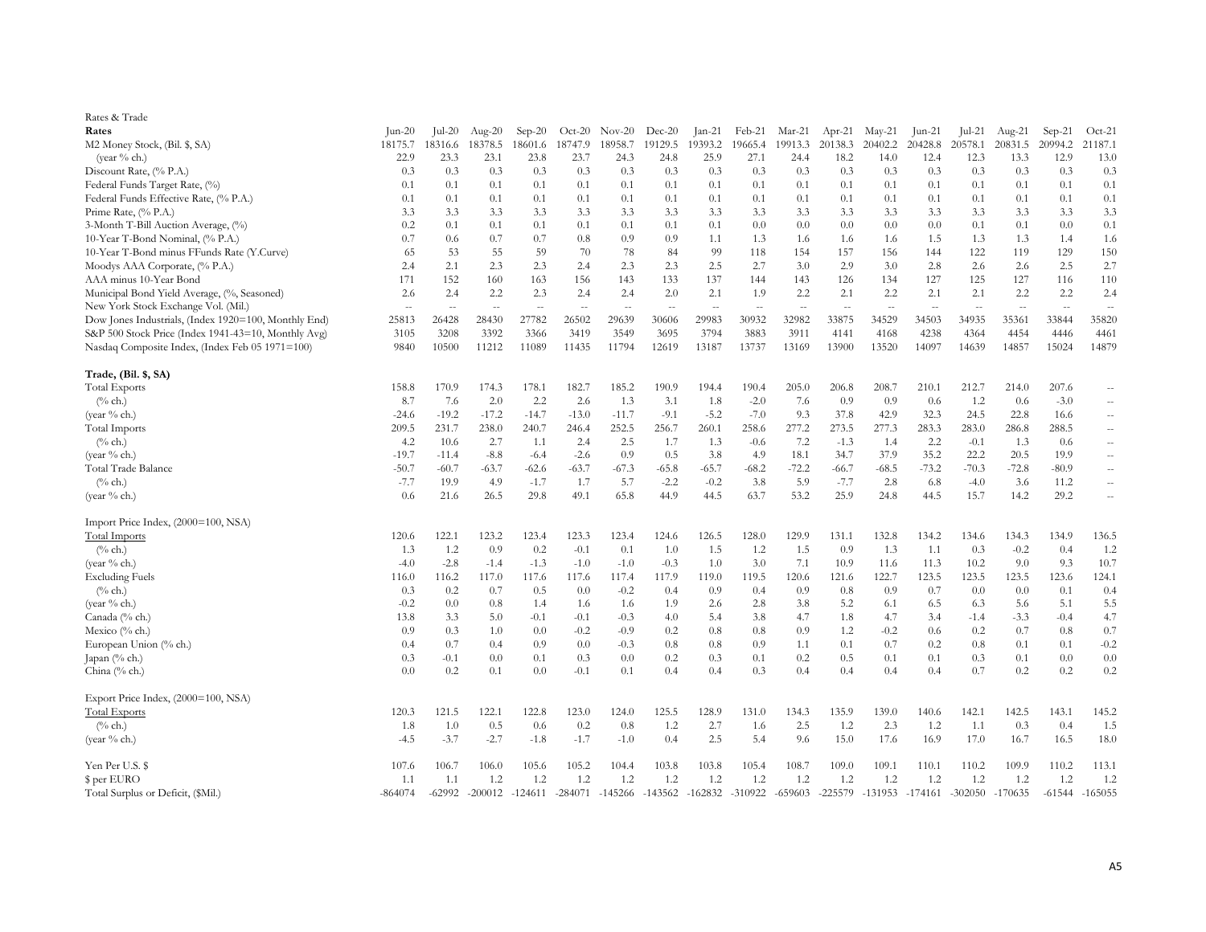Rates & Trade

| **Rates** | Jun-20 | Jul-20 | Aug-20 | Sep-20 | Oct-20 | Nov-20 | Dec-20 | Jan-21 | Feb-21 | Mar-21 | Apr-21 | May-21 | Jun-21 | Jul-21 | Aug-21 | Sep-21 | Oct-21 |
|---|---|---|---|---|---|---|---|---|---|---|---|---|---|---|---|---|---|
| M2 Money Stock, (Bil. $, SA) | 18175.7 | 18316.6 | 18378.5 | 18601.6 | 18747.9 | 18958.7 | 19129.5 | 19393.2 | 19665.4 | 19913.3 | 20138.3 | 20402.2 | 20428.8 | 20578.1 | 20831.5 | 20994.2 | 21187.1 |
| (year % ch.) | 22.9 | 23.3 | 23.1 | 23.8 | 23.7 | 24.3 | 24.8 | 25.9 | 27.1 | 24.4 | 18.2 | 14.0 | 12.4 | 12.3 | 13.3 | 12.9 | 13.0 |
| Discount Rate, (% P.A.) | 0.3 | 0.3 | 0.3 | 0.3 | 0.3 | 0.3 | 0.3 | 0.3 | 0.3 | 0.3 | 0.3 | 0.3 | 0.3 | 0.3 | 0.3 | 0.3 | 0.3 |
| Federal Funds Target Rate, (%) | 0.1 | 0.1 | 0.1 | 0.1 | 0.1 | 0.1 | 0.1 | 0.1 | 0.1 | 0.1 | 0.1 | 0.1 | 0.1 | 0.1 | 0.1 | 0.1 | 0.1 |
| Federal Funds Effective Rate, (% P.A.) | 0.1 | 0.1 | 0.1 | 0.1 | 0.1 | 0.1 | 0.1 | 0.1 | 0.1 | 0.1 | 0.1 | 0.1 | 0.1 | 0.1 | 0.1 | 0.1 | 0.1 |
| Prime Rate, (% P.A.) | 3.3 | 3.3 | 3.3 | 3.3 | 3.3 | 3.3 | 3.3 | 3.3 | 3.3 | 3.3 | 3.3 | 3.3 | 3.3 | 3.3 | 3.3 | 3.3 | 3.3 |
| 3-Month T-Bill Auction Average, (%) | 0.2 | 0.1 | 0.1 | 0.1 | 0.1 | 0.1 | 0.1 | 0.1 | 0.0 | 0.0 | 0.0 | 0.0 | 0.0 | 0.1 | 0.1 | 0.0 | 0.1 |
| 10-Year T-Bond Nominal, (% P.A.) | 0.7 | 0.6 | 0.7 | 0.7 | 0.8 | 0.9 | 0.9 | 1.1 | 1.3 | 1.6 | 1.6 | 1.6 | 1.5 | 1.3 | 1.3 | 1.4 | 1.6 |
| 10-Year T-Bond minus FFunds Rate (Y.Curve) | 65 | 53 | 55 | 59 | 70 | 78 | 84 | 99 | 118 | 154 | 157 | 156 | 144 | 122 | 119 | 129 | 150 |
| Moodys AAA Corporate, (% P.A.) | 2.4 | 2.1 | 2.3 | 2.3 | 2.4 | 2.3 | 2.3 | 2.5 | 2.7 | 3.0 | 2.9 | 3.0 | 2.8 | 2.6 | 2.6 | 2.5 | 2.7 |
| AAA minus 10-Year Bond | 171 | 152 | 160 | 163 | 156 | 143 | 133 | 137 | 144 | 143 | 126 | 134 | 127 | 125 | 127 | 116 | 110 |
| Municipal Bond Yield Average, (%, Seasoned) | 2.6 | 2.4 | 2.2 | 2.3 | 2.4 | 2.4 | 2.0 | 2.1 | 1.9 | 2.2 | 2.1 | 2.2 | 2.1 | 2.1 | 2.2 | 2.2 | 2.4 |
| New York Stock Exchange Vol. (Mil.) | -- | -- | -- | -- | -- | -- | -- | -- | -- | -- | -- | -- | -- | -- | -- | -- | -- |
| Dow Jones Industrials, (Index 1920=100, Monthly End) | 25813 | 26428 | 28430 | 27782 | 26502 | 29639 | 30606 | 29983 | 30932 | 32982 | 33875 | 34529 | 34503 | 34935 | 35361 | 33844 | 35820 |
| S&P 500 Stock Price (Index 1941-43=10, Monthly Avg) | 3105 | 3208 | 3392 | 3366 | 3419 | 3549 | 3695 | 3794 | 3883 | 3911 | 4141 | 4168 | 4238 | 4364 | 4454 | 4446 | 4461 |
| Nasdaq Composite Index, (Index Feb 05 1971=100) | 9840 | 10500 | 11212 | 11089 | 11435 | 11794 | 12619 | 13187 | 13737 | 13169 | 13900 | 13520 | 14097 | 14639 | 14857 | 15024 | 14879 |
| | | | | | | | | | | | | | | | | | |
| **Trade, (Bil. $, SA)** | | | | | | | | | | | | | | | | | |
| Total Exports | 158.8 | 170.9 | 174.3 | 178.1 | 182.7 | 185.2 | 190.9 | 194.4 | 190.4 | 205.0 | 206.8 | 208.7 | 210.1 | 212.7 | 214.0 | 207.6 | -- |
| (% ch.) | 8.7 | 7.6 | 2.0 | 2.2 | 2.6 | 1.3 | 3.1 | 1.8 | -2.0 | 7.6 | 0.9 | 0.9 | 0.6 | 1.2 | 0.6 | -3.0 | -- |
| (year % ch.) | -24.6 | -19.2 | -17.2 | -14.7 | -13.0 | -11.7 | -9.1 | -5.2 | -7.0 | 9.3 | 37.8 | 42.9 | 32.3 | 24.5 | 22.8 | 16.6 | -- |
| Total Imports | 209.5 | 231.7 | 238.0 | 240.7 | 246.4 | 252.5 | 256.7 | 260.1 | 258.6 | 277.2 | 273.5 | 277.3 | 283.3 | 283.0 | 286.8 | 288.5 | -- |
| (% ch.) | 4.2 | 10.6 | 2.7 | 1.1 | 2.4 | 2.5 | 1.7 | 1.3 | -0.6 | 7.2 | -1.3 | 1.4 | 2.2 | -0.1 | 1.3 | 0.6 | -- |
| (year % ch.) | -19.7 | -11.4 | -8.8 | -6.4 | -2.6 | 0.9 | 0.5 | 3.8 | 4.9 | 18.1 | 34.7 | 37.9 | 35.2 | 22.2 | 20.5 | 19.9 | -- |
| Total Trade Balance | -50.7 | -60.7 | -63.7 | -62.6 | -63.7 | -67.3 | -65.8 | -65.7 | -68.2 | -72.2 | -66.7 | -68.5 | -73.2 | -70.3 | -72.8 | -80.9 | -- |
| (% ch.) | -7.7 | 19.9 | 4.9 | -1.7 | 1.7 | 5.7 | -2.2 | -0.2 | 3.8 | 5.9 | -7.7 | 2.8 | 6.8 | -4.0 | 3.6 | 11.2 | -- |
| (year % ch.) | 0.6 | 21.6 | 26.5 | 29.8 | 49.1 | 65.8 | 44.9 | 44.5 | 63.7 | 53.2 | 25.9 | 24.8 | 44.5 | 15.7 | 14.2 | 29.2 | -- |
| | | | | | | | | | | | | | | | | | |
| Import Price Index, (2000=100, NSA) | | | | | | | | | | | | | | | | | |
| Total Imports | 120.6 | 122.1 | 123.2 | 123.4 | 123.3 | 123.4 | 124.6 | 126.5 | 128.0 | 129.9 | 131.1 | 132.8 | 134.2 | 134.6 | 134.3 | 134.9 | 136.5 |
| (% ch.) | 1.3 | 1.2 | 0.9 | 0.2 | -0.1 | 0.1 | 1.0 | 1.5 | 1.2 | 1.5 | 0.9 | 1.3 | 1.1 | 0.3 | -0.2 | 0.4 | 1.2 |
| (year % ch.) | -4.0 | -2.8 | -1.4 | -1.3 | -1.0 | -1.0 | -0.3 | 1.0 | 3.0 | 7.1 | 10.9 | 11.6 | 11.3 | 10.2 | 9.0 | 9.3 | 10.7 |
| Excluding Fuels | 116.0 | 116.2 | 117.0 | 117.6 | 117.6 | 117.4 | 117.9 | 119.0 | 119.5 | 120.6 | 121.6 | 122.7 | 123.5 | 123.5 | 123.5 | 123.6 | 124.1 |
| (% ch.) | 0.3 | 0.2 | 0.7 | 0.5 | 0.0 | -0.2 | 0.4 | 0.9 | 0.4 | 0.9 | 0.8 | 0.9 | 0.7 | 0.0 | 0.0 | 0.1 | 0.4 |
| (year % ch.) | -0.2 | 0.0 | 0.8 | 1.4 | 1.6 | 1.6 | 1.9 | 2.6 | 2.8 | 3.8 | 5.2 | 6.1 | 6.5 | 6.3 | 5.6 | 5.1 | 5.5 |
| Canada (% ch.) | 13.8 | 3.3 | 5.0 | -0.1 | -0.1 | -0.3 | 4.0 | 5.4 | 3.8 | 4.7 | 1.8 | 4.7 | 3.4 | -1.4 | -3.3 | -0.4 | 4.7 |
| Mexico (% ch.) | 0.9 | 0.3 | 1.0 | 0.0 | -0.2 | -0.9 | 0.2 | 0.8 | 0.8 | 0.9 | 1.2 | -0.2 | 0.6 | 0.2 | 0.7 | 0.8 | 0.7 |
| European Union (% ch.) | 0.4 | 0.7 | 0.4 | 0.9 | 0.0 | -0.3 | 0.8 | 0.8 | 0.9 | 1.1 | 0.1 | 0.7 | 0.2 | 0.8 | 0.1 | 0.1 | -0.2 |
| Japan (% ch.) | 0.3 | -0.1 | 0.0 | 0.1 | 0.3 | 0.0 | 0.2 | 0.3 | 0.1 | 0.2 | 0.5 | 0.1 | 0.1 | 0.3 | 0.1 | 0.0 | 0.0 |
| China (% ch.) | 0.0 | 0.2 | 0.1 | 0.0 | -0.1 | 0.1 | 0.4 | 0.4 | 0.3 | 0.4 | 0.4 | 0.4 | 0.4 | 0.7 | 0.2 | 0.2 | 0.2 |
| | | | | | | | | | | | | | | | | | |
| Export Price Index, (2000=100, NSA) | | | | | | | | | | | | | | | | | |
| Total Exports | 120.3 | 121.5 | 122.1 | 122.8 | 123.0 | 124.0 | 125.5 | 128.9 | 131.0 | 134.3 | 135.9 | 139.0 | 140.6 | 142.1 | 142.5 | 143.1 | 145.2 |
| (% ch.) | 1.8 | 1.0 | 0.5 | 0.6 | 0.2 | 0.8 | 1.2 | 2.7 | 1.6 | 2.5 | 1.2 | 2.3 | 1.2 | 1.1 | 0.3 | 0.4 | 1.5 |
| (year % ch.) | -4.5 | -3.7 | -2.7 | -1.8 | -1.7 | -1.0 | 0.4 | 2.5 | 5.4 | 9.6 | 15.0 | 17.6 | 16.9 | 17.0 | 16.7 | 16.5 | 18.0 |
| | | | | | | | | | | | | | | | | | |
| Yen Per U.S. $ | 107.6 | 106.7 | 106.0 | 105.6 | 105.2 | 104.4 | 103.8 | 103.8 | 105.4 | 108.7 | 109.0 | 109.1 | 110.1 | 110.2 | 109.9 | 110.2 | 113.1 |
| $ per EURO | 1.1 | 1.1 | 1.2 | 1.2 | 1.2 | 1.2 | 1.2 | 1.2 | 1.2 | 1.2 | 1.2 | 1.2 | 1.2 | 1.2 | 1.2 | 1.2 | 1.2 |
| Total Surplus or Deficit, ($Mil.) | -864074 | -62992 | -200012 | -124611 | -284071 | -145266 | -143562 | -162832 | -310922 | -659603 | -225579 | -131953 | -174161 | -302050 | -170635 | -61544 | -165055 |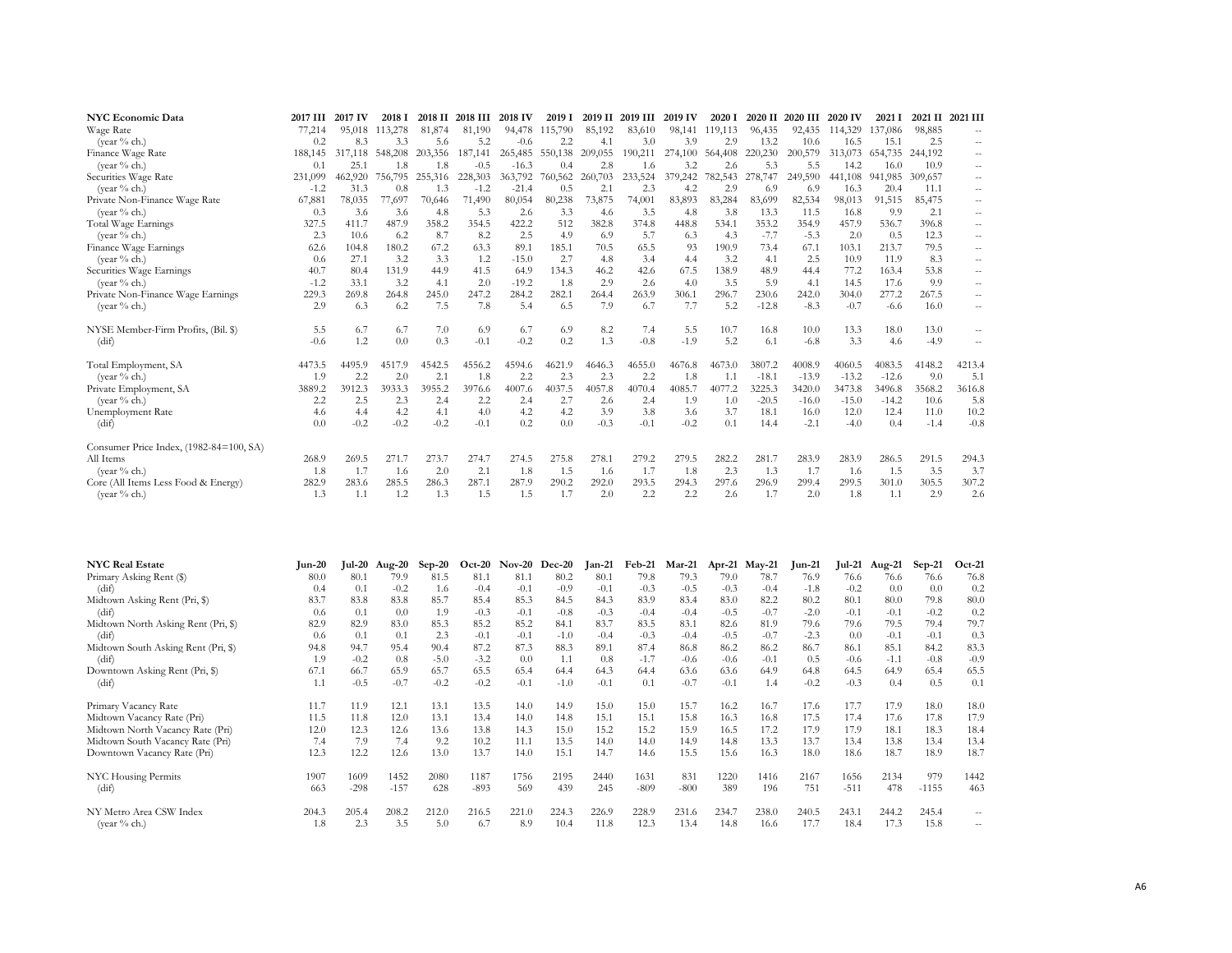| NYC Economic Data | 2017 III | 2017 IV | 2018 I | 2018 II | 2018 III | 2018 IV | 2019 I | 2019 II | 2019 III | 2019 IV | 2020 I | 2020 II | 2020 III | 2020 IV | 2021 I | 2021 II | 2021 III |
|---|---|---|---|---|---|---|---|---|---|---|---|---|---|---|---|---|---|
| Wage Rate | 77,214 | 95,018 | 113,278 | 81,874 | 81,190 | 94,478 | 115,790 | 85,192 | 83,610 | 98,141 | 119,113 | 96,435 | 92,435 | 114,329 | 137,086 | 98,885 | -- |
| (year % ch.) | 0.2 | 8.3 | 3.3 | 5.6 | 5.2 | -0.6 | 2.2 | 4.1 | 3.0 | 3.9 | 2.9 | 13.2 | 10.6 | 16.5 | 15.1 | 2.5 | -- |
| Finance Wage Rate | 188,145 | 317,118 | 548,208 | 203,356 | 187,141 | 265,485 | 550,138 | 209,055 | 190,211 | 274,100 | 564,408 | 220,230 | 200,579 | 313,073 | 654,735 | 244,192 | -- |
| (year % ch.) | 0.1 | 25.1 | 1.8 | 1.8 | -0.5 | -16.3 | 0.4 | 2.8 | 1.6 | 3.2 | 2.6 | 5.3 | 5.5 | 14.2 | 16.0 | 10.9 | -- |
| Securities Wage Rate | 231,099 | 462,920 | 756,795 | 255,316 | 228,303 | 363,792 | 760,562 | 260,703 | 233,524 | 379,242 | 782,543 | 278,747 | 249,590 | 441,108 | 941,985 | 309,657 | -- |
| (year % ch.) | -1.2 | 31.3 | 0.8 | 1.3 | -1.2 | -21.4 | 0.5 | 2.1 | 2.3 | 4.2 | 2.9 | 6.9 | 6.9 | 16.3 | 20.4 | 11.1 | -- |
| Private Non-Finance Wage Rate | 67,881 | 78,035 | 77,697 | 70,646 | 71,490 | 80,054 | 80,238 | 73,875 | 74,001 | 83,893 | 83,284 | 83,699 | 82,534 | 98,013 | 91,515 | 85,475 | -- |
| (year % ch.) | 0.3 | 3.6 | 3.6 | 4.8 | 5.3 | 2.6 | 3.3 | 4.6 | 3.5 | 4.8 | 3.8 | 13.3 | 11.5 | 16.8 | 9.9 | 2.1 | -- |
| Total Wage Earnings | 327.5 | 411.7 | 487.9 | 358.2 | 354.5 | 422.2 | 512 | 382.8 | 374.8 | 448.8 | 534.1 | 353.2 | 354.9 | 457.9 | 536.7 | 396.8 | -- |
| (year % ch.) | 2.3 | 10.6 | 6.2 | 8.7 | 8.2 | 2.5 | 4.9 | 6.9 | 5.7 | 6.3 | 4.3 | -7.7 | -5.3 | 2.0 | 0.5 | 12.3 | -- |
| Finance Wage Earnings | 62.6 | 104.8 | 180.2 | 67.2 | 63.3 | 89.1 | 185.1 | 70.5 | 65.5 | 93 | 190.9 | 73.4 | 67.1 | 103.1 | 213.7 | 79.5 | -- |
| (year % ch.) | 0.6 | 27.1 | 3.2 | 3.3 | 1.2 | -15.0 | 2.7 | 4.8 | 3.4 | 4.4 | 3.2 | 4.1 | 2.5 | 10.9 | 11.9 | 8.3 | -- |
| Securities Wage Earnings | 40.7 | 80.4 | 131.9 | 44.9 | 41.5 | 64.9 | 134.3 | 46.2 | 42.6 | 67.5 | 138.9 | 48.9 | 44.4 | 77.2 | 163.4 | 53.8 | -- |
| (year % ch.) | -1.2 | 33.1 | 3.2 | 4.1 | 2.0 | -19.2 | 1.8 | 2.9 | 2.6 | 4.0 | 3.5 | 5.9 | 4.1 | 14.5 | 17.6 | 9.9 | -- |
| Private Non-Finance Wage Earnings | 229.3 | 269.8 | 264.8 | 245.0 | 247.2 | 284.2 | 282.1 | 264.4 | 263.9 | 306.1 | 296.7 | 230.6 | 242.0 | 304.0 | 277.2 | 267.5 | -- |
| (year % ch.) | 2.9 | 6.3 | 6.2 | 7.5 | 7.8 | 5.4 | 6.5 | 7.9 | 6.7 | 7.7 | 5.2 | -12.8 | -8.3 | -0.7 | -6.6 | 16.0 | -- |
| | | | | | | | | | | | | | | | | | |
| NYSE Member-Firm Profits, (Bil. $) | 5.5 | 6.7 | 6.7 | 7.0 | 6.9 | 6.7 | 6.9 | 8.2 | 7.4 | 5.5 | 10.7 | 16.8 | 10.0 | 13.3 | 18.0 | 13.0 | -- |
| (dif) | -0.6 | 1.2 | 0.0 | 0.3 | -0.1 | -0.2 | 0.2 | 1.3 | -0.8 | -1.9 | 5.2 | 6.1 | -6.8 | 3.3 | 4.6 | -4.9 | -- |
| | | | | | | | | | | | | | | | | | |
| Total Employment, SA | 4473.5 | 4495.9 | 4517.9 | 4542.5 | 4556.2 | 4594.6 | 4621.9 | 4646.3 | 4655.0 | 4676.8 | 4673.0 | 3807.2 | 4008.9 | 4060.5 | 4083.5 | 4148.2 | 4213.4 |
| (year % ch.) | 1.9 | 2.2 | 2.0 | 2.1 | 1.8 | 2.2 | 2.3 | 2.3 | 2.2 | 1.8 | 1.1 | -18.1 | -13.9 | -13.2 | -12.6 | 9.0 | 5.1 |
| Private Employment, SA | 3889.2 | 3912.3 | 3933.3 | 3955.2 | 3976.6 | 4007.6 | 4037.5 | 4057.8 | 4070.4 | 4085.7 | 4077.2 | 3225.3 | 3420.0 | 3473.8 | 3496.8 | 3568.2 | 3616.8 |
| (year % ch.) | 2.2 | 2.5 | 2.3 | 2.4 | 2.2 | 2.4 | 2.7 | 2.6 | 2.4 | 1.9 | 1.0 | -20.5 | -16.0 | -15.0 | -14.2 | 10.6 | 5.8 |
| Unemployment Rate | 4.6 | 4.4 | 4.2 | 4.1 | 4.0 | 4.2 | 4.2 | 3.9 | 3.8 | 3.6 | 3.7 | 18.1 | 16.0 | 12.0 | 12.4 | 11.0 | 10.2 |
| (dif) | 0.0 | -0.2 | -0.2 | -0.2 | -0.1 | 0.2 | 0.0 | -0.3 | -0.1 | -0.2 | 0.1 | 14.4 | -2.1 | -4.0 | 0.4 | -1.4 | -0.8 |
| | | | | | | | | | | | | | | | | | |
| Consumer Price Index, (1982-84=100, SA) | | | | | | | | | | | | | | | | | |
| All Items | 268.9 | 269.5 | 271.7 | 273.7 | 274.7 | 274.5 | 275.8 | 278.1 | 279.2 | 279.5 | 282.2 | 281.7 | 283.9 | 283.9 | 286.5 | 291.5 | 294.3 |
| (year % ch.) | 1.8 | 1.7 | 1.6 | 2.0 | 2.1 | 1.8 | 1.5 | 1.6 | 1.7 | 1.8 | 2.3 | 1.3 | 1.7 | 1.6 | 1.5 | 3.5 | 3.7 |
| Core (All Items Less Food & Energy) | 282.9 | 283.6 | 285.5 | 286.3 | 287.1 | 287.9 | 290.2 | 292.0 | 293.5 | 294.3 | 297.6 | 296.9 | 299.4 | 299.5 | 301.0 | 305.5 | 307.2 |
| (year % ch.) | 1.3 | 1.1 | 1.2 | 1.3 | 1.5 | 1.5 | 1.7 | 2.0 | 2.2 | 2.2 | 2.6 | 1.7 | 2.0 | 1.8 | 1.1 | 2.9 | 2.6 |

| NYC Real Estate | Jun-20 | Jul-20 | Aug-20 | Sep-20 | Oct-20 | Nov-20 | Dec-20 | Jan-21 | Feb-21 | Mar-21 | Apr-21 | May-21 | Jun-21 | Jul-21 | Aug-21 | Sep-21 | Oct-21 |
|---|---|---|---|---|---|---|---|---|---|---|---|---|---|---|---|---|---|
| Primary Asking Rent ($) | 80.0 | 80.1 | 79.9 | 81.5 | 81.1 | 81.1 | 80.2 | 80.1 | 79.8 | 79.3 | 79.0 | 78.7 | 76.9 | 76.6 | 76.6 | 76.6 | 76.8 |
| (dif) | 0.4 | 0.1 | -0.2 | 1.6 | -0.4 | -0.1 | -0.9 | -0.1 | -0.3 | -0.5 | -0.3 | -0.4 | -1.8 | -0.2 | 0.0 | 0.0 | 0.2 |
| Midtown Asking Rent (Pri, $) | 83.7 | 83.8 | 83.8 | 85.7 | 85.4 | 85.3 | 84.5 | 84.3 | 83.9 | 83.4 | 83.0 | 82.2 | 80.2 | 80.1 | 80.0 | 79.8 | 80.0 |
| (dif) | 0.6 | 0.1 | 0.0 | 1.9 | -0.3 | -0.1 | -0.8 | -0.3 | -0.4 | -0.4 | -0.5 | -0.7 | -2.0 | -0.1 | -0.1 | -0.2 | 0.2 |
| Midtown North Asking Rent (Pri, $) | 82.9 | 82.9 | 83.0 | 85.3 | 85.2 | 85.2 | 84.1 | 83.7 | 83.5 | 83.1 | 82.6 | 81.9 | 79.6 | 79.6 | 79.5 | 79.4 | 79.7 |
| (dif) | 0.6 | 0.1 | 0.1 | 2.3 | -0.1 | -0.1 | -1.0 | -0.4 | -0.3 | -0.4 | -0.5 | -0.7 | -2.3 | 0.0 | -0.1 | -0.1 | 0.3 |
| Midtown South Asking Rent (Pri, $) | 94.8 | 94.7 | 95.4 | 90.4 | 87.2 | 87.3 | 88.3 | 89.1 | 87.4 | 86.8 | 86.2 | 86.2 | 86.7 | 86.1 | 85.1 | 84.2 | 83.3 |
| (dif) | 1.9 | -0.2 | 0.8 | -5.0 | -3.2 | 0.0 | 1.1 | 0.8 | -1.7 | -0.6 | -0.6 | -0.1 | 0.5 | -0.6 | -1.1 | -0.8 | -0.9 |
| Downtown Asking Rent (Pri, $) | 67.1 | 66.7 | 65.9 | 65.7 | 65.5 | 65.4 | 64.4 | 64.3 | 64.4 | 63.6 | 63.6 | 64.9 | 64.8 | 64.5 | 64.9 | 65.4 | 65.5 |
| (dif) | 1.1 | -0.5 | -0.7 | -0.2 | -0.2 | -0.1 | -1.0 | -0.1 | 0.1 | -0.7 | -0.1 | 1.4 | -0.2 | -0.3 | 0.4 | 0.5 | 0.1 |
| | | | | | | | | | | | | | | | | | |
| Primary Vacancy Rate | 11.7 | 11.9 | 12.1 | 13.1 | 13.5 | 14.0 | 14.9 | 15.0 | 15.0 | 15.7 | 16.2 | 16.7 | 17.6 | 17.7 | 17.9 | 18.0 | 18.0 |
| Midtown Vacancy Rate (Pri) | 11.5 | 11.8 | 12.0 | 13.1 | 13.4 | 14.0 | 14.8 | 15.1 | 15.1 | 15.8 | 16.3 | 16.8 | 17.5 | 17.4 | 17.6 | 17.8 | 17.9 |
| Midtown North Vacancy Rate (Pri) | 12.0 | 12.3 | 12.6 | 13.6 | 13.8 | 14.3 | 15.0 | 15.2 | 15.2 | 15.9 | 16.5 | 17.2 | 17.9 | 17.9 | 18.1 | 18.3 | 18.4 |
| Midtown South Vacancy Rate (Pri) | 7.4 | 7.9 | 7.4 | 9.2 | 10.2 | 11.1 | 13.5 | 14.0 | 14.0 | 14.9 | 14.8 | 13.3 | 13.7 | 13.4 | 13.8 | 13.4 | 13.4 |
| Downtown Vacancy Rate (Pri) | 12.3 | 12.2 | 12.6 | 13.0 | 13.7 | 14.0 | 15.1 | 14.7 | 14.6 | 15.5 | 15.6 | 16.3 | 18.0 | 18.6 | 18.7 | 18.9 | 18.7 |
| | | | | | | | | | | | | | | | | | |
| NYC Housing Permits | 1907 | 1609 | 1452 | 2080 | 1187 | 1756 | 2195 | 2440 | 1631 | 831 | 1220 | 1416 | 2167 | 1656 | 2134 | 979 | 1442 |
| (dif) | 663 | -298 | -157 | 628 | -893 | 569 | 439 | 245 | -809 | -800 | 389 | 196 | 751 | -511 | 478 | -1155 | 463 |
| | | | | | | | | | | | | | | | | | |
| NY Metro Area CSW Index | 204.3 | 205.4 | 208.2 | 212.0 | 216.5 | 221.0 | 224.3 | 226.9 | 228.9 | 231.6 | 234.7 | 238.0 | 240.5 | 243.1 | 244.2 | 245.4 | -- |
| (year % ch.) | 1.8 | 2.3 | 3.5 | 5.0 | 6.7 | 8.9 | 10.4 | 11.8 | 12.3 | 13.4 | 14.8 | 16.6 | 17.7 | 18.4 | 17.3 | 15.8 | -- |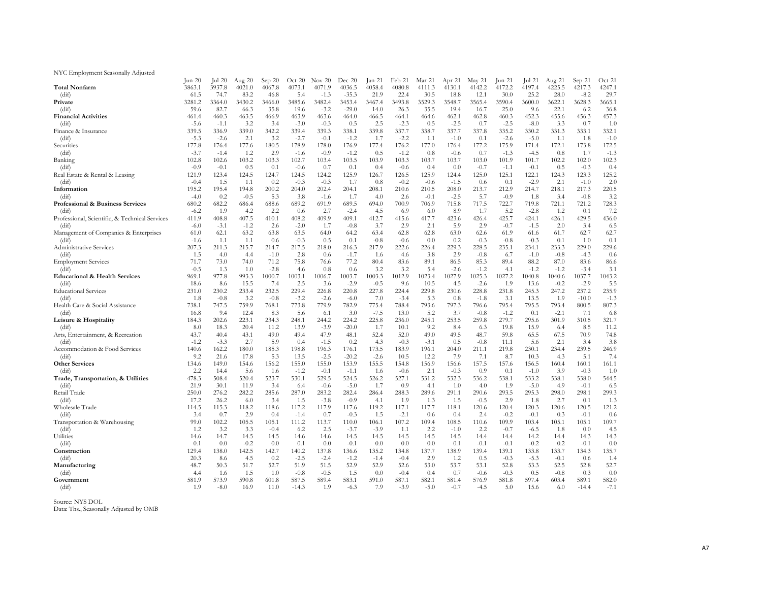NYC Employment Seasonally Adjusted

| | Jun-20 | Jul-20 | Aug-20 | Sep-20 | Oct-20 | Nov-20 | Dec-20 | Jan-21 | Feb-21 | Mar-21 | Apr-21 | May-21 | Jun-21 | Jul-21 | Aug-21 | Sep-21 | Oct-21 |
|---|---|---|---|---|---|---|---|---|---|---|---|---|---|---|---|---|---|
| **Total Nonfarm** | 3863.1 | 3937.8 | 4021.0 | 4067.8 | 4073.1 | 4071.9 | 4036.5 | 4058.4 | 4080.8 | 4111.3 | 4130.1 | 4142.2 | 4172.2 | 4197.4 | 4225.5 | 4217.3 | 4247.1 |
| (dif) | 61.5 | 74.7 | 83.2 | 46.8 | 5.4 | -1.3 | -35.3 | 21.9 | 22.4 | 30.5 | 18.8 | 12.1 | 30.0 | 25.2 | 28.0 | -8.2 | 29.7 |
| **Private** | 3281.2 | 3364.0 | 3430.2 | 3466.0 | 3485.6 | 3482.4 | 3453.4 | 3467.4 | 3493.8 | 3529.3 | 3548.7 | 3565.4 | 3590.4 | 3600.0 | 3622.1 | 3628.3 | 3665.1 |
| (dif) | 59.6 | 82.7 | 66.3 | 35.8 | 19.6 | -3.2 | -29.0 | 14.0 | 26.3 | 35.5 | 19.4 | 16.7 | 25.0 | 9.6 | 22.1 | 6.2 | 36.8 |
| **Financial Activities** | 461.4 | 460.3 | 463.5 | 466.9 | 463.9 | 463.6 | 464.0 | 466.5 | 464.1 | 464.6 | 462.1 | 462.8 | 460.3 | 452.3 | 455.6 | 456.3 | 457.3 |
| (dif) | -5.6 | -1.1 | 3.2 | 3.4 | -3.0 | -0.3 | 0.5 | 2.5 | -2.3 | 0.5 | -2.5 | 0.7 | -2.5 | -8.0 | 3.3 | 0.7 | 1.0 |
| Finance & Insurance | 339.5 | 336.9 | 339.0 | 342.2 | 339.4 | 339.3 | 338.1 | 339.8 | 337.7 | 338.7 | 337.7 | 337.8 | 335.2 | 330.2 | 331.3 | 333.1 | 332.1 |
| (dif) | -5.3 | -2.6 | 2.1 | 3.2 | -2.7 | -0.1 | -1.2 | 1.7 | -2.2 | 1.1 | -1.0 | 0.1 | -2.6 | -5.0 | 1.1 | 1.8 | -1.0 |
| Securities | 177.8 | 176.4 | 177.6 | 180.5 | 178.9 | 178.0 | 176.9 | 177.4 | 176.2 | 177.0 | 176.4 | 177.2 | 175.9 | 171.4 | 172.1 | 173.8 | 172.5 |
| (dif) | -3.7 | -1.4 | 1.2 | 2.9 | -1.6 | -0.9 | -1.2 | 0.5 | -1.2 | 0.8 | -0.6 | 0.7 | -1.3 | -4.5 | 0.8 | 1.7 | -1.3 |
| Banking | 102.8 | 102.6 | 103.2 | 103.3 | 102.7 | 103.4 | 103.5 | 103.9 | 103.3 | 103.7 | 103.7 | 103.0 | 101.9 | 101.7 | 102.2 | 102.0 | 102.3 |
| (dif) | -0.9 | -0.1 | 0.5 | 0.1 | -0.6 | 0.7 | 0.1 | 0.4 | -0.6 | 0.4 | 0.0 | -0.7 | -1.1 | -0.1 | 0.5 | -0.3 | 0.4 |
| Real Estate & Rental & Leasing | 121.9 | 123.4 | 124.5 | 124.7 | 124.5 | 124.2 | 125.9 | 126.7 | 126.5 | 125.9 | 124.4 | 125.0 | 125.1 | 122.1 | 124.3 | 123.3 | 125.2 |
| (dif) | -0.4 | 1.5 | 1.1 | 0.2 | -0.3 | -0.3 | 1.7 | 0.8 | -0.2 | -0.6 | -1.5 | 0.6 | 0.1 | -2.9 | 2.1 | -1.0 | 2.0 |
| **Information** | 195.2 | 195.4 | 194.8 | 200.2 | 204.0 | 202.4 | 204.1 | 208.1 | 210.6 | 210.5 | 208.0 | 213.7 | 212.9 | 214.7 | 218.1 | 217.3 | 220.5 |
| (dif) | -4.0 | 0.2 | -0.5 | 5.3 | 3.8 | -1.6 | 1.7 | 4.0 | 2.6 | -0.1 | -2.5 | 5.7 | -0.9 | 1.8 | 3.4 | -0.8 | 3.2 |
| **Professional & Business Services** | 680.2 | 682.2 | 686.4 | 688.6 | 689.2 | 691.9 | 689.5 | 694.0 | 700.9 | 706.9 | 715.8 | 717.5 | 722.7 | 719.8 | 721.1 | 721.2 | 728.3 |
| (dif) | -6.2 | 1.9 | 4.2 | 2.2 | 0.6 | 2.7 | -2.4 | 4.5 | 6.9 | 6.0 | 8.9 | 1.7 | 5.2 | -2.8 | 1.2 | 0.1 | 7.2 |
| Professional, Scientific, & Technical Services | 411.9 | 408.8 | 407.5 | 410.1 | 408.2 | 409.9 | 409.1 | 412.7 | 415.6 | 417.7 | 423.6 | 426.4 | 425.7 | 424.1 | 426.1 | 429.5 | 436.0 |
| (dif) | -6.0 | -3.1 | -1.2 | 2.6 | -2.0 | 1.7 | -0.8 | 3.7 | 2.9 | 2.1 | 5.9 | 2.9 | -0.7 | -1.5 | 2.0 | 3.4 | 6.5 |
| Management of Companies & Enterprises | 61.0 | 62.1 | 63.2 | 63.8 | 63.5 | 64.0 | 64.2 | 63.4 | 62.8 | 62.8 | 63.0 | 62.6 | 61.9 | 61.6 | 61.7 | 62.7 | 62.7 |
| (dif) | -1.6 | 1.1 | 1.1 | 0.6 | -0.3 | 0.5 | 0.1 | -0.8 | -0.6 | 0.0 | 0.2 | -0.3 | -0.8 | -0.3 | 0.1 | 1.0 | 0.1 |
| Administrative Services | 207.3 | 211.3 | 215.7 | 214.7 | 217.5 | 218.0 | 216.3 | 217.9 | 222.6 | 226.4 | 229.3 | 228.5 | 235.1 | 234.1 | 233.3 | 229.0 | 229.6 |
| (dif) | 1.5 | 4.0 | 4.4 | -1.0 | 2.8 | 0.6 | -1.7 | 1.6 | 4.6 | 3.8 | 2.9 | -0.8 | 6.7 | -1.0 | -0.8 | -4.3 | 0.6 |
| Employment Services | 71.7 | 73.0 | 74.0 | 71.2 | 75.8 | 76.6 | 77.2 | 80.4 | 83.6 | 89.1 | 86.5 | 85.3 | 89.4 | 88.2 | 87.0 | 83.6 | 86.6 |
| (dif) | -0.5 | 1.3 | 1.0 | -2.8 | 4.6 | 0.8 | 0.6 | 3.2 | 3.2 | 5.4 | -2.6 | -1.2 | 4.1 | -1.2 | -1.2 | -3.4 | 3.1 |
| **Educational & Health Services** | 969.1 | 977.8 | 993.3 | 1000.7 | 1003.1 | 1006.7 | 1003.7 | 1003.3 | 1012.9 | 1023.4 | 1027.9 | 1025.3 | 1027.2 | 1040.8 | 1040.6 | 1037.7 | 1043.2 |
| (dif) | 18.6 | 8.6 | 15.5 | 7.4 | 2.5 | 3.6 | -2.9 | -0.5 | 9.6 | 10.5 | 4.5 | -2.6 | 1.9 | 13.6 | -0.2 | -2.9 | 5.5 |
| Educational Services | 231.0 | 230.2 | 233.4 | 232.5 | 229.4 | 226.8 | 220.8 | 227.8 | 224.4 | 229.8 | 230.6 | 228.8 | 231.8 | 245.3 | 247.2 | 237.2 | 235.9 |
| (dif) | 1.8 | -0.8 | 3.2 | -0.8 | -3.2 | -2.6 | -6.0 | 7.0 | -3.4 | 5.3 | 0.8 | -1.8 | 3.1 | 13.5 | 1.9 | -10.0 | -1.3 |
| Health Care & Social Assistance | 738.1 | 747.5 | 759.9 | 768.1 | 773.8 | 779.9 | 782.9 | 775.4 | 788.4 | 793.6 | 797.3 | 796.6 | 795.4 | 795.5 | 793.4 | 800.5 | 807.3 |
| (dif) | 16.8 | 9.4 | 12.4 | 8.3 | 5.6 | 6.1 | 3.0 | -7.5 | 13.0 | 5.2 | 3.7 | -0.8 | -1.2 | 0.1 | -2.1 | 7.1 | 6.8 |
| **Leisure & Hospitality** | 184.3 | 202.6 | 223.1 | 234.3 | 248.1 | 244.2 | 224.2 | 225.8 | 236.0 | 245.1 | 253.5 | 259.8 | 279.7 | 295.6 | 301.9 | 310.5 | 321.7 |
| (dif) | 8.0 | 18.3 | 20.4 | 11.2 | 13.9 | -3.9 | -20.0 | 1.7 | 10.1 | 9.2 | 8.4 | 6.3 | 19.8 | 15.9 | 6.4 | 8.5 | 11.2 |
| Arts, Entertainment, & Recreation | 43.7 | 40.4 | 43.1 | 49.0 | 49.4 | 47.9 | 48.1 | 52.4 | 52.0 | 49.0 | 49.5 | 48.7 | 59.8 | 65.5 | 67.5 | 70.9 | 74.8 |
| (dif) | -1.2 | -3.3 | 2.7 | 5.9 | 0.4 | -1.5 | 0.2 | 4.3 | -0.3 | -3.1 | 0.5 | -0.8 | 11.1 | 5.6 | 2.1 | 3.4 | 3.8 |
| Accommodation & Food Services | 140.6 | 162.2 | 180.0 | 185.3 | 198.8 | 196.3 | 176.1 | 173.5 | 183.9 | 196.1 | 204.0 | 211.1 | 219.8 | 230.1 | 234.4 | 239.5 | 246.9 |
| (dif) | 9.2 | 21.6 | 17.8 | 5.3 | 13.5 | -2.5 | -20.2 | -2.6 | 10.5 | 12.2 | 7.9 | 7.1 | 8.7 | 10.3 | 4.3 | 5.1 | 7.4 |
| **Other Services** | 134.6 | 149.0 | 154.6 | 156.2 | 155.0 | 155.0 | 153.9 | 155.5 | 154.8 | 156.9 | 156.6 | 157.5 | 157.6 | 156.5 | 160.4 | 160.1 | 161.1 |
| (dif) | 2.2 | 14.4 | 5.6 | 1.6 | -1.2 | -0.1 | -1.1 | 1.6 | -0.6 | 2.1 | -0.3 | 0.9 | 0.1 | -1.0 | 3.9 | -0.3 | 1.0 |
| **Trade, Transportation, & Utilities** | 478.3 | 508.4 | 520.4 | 523.7 | 530.1 | 529.5 | 524.5 | 526.2 | 527.1 | 531.2 | 532.3 | 536.2 | 538.1 | 533.2 | 538.1 | 538.0 | 544.5 |
| (dif) | 21.9 | 30.1 | 11.9 | 3.4 | 6.4 | -0.6 | -5.0 | 1.7 | 0.9 | 4.1 | 1.0 | 4.0 | 1.9 | -5.0 | 4.9 | -0.1 | 6.5 |
| Retail Trade | 250.0 | 276.2 | 282.2 | 285.6 | 287.0 | 283.2 | 282.4 | 286.4 | 288.3 | 289.6 | 291.1 | 290.6 | 293.5 | 295.3 | 298.0 | 298.1 | 299.3 |
| (dif) | 17.2 | 26.2 | 6.0 | 3.4 | 1.5 | -3.8 | -0.9 | 4.1 | 1.9 | 1.3 | 1.5 | -0.5 | 2.9 | 1.8 | 2.7 | 0.1 | 1.3 |
| Wholesale Trade | 114.5 | 115.3 | 118.2 | 118.6 | 117.2 | 117.9 | 117.6 | 119.2 | 117.1 | 117.7 | 118.1 | 120.6 | 120.4 | 120.3 | 120.6 | 120.5 | 121.2 |
| (dif) | 3.4 | 0.7 | 2.9 | 0.4 | -1.4 | 0.7 | -0.3 | 1.5 | -2.1 | 0.6 | 0.4 | 2.4 | -0.2 | -0.1 | 0.3 | -0.1 | 0.6 |
| Transportation & Warehousing | 99.0 | 102.2 | 105.5 | 105.1 | 111.2 | 113.7 | 110.0 | 106.1 | 107.2 | 109.4 | 108.5 | 110.6 | 109.9 | 103.4 | 105.1 | 105.1 | 109.7 |
| (dif) | 1.2 | 3.2 | 3.3 | -0.4 | 6.2 | 2.5 | -3.7 | -3.9 | 1.1 | 2.2 | -1.0 | 2.2 | -0.7 | -6.5 | 1.8 | 0.0 | 4.5 |
| Utilities | 14.6 | 14.7 | 14.5 | 14.5 | 14.6 | 14.6 | 14.5 | 14.5 | 14.5 | 14.5 | 14.5 | 14.4 | 14.4 | 14.2 | 14.4 | 14.3 | 14.3 |
| (dif) | 0.1 | 0.0 | -0.2 | 0.0 | 0.1 | 0.0 | -0.1 | 0.0 | 0.0 | 0.0 | 0.1 | -0.1 | -0.1 | -0.2 | 0.2 | -0.1 | 0.0 |
| **Construction** | 129.4 | 138.0 | 142.5 | 142.7 | 140.2 | 137.8 | 136.6 | 135.2 | 134.8 | 137.7 | 138.9 | 139.4 | 139.1 | 133.8 | 133.7 | 134.3 | 135.7 |
| (dif) | 20.3 | 8.6 | 4.5 | 0.2 | -2.5 | -2.4 | -1.2 | -1.4 | -0.4 | 2.9 | 1.2 | 0.5 | -0.3 | -5.3 | -0.1 | 0.6 | 1.4 |
| **Manufacturing** | 48.7 | 50.3 | 51.7 | 52.7 | 51.9 | 51.5 | 52.9 | 52.9 | 52.6 | 53.0 | 53.7 | 53.1 | 52.8 | 53.3 | 52.5 | 52.8 | 52.7 |
| (dif) | 4.4 | 1.6 | 1.5 | 1.0 | -0.8 | -0.5 | 1.5 | 0.0 | -0.4 | 0.4 | 0.7 | -0.6 | -0.3 | 0.5 | -0.8 | 0.3 | 0.0 |
| **Government** | 581.9 | 573.9 | 590.8 | 601.8 | 587.5 | 589.4 | 583.1 | 591.0 | 587.1 | 582.1 | 581.4 | 576.9 | 581.8 | 597.4 | 603.4 | 589.1 | 582.0 |
| (dif) | 1.9 | -8.0 | 16.9 | 11.0 | -14.3 | 1.9 | -6.3 | 7.9 | -3.9 | -5.0 | -0.7 | -4.5 | 5.0 | 15.6 | 6.0 | -14.4 | -7.1 |

Source: NYS DOL
Data: Ths., Seasonally Adjusted by OMB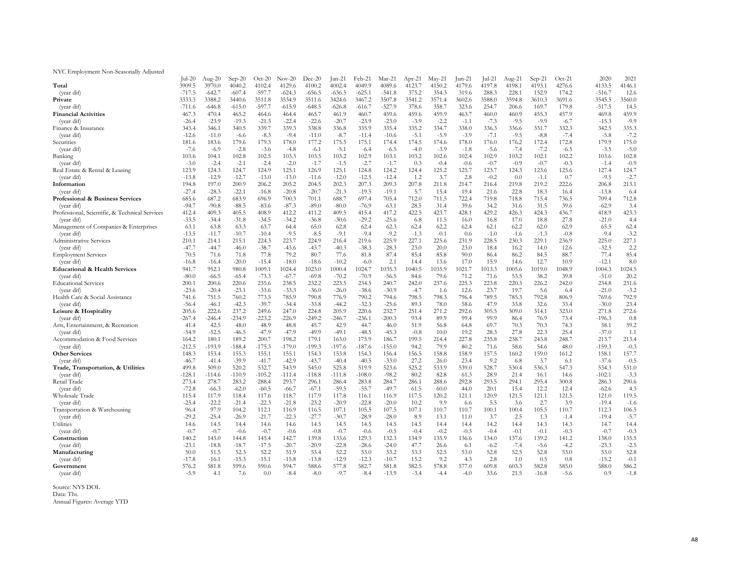NYC Employment Non-Seasonally Adjusted

| | Jul-20 | Aug-20 | Sep-20 | Oct-20 | Nov-20 | Dec-20 | Jan-21 | Feb-21 | Mar-21 | Apr-21 | May-21 | Jun-21 | Jul-21 | Aug-21 | Sep-21 | Oct-21 | 2020 | 2021 |
|---|---|---|---|---|---|---|---|---|---|---|---|---|---|---|---|---|---|---|
| **Total** | 3909.5 | 3970.0 | 4040.2 | 4102.4 | 4129.6 | 4100.2 | 4002.4 | 4049.9 | 4089.6 | 4123.7 | 4150.2 | 4179.6 | 4197.8 | 4198.1 | 4193.1 | 4276.6 | 4133.5 | 4146.1 |
| (year dif) | -717.5 | -642.7 | -607.4 | -597.7 | -624.3 | -656.5 | -636.5 | -625.1 | -541.8 | 375.2 | 354.3 | 319.6 | 288.3 | 228.1 | 152.9 | 174.2 | -516.7 | 12.6 |
| **Private** | 3333.3 | 3388.2 | 3440.6 | 3511.8 | 3534.9 | 3511.6 | 3424.6 | 3467.2 | 3507.8 | 3541.2 | 3571.4 | 3602.6 | 3588.0 | 3594.8 | 3610.3 | 3691.6 | 3545.5 | 3560.0 |
| (year dif) | -711.6 | -646.8 | -615.0 | -597.7 | -615.9 | -648.5 | -626.8 | -616.7 | -527.9 | 378.6 | 358.7 | 323.6 | 254.7 | 206.6 | 169.7 | 179.8 | -517.5 | 14.5 |
| **Financial Activities** | 467.3 | 470.4 | 465.2 | 464.6 | 464.4 | 465.7 | 461.9 | 460.7 | 459.6 | 459.6 | 459.9 | 463.7 | 460.0 | 460.9 | 455.3 | 457.9 | 469.8 | 459.9 |
| (year dif) | -26.4 | -23.9 | -19.3 | -21.3 | -22.4 | -22.6 | -20.7 | -23.9 | -23.0 | -3.9 | -2.2 | -1.1 | -7.3 | -9.5 | -9.9 | -6.7 | -15.3 | -9.9 |
| Finance & Insurance | 343.4 | 346.1 | 340.5 | 339.7 | 339.3 | 338.8 | 336.8 | 335.9 | 335.4 | 335.2 | 334.7 | 338.0 | 336.3 | 336.6 | 331.7 | 332.3 | 342.5 | 335.3 |
| (year dif) | -12.6 | -11.0 | -6.6 | -8.3 | -9.4 | -11.0 | -8.7 | -11.4 | -10.6 | -5.1 | -5.9 | -3.9 | -7.1 | -9.5 | -8.8 | -7.4 | -5.8 | -7.2 |
| Securities | 181.6 | 183.6 | 179.6 | 179.3 | 178.0 | 177.2 | 175.5 | 175.1 | 174.4 | 174.5 | 174.6 | 178.0 | 176.0 | 176.2 | 172.4 | 172.8 | 179.9 | 175.0 |
| (year dif) | -7.6 | -6.9 | -2.8 | -3.6 | -4.8 | -6.1 | -5.1 | -6.4 | -6.5 | -4.0 | -3.9 | -1.8 | -5.6 | -7.4 | -7.2 | -6.5 | -3.5 | -5.0 |
| Banking | 103.6 | 104.1 | 102.8 | 102.5 | 103.3 | 103.5 | 103.2 | 102.9 | 103.1 | 103.2 | 102.6 | 102.4 | 102.9 | 103.2 | 102.1 | 102.2 | 103.6 | 102.8 |
| (year dif) | -3.0 | -2.4 | -2.1 | -2.4 | -2.0 | -1.7 | -1.5 | -2.7 | -1.7 | 0.3 | -0.4 | -0.6 | -0.7 | -0.9 | -0.7 | -0.3 | -1.4 | -0.9 |
| Real Estate & Rental & Leasing | 123.9 | 124.3 | 124.7 | 124.9 | 125.1 | 126.9 | 125.1 | 124.8 | 124.2 | 124.4 | 125.2 | 125.7 | 123.7 | 124.3 | 123.6 | 125.6 | 127.4 | 124.7 |
| (year dif) | -13.8 | -12.9 | -12.7 | -13.0 | -13.0 | -11.6 | -12.0 | -12.5 | -12.4 | 1.2 | 3.7 | 2.8 | -0.2 | 0.0 | -1.1 | 0.7 | -9.5 | -2.7 |
| **Information** | 194.8 | 197.0 | 200.9 | 206.2 | 205.2 | 204.5 | 202.3 | 207.3 | 209.3 | 207.8 | 211.8 | 214.7 | 216.4 | 219.8 | 219.2 | 222.6 | 206.8 | 213.1 |
| (year dif) | -27.4 | -28.3 | -22.1 | -16.8 | -20.8 | -20.7 | -21.3 | -19.5 | -19.1 | 5.7 | 15.4 | 19.4 | 21.6 | 22.8 | 18.3 | 16.4 | -13.8 | 6.4 |
| **Professional & Business Services** | 685.6 | 687.2 | 683.9 | 696.9 | 700.3 | 701.1 | 688.7 | 697.4 | 705.4 | 712.0 | 711.5 | 722.4 | 719.8 | 718.8 | 715.4 | 736.5 | 709.4 | 712.8 |
| (year dif) | -94.7 | -90.8 | -88.5 | -83.6 | -87.3 | -89.0 | -80.0 | -76.9 | -63.1 | 28.5 | 31.4 | 39.6 | 34.2 | 31.6 | 31.5 | 39.6 | -62.9 | 3.4 |
| Professional, Scientific, & Technical Services | 412.4 | 409.3 | 405.5 | 408.9 | 412.2 | 411.2 | 409.5 | 415.4 | 417.2 | 422.5 | 423.7 | 428.1 | 429.2 | 426.3 | 424.3 | 436.7 | 418.9 | 423.3 |
| (year dif) | -33.5 | -34.4 | -31.8 | -34.5 | -34.2 | -36.8 | -30.6 | -29.2 | -25.6 | 6.8 | 11.5 | 16.0 | 16.8 | 17.0 | 18.8 | 27.8 | -21.0 | 4.4 |
| Management of Companies & Enterprises | 63.1 | 63.8 | 63.3 | 63.7 | 64.4 | 65.0 | 62.8 | 62.4 | 62.3 | 62.4 | 62.2 | 62.4 | 62.1 | 62.2 | 62.0 | 62.9 | 65.5 | 62.4 |
| (year dif) | -13.5 | -11.7 | -10.7 | -10.4 | -9.5 | -8.5 | -9.1 | -9.4 | -9.2 | -1.3 | -0.1 | 0.6 | -1.0 | -1.6 | -1.3 | -0.8 | -9.4 | -3.2 |
| Administrative Services | 210.1 | 214.1 | 215.1 | 224.3 | 223.7 | 224.9 | 216.4 | 219.6 | 225.9 | 227.1 | 225.6 | 231.9 | 228.5 | 230.3 | 229.1 | 236.9 | 225.0 | 227.1 |
| (year dif) | -47.7 | -44.7 | -46.0 | -38.7 | -43.6 | -43.7 | -40.3 | -38.3 | -28.3 | 23.0 | 20.0 | 23.0 | 18.4 | 16.2 | 14.0 | 12.6 | -32.5 | 2.2 |
| Employment Services | 70.5 | 71.6 | 71.8 | 77.8 | 79.2 | 80.7 | 77.6 | 81.8 | 87.4 | 85.4 | 85.8 | 90.0 | 86.4 | 86.2 | 84.5 | 88.7 | 77.4 | 85.4 |
| (year dif) | -16.8 | -16.4 | -20.0 | -15.4 | -18.0 | -18.6 | -10.2 | -6.0 | 2.1 | 14.4 | 13.6 | 17.0 | 15.9 | 14.6 | 12.7 | 10.9 | -12.1 | 8.0 |
| **Educational & Health Services** | 941.7 | 952.1 | 980.8 | 1009.1 | 1024.4 | 1023.0 | 1000.4 | 1024.7 | 1035.3 | 1040.5 | 1035.9 | 1021.7 | 1013.3 | 1005.6 | 1019.0 | 1048.9 | 1004.3 | 1024.5 |
| (year dif) | -80.0 | -66.5 | -65.4 | -73.3 | -67.7 | -69.8 | -70.2 | -70.9 | -56.5 | 84.6 | 79.6 | 71.2 | 71.6 | 53.5 | 38.2 | 39.8 | -51.0 | 20.2 |
| Educational Services | 200.1 | 200.6 | 220.6 | 235.6 | 238.5 | 232.2 | 223.5 | 234.5 | 240.7 | 242.0 | 237.6 | 225.3 | 223.8 | 220.3 | 226.2 | 242.0 | 234.8 | 231.6 |
| (year dif) | -23.6 | -20.4 | -23.1 | -33.6 | -33.3 | -36.0 | -26.0 | -38.6 | -30.9 | -4.7 | 1.6 | 12.6 | 23.7 | 19.7 | 5.6 | 6.4 | -21.0 | -3.2 |
| Health Care & Social Assistance | 741.6 | 751.5 | 760.2 | 773.5 | 785.9 | 790.8 | 776.9 | 790.2 | 794.6 | 798.5 | 798.3 | 796.4 | 789.5 | 785.3 | 792.8 | 806.9 | 769.6 | 792.9 |
| (year dif) | -56.4 | -46.1 | -42.3 | -39.7 | -34.4 | -33.8 | -44.2 | -32.3 | -25.6 | 89.3 | 78.0 | 58.6 | 47.9 | 33.8 | 32.6 | 33.4 | -30.0 | 23.4 |
| **Leisure & Hospitality** | 205.6 | 222.6 | 237.2 | 249.6 | 247.0 | 224.8 | 205.9 | 220.6 | 232.7 | 251.4 | 271.2 | 292.6 | 305.5 | 309.0 | 314.1 | 323.0 | 271.8 | 272.6 |
| (year dif) | -267.4 | -246.4 | -234.9 | -223.2 | -226.9 | -249.2 | -246.7 | -236.1 | -200.3 | 93.4 | 89.9 | 99.4 | 99.9 | 86.4 | 76.9 | 73.4 | -196.3 | 0.8 |
| Arts, Entertainment, & Recreation | 41.4 | 42.5 | 48.0 | 48.9 | 48.8 | 45.7 | 42.9 | 44.7 | 46.0 | 51.9 | 56.8 | 64.8 | 69.7 | 70.3 | 70.3 | 74.3 | 58.1 | 59.2 |
| (year dif) | -54.9 | -52.5 | -46.5 | -47.9 | -47.9 | -49.9 | -49.1 | -48.5 | -45.3 | -0.8 | 10.0 | 19.2 | 28.3 | 27.8 | 22.3 | 25.4 | -37.0 | 1.1 |
| Accommodation & Food Services | 164.2 | 180.1 | 189.2 | 200.7 | 198.2 | 179.1 | 163.0 | 175.9 | 186.7 | 199.5 | 214.4 | 227.8 | 235.8 | 238.7 | 243.8 | 248.7 | 213.7 | 213.4 |
| (year dif) | -212.5 | -193.9 | -188.4 | -175.3 | -179.0 | -199.3 | -197.6 | -187.6 | -155.0 | 94.2 | 79.9 | 80.2 | 71.6 | 58.6 | 54.6 | 48.0 | -159.3 | -0.3 |
| **Other Services** | 148.3 | 153.4 | 155.3 | 155.1 | 155.1 | 154.3 | 153.8 | 154.3 | 156.4 | 156.5 | 158.8 | 158.9 | 157.5 | 160.2 | 159.0 | 161.2 | 158.1 | 157.7 |
| (year dif) | -46.7 | -41.4 | -39.9 | -41.7 | -42.9 | -43.7 | -40.4 | -40.5 | -33.0 | 27.2 | 26.0 | 23.4 | 9.2 | 6.8 | 3.7 | 6.1 | -37.6 | -0.5 |
| **Trade, Transportation, & Utilities** | 499.8 | 509.0 | 520.2 | 532.7 | 543.9 | 545.0 | 525.8 | 519.9 | 523.6 | 525.2 | 533.9 | 539.0 | 528.7 | 530.4 | 536.3 | 547.3 | 534.3 | 531.0 |
| (year dif) | -128.1 | -114.6 | -110.9 | -105.2 | -111.4 | -118.8 | -111.8 | -108.0 | -98.2 | 80.2 | 82.8 | 61.3 | 28.9 | 21.4 | 16.1 | 14.6 | -102.1 | -3.3 |
| Retail Trade | 273.4 | 278.7 | 283.2 | 288.4 | 293.7 | 296.1 | 286.4 | 283.8 | 284.7 | 286.1 | 288.6 | 292.8 | 293.5 | 294.1 | 295.4 | 300.8 | 286.3 | 290.6 |
| (year dif) | -72.8 | -66.3 | -62.0 | -60.5 | -66.7 | -67.1 | -59.5 | -55.7 | -49.7 | 61.5 | 60.0 | 44.0 | 20.1 | 15.4 | 12.2 | 12.4 | -62.6 | 4.3 |
| Wholesale Trade | 115.4 | 117.9 | 118.4 | 117.6 | 118.7 | 117.9 | 117.8 | 116.1 | 116.9 | 117.5 | 120.2 | 121.1 | 120.9 | 121.5 | 121.1 | 121.5 | 121.0 | 119.5 |
| (year dif) | -25.4 | -22.2 | -21.4 | -22.3 | -21.8 | -23.2 | -20.9 | -22.8 | -20.0 | 10.2 | 9.9 | 6.6 | 5.5 | 3.6 | 2.7 | 3.9 | -19.4 | -1.6 |
| Transportation & Warehousing | 96.4 | 97.9 | 104.2 | 112.1 | 116.9 | 116.5 | 107.1 | 105.5 | 107.5 | 107.1 | 110.7 | 110.7 | 100.1 | 100.4 | 105.5 | 110.7 | 112.3 | 106.5 |
| (year dif) | -29.2 | -25.4 | -26.9 | -21.7 | -22.3 | -27.7 | -30.7 | -28.9 | -28.0 | 8.9 | 13.1 | 11.0 | 3.7 | 2.5 | 1.3 | -1.4 | -19.4 | -5.7 |
| Utilities | 14.6 | 14.5 | 14.4 | 14.6 | 14.6 | 14.5 | 14.5 | 14.5 | 14.5 | 14.5 | 14.4 | 14.4 | 14.2 | 14.4 | 14.3 | 14.3 | 14.7 | 14.4 |
| (year dif) | -0.7 | -0.7 | -0.6 | -0.7 | -0.6 | -0.8 | -0.7 | -0.6 | -0.5 | -0.4 | -0.2 | -0.3 | -0.4 | -0.1 | -0.1 | -0.3 | -0.7 | -0.3 |
| **Construction** | 140.2 | 145.0 | 144.8 | 145.4 | 142.7 | 139.8 | 133.6 | 129.3 | 132.3 | 134.9 | 135.9 | 136.6 | 134.0 | 137.6 | 139.2 | 141.2 | 138.0 | 135.5 |
| (year dif) | -23.1 | -18.8 | -18.7 | -17.5 | -20.7 | -20.9 | -22.8 | -28.6 | -24.0 | 47.7 | 26.6 | 6.1 | -6.2 | -7.4 | -5.6 | -4.2 | -23.3 | -2.5 |
| **Manufacturing** | 50.0 | 51.5 | 52.3 | 52.2 | 51.9 | 53.4 | 52.2 | 53.0 | 53.2 | 53.3 | 52.5 | 53.0 | 52.8 | 52.5 | 52.8 | 53.0 | 53.0 | 52.8 |
| (year dif) | -17.8 | -16.1 | -15.3 | -15.1 | -15.8 | -13.8 | -12.9 | -12.3 | -10.7 | 15.2 | 9.2 | 4.3 | 2.8 | 1.0 | 0.5 | 0.8 | -15.2 | -0.1 |
| **Government** | 576.2 | 581.8 | 599.6 | 590.6 | 594.7 | 588.6 | 577.8 | 582.7 | 581.8 | 582.5 | 578.8 | 577.0 | 609.8 | 603.3 | 582.8 | 585.0 | 588.0 | 586.2 |
| (year dif) | -5.9 | 4.1 | 7.6 | 0.0 | -8.4 | -8.0 | -9.7 | -8.4 | -13.9 | -3.4 | -4.4 | -4.0 | 33.6 | 21.5 | -16.8 | -5.6 | 0.9 | -1.8 |

Source: NYS DOL
Data: Ths.
Annual Figures: Average YTD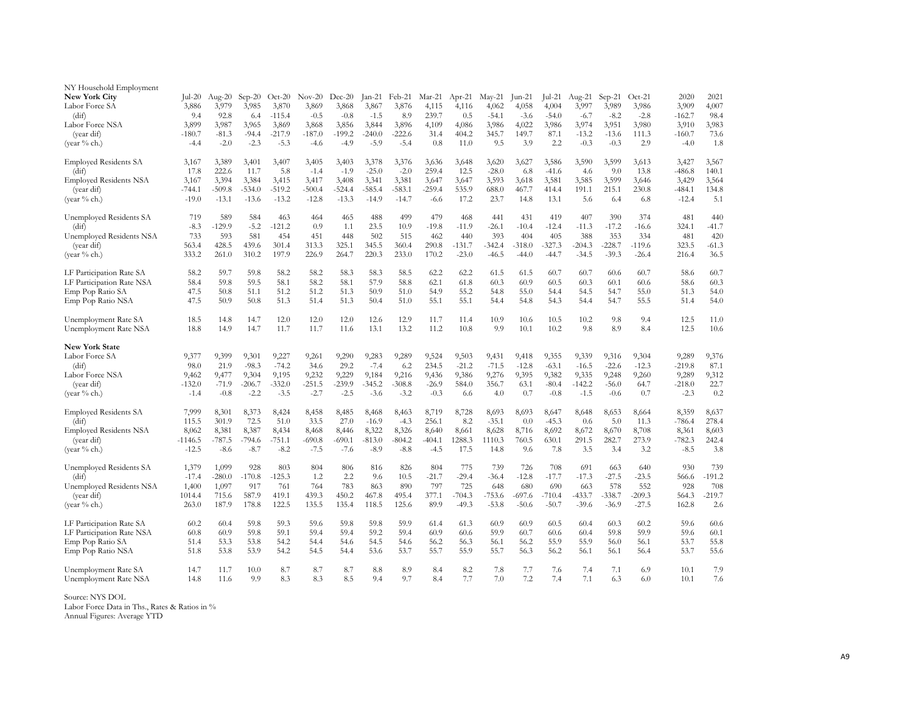NY Household Employment

| New York City | Jul-20 | Aug-20 | Sep-20 | Oct-20 | Nov-20 | Dec-20 | Jan-21 | Feb-21 | Mar-21 | Apr-21 | May-21 | Jun-21 | Jul-21 | Aug-21 | Sep-21 | Oct-21 | 2020 | 2021 |
|---|---|---|---|---|---|---|---|---|---|---|---|---|---|---|---|---|---|---|
| Labor Force SA | 3,886 | 3,979 | 3,985 | 3,870 | 3,869 | 3,868 | 3,867 | 3,876 | 4,115 | 4,116 | 4,062 | 4,058 | 4,004 | 3,997 | 3,989 | 3,986 | 3,909 | 4,007 |
| (dif) | 9.4 | 92.8 | 6.4 | -115.4 | -0.5 | -0.8 | -1.5 | 8.9 | 239.7 | 0.5 | -54.1 | -3.6 | -54.0 | -6.7 | -8.2 | -2.8 | -162.7 | 98.4 |
| Labor Force NSA | 3,899 | 3,987 | 3,965 | 3,869 | 3,868 | 3,856 | 3,844 | 3,896 | 4,109 | 4,086 | 3,986 | 4,022 | 3,986 | 3,974 | 3,951 | 3,980 | 3,910 | 3,983 |
| (year dif) | -180.7 | -81.3 | -94.4 | -217.9 | -187.0 | -199.2 | -240.0 | -222.6 | 31.4 | 404.2 | 345.7 | 149.7 | 87.1 | -13.2 | -13.6 | 111.3 | -160.7 | 73.6 |
| (year % ch.) | -4.4 | -2.0 | -2.3 | -5.3 | -4.6 | -4.9 | -5.9 | -5.4 | 0.8 | 11.0 | 9.5 | 3.9 | 2.2 | -0.3 | -0.3 | 2.9 | -4.0 | 1.8 |
| | | | | | | | | | | | | | | | | | | |
| Employed Residents SA | 3,167 | 3,389 | 3,401 | 3,407 | 3,405 | 3,403 | 3,378 | 3,376 | 3,636 | 3,648 | 3,620 | 3,627 | 3,586 | 3,590 | 3,599 | 3,613 | 3,427 | 3,567 |
| (dif) | 17.8 | 222.6 | 11.7 | 5.8 | -1.4 | -1.9 | -25.0 | -2.0 | 259.4 | 12.5 | -28.0 | 6.8 | -41.6 | 4.6 | 9.0 | 13.8 | -486.8 | 140.1 |
| Employed Residents NSA | 3,167 | 3,394 | 3,384 | 3,415 | 3,417 | 3,408 | 3,341 | 3,381 | 3,647 | 3,647 | 3,593 | 3,618 | 3,581 | 3,585 | 3,599 | 3,646 | 3,429 | 3,564 |
| (year dif) | -744.1 | -509.8 | -534.0 | -519.2 | -500.4 | -524.4 | -585.4 | -583.1 | -259.4 | 535.9 | 688.0 | 467.7 | 414.4 | 191.1 | 215.1 | 230.8 | -484.1 | 134.8 |
| (year % ch.) | -19.0 | -13.1 | -13.6 | -13.2 | -12.8 | -13.3 | -14.9 | -14.7 | -6.6 | 17.2 | 23.7 | 14.8 | 13.1 | 5.6 | 6.4 | 6.8 | -12.4 | 5.1 |
| | | | | | | | | | | | | | | | | | | |
| Unemployed Residents SA | 719 | 589 | 584 | 463 | 464 | 465 | 488 | 499 | 479 | 468 | 441 | 431 | 419 | 407 | 390 | 374 | 481 | 440 |
| (dif) | -8.3 | -129.9 | -5.2 | -121.2 | 0.9 | 1.1 | 23.5 | 10.9 | -19.8 | -11.9 | -26.1 | -10.4 | -12.4 | -11.3 | -17.2 | -16.6 | 324.1 | -41.7 |
| Unemployed Residents NSA | 733 | 593 | 581 | 454 | 451 | 448 | 502 | 515 | 462 | 440 | 393 | 404 | 405 | 388 | 353 | 334 | 481 | 420 |
| (year dif) | 563.4 | 428.5 | 439.6 | 301.4 | 313.3 | 325.1 | 345.5 | 360.4 | 290.8 | -131.7 | -342.4 | -318.0 | -327.3 | -204.3 | -228.7 | -119.6 | 323.5 | -61.3 |
| (year % ch.) | 333.2 | 261.0 | 310.2 | 197.9 | 226.9 | 264.7 | 220.3 | 233.0 | 170.2 | -23.0 | -46.5 | -44.0 | -44.7 | -34.5 | -39.3 | -26.4 | 216.4 | 36.5 |
| | | | | | | | | | | | | | | | | | | |
| LF Participation Rate SA | 58.2 | 59.7 | 59.8 | 58.2 | 58.2 | 58.3 | 58.3 | 58.5 | 62.2 | 62.2 | 61.5 | 61.5 | 60.7 | 60.7 | 60.6 | 60.7 | 58.6 | 60.7 |
| LF Participation Rate NSA | 58.4 | 59.8 | 59.5 | 58.1 | 58.2 | 58.1 | 57.9 | 58.8 | 62.1 | 61.8 | 60.3 | 60.9 | 60.5 | 60.3 | 60.1 | 60.6 | 58.6 | 60.3 |
| Emp Pop Ratio SA | 47.5 | 50.8 | 51.1 | 51.2 | 51.2 | 51.3 | 50.9 | 51.0 | 54.9 | 55.2 | 54.8 | 55.0 | 54.4 | 54.5 | 54.7 | 55.0 | 51.3 | 54.0 |
| Emp Pop Ratio NSA | 47.5 | 50.9 | 50.8 | 51.3 | 51.4 | 51.3 | 50.4 | 51.0 | 55.1 | 55.1 | 54.4 | 54.8 | 54.3 | 54.4 | 54.7 | 55.5 | 51.4 | 54.0 |
| | | | | | | | | | | | | | | | | | | |
| Unemployment Rate SA | 18.5 | 14.8 | 14.7 | 12.0 | 12.0 | 12.0 | 12.6 | 12.9 | 11.7 | 11.4 | 10.9 | 10.6 | 10.5 | 10.2 | 9.8 | 9.4 | 12.5 | 11.0 |
| Unemployment Rate NSA | 18.8 | 14.9 | 14.7 | 11.7 | 11.7 | 11.6 | 13.1 | 13.2 | 11.2 | 10.8 | 9.9 | 10.1 | 10.2 | 9.8 | 8.9 | 8.4 | 12.5 | 10.6 |
| | | | | | | | | | | | | | | | | | | |
| **New York State** | | | | | | | | | | | | | | | | | | |
| Labor Force SA | 9,377 | 9,399 | 9,301 | 9,227 | 9,261 | 9,290 | 9,283 | 9,289 | 9,524 | 9,503 | 9,431 | 9,418 | 9,355 | 9,339 | 9,316 | 9,304 | 9,289 | 9,376 |
| (dif) | 98.0 | 21.9 | -98.3 | -74.2 | 34.6 | 29.2 | -7.4 | 6.2 | 234.5 | -21.2 | -71.5 | -12.8 | -63.1 | -16.5 | -22.6 | -12.3 | -219.8 | 87.1 |
| Labor Force NSA | 9,462 | 9,477 | 9,304 | 9,195 | 9,232 | 9,229 | 9,184 | 9,216 | 9,436 | 9,386 | 9,276 | 9,395 | 9,382 | 9,335 | 9,248 | 9,260 | 9,289 | 9,312 |
| (year dif) | -132.0 | -71.9 | -206.7 | -332.0 | -251.5 | -239.9 | -345.2 | -308.8 | -26.9 | 584.0 | 356.7 | 63.1 | -80.4 | -142.2 | -56.0 | 64.7 | -218.0 | 22.7 |
| (year % ch.) | -1.4 | -0.8 | -2.2 | -3.5 | -2.7 | -2.5 | -3.6 | -3.2 | -0.3 | 6.6 | 4.0 | 0.7 | -0.8 | -1.5 | -0.6 | 0.7 | -2.3 | 0.2 |
| | | | | | | | | | | | | | | | | | | |
| Employed Residents SA | 7,999 | 8,301 | 8,373 | 8,424 | 8,458 | 8,485 | 8,468 | 8,463 | 8,719 | 8,728 | 8,693 | 8,693 | 8,647 | 8,648 | 8,653 | 8,664 | 8,359 | 8,637 |
| (dif) | 115.5 | 301.9 | 72.5 | 51.0 | 33.5 | 27.0 | -16.9 | -4.3 | 256.1 | 8.2 | -35.1 | 0.0 | -45.3 | 0.6 | 5.0 | 11.3 | -786.4 | 278.4 |
| Employed Residents NSA | 8,062 | 8,381 | 8,387 | 8,434 | 8,468 | 8,446 | 8,322 | 8,326 | 8,640 | 8,661 | 8,628 | 8,716 | 8,692 | 8,672 | 8,670 | 8,708 | 8,361 | 8,603 |
| (year dif) | -1146.5 | -787.5 | -794.6 | -751.1 | -690.8 | -690.1 | -813.0 | -804.2 | -404.1 | 1288.3 | 1110.3 | 760.5 | 630.1 | 291.5 | 282.7 | 273.9 | -782.3 | 242.4 |
| (year % ch.) | -12.5 | -8.6 | -8.7 | -8.2 | -7.5 | -7.6 | -8.9 | -8.8 | -4.5 | 17.5 | 14.8 | 9.6 | 7.8 | 3.5 | 3.4 | 3.2 | -8.5 | 3.8 |
| | | | | | | | | | | | | | | | | | | |
| Unemployed Residents SA | 1,379 | 1,099 | 928 | 803 | 804 | 806 | 816 | 826 | 804 | 775 | 739 | 726 | 708 | 691 | 663 | 640 | 930 | 739 |
| (dif) | -17.4 | -280.0 | -170.8 | -125.3 | 1.2 | 2.2 | 9.6 | 10.5 | -21.7 | -29.4 | -36.4 | -12.8 | -17.7 | -17.3 | -27.5 | -23.5 | 566.6 | -191.2 |
| Unemployed Residents NSA | 1,400 | 1,097 | 917 | 761 | 764 | 783 | 863 | 890 | 797 | 725 | 648 | 680 | 690 | 663 | 578 | 552 | 928 | 708 |
| (year dif) | 1014.4 | 715.6 | 587.9 | 419.1 | 439.3 | 450.2 | 467.8 | 495.4 | 377.1 | -704.3 | -753.6 | -697.6 | -710.4 | -433.7 | -338.7 | -209.3 | 564.3 | -219.7 |
| (year % ch.) | 263.0 | 187.9 | 178.8 | 122.5 | 135.5 | 135.4 | 118.5 | 125.6 | 89.9 | -49.3 | -53.8 | -50.6 | -50.7 | -39.6 | -36.9 | -27.5 | 162.8 | 2.6 |
| | | | | | | | | | | | | | | | | | | |
| LF Participation Rate SA | 60.2 | 60.4 | 59.8 | 59.3 | 59.6 | 59.8 | 59.8 | 59.9 | 61.4 | 61.3 | 60.9 | 60.9 | 60.5 | 60.4 | 60.3 | 60.2 | 59.6 | 60.6 |
| LF Participation Rate NSA | 60.8 | 60.9 | 59.8 | 59.1 | 59.4 | 59.4 | 59.2 | 59.4 | 60.9 | 60.6 | 59.9 | 60.7 | 60.6 | 60.4 | 59.8 | 59.9 | 59.6 | 60.1 |
| Emp Pop Ratio SA | 51.4 | 53.3 | 53.8 | 54.2 | 54.4 | 54.6 | 54.5 | 54.6 | 56.2 | 56.3 | 56.1 | 56.2 | 55.9 | 55.9 | 56.0 | 56.1 | 53.7 | 55.8 |
| Emp Pop Ratio NSA | 51.8 | 53.8 | 53.9 | 54.2 | 54.5 | 54.4 | 53.6 | 53.7 | 55.7 | 55.9 | 55.7 | 56.3 | 56.2 | 56.1 | 56.1 | 56.4 | 53.7 | 55.6 |
| | | | | | | | | | | | | | | | | | | |
| Unemployment Rate SA | 14.7 | 11.7 | 10.0 | 8.7 | 8.7 | 8.7 | 8.8 | 8.9 | 8.4 | 8.2 | 7.8 | 7.7 | 7.6 | 7.4 | 7.1 | 6.9 | 10.1 | 7.9 |
| Unemployment Rate NSA | 14.8 | 11.6 | 9.9 | 8.3 | 8.3 | 8.5 | 9.4 | 9.7 | 8.4 | 7.7 | 7.0 | 7.2 | 7.4 | 7.1 | 6.3 | 6.0 | 10.1 | 7.6 |

Source: NYS DOL
Labor Force Data in Ths., Rates & Ratios in %
Annual Figures: Average YTD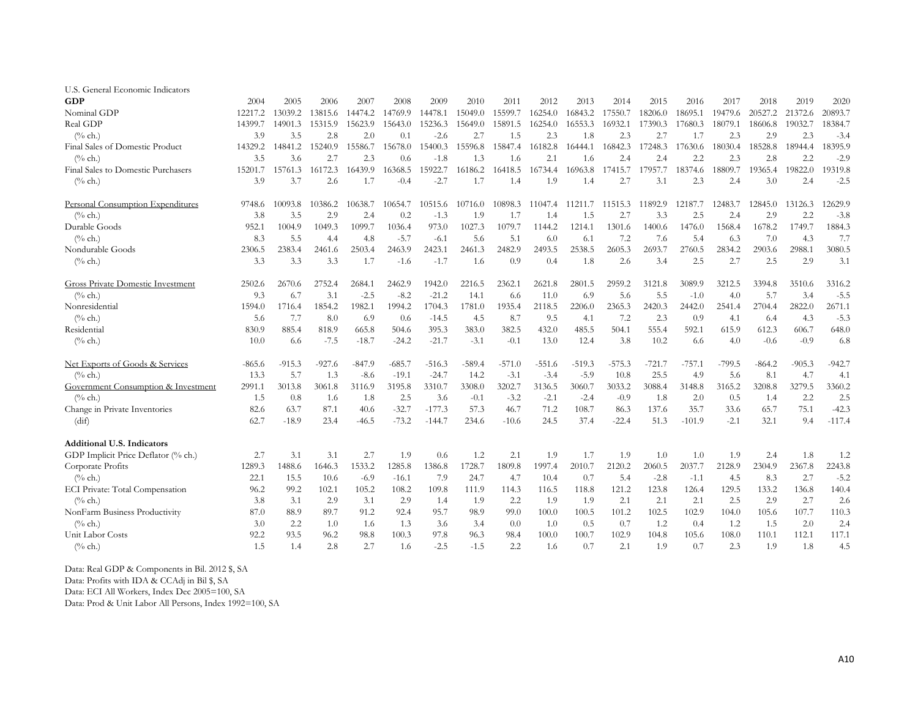U.S. General Economic Indicators

| **GDP** | 2004 | 2005 | 2006 | 2007 | 2008 | 2009 | 2010 | 2011 | 2012 | 2013 | 2014 | 2015 | 2016 | 2017 | 2018 | 2019 | 2020 |
|---|---|---|---|---|---|---|---|---|---|---|---|---|---|---|---|---|---|
| Nominal GDP | 12217.2 | 13039.2 | 13815.6 | 14474.2 | 14769.9 | 14478.1 | 15049.0 | 15599.7 | 16254.0 | 16843.2 | 17550.7 | 18206.0 | 18695.1 | 19479.6 | 20527.2 | 21372.6 | 20893.7 |
| Real GDP | 14399.7 | 14901.3 | 15315.9 | 15623.9 | 15643.0 | 15236.3 | 15649.0 | 15891.5 | 16254.0 | 16553.3 | 16932.1 | 17390.3 | 17680.3 | 18079.1 | 18606.8 | 19032.7 | 18384.7 |
| (% ch.) | 3.9 | 3.5 | 2.8 | 2.0 | 0.1 | -2.6 | 2.7 | 1.5 | 2.3 | 1.8 | 2.3 | 2.7 | 1.7 | 2.3 | 2.9 | 2.3 | -3.4 |
| Final Sales of Domestic Product | 14329.2 | 14841.2 | 15240.9 | 15586.7 | 15678.0 | 15400.3 | 15596.8 | 15847.4 | 16182.8 | 16444.1 | 16842.3 | 17248.3 | 17630.6 | 18030.4 | 18528.8 | 18944.4 | 18395.9 |
| (% ch.) | 3.5 | 3.6 | 2.7 | 2.3 | 0.6 | -1.8 | 1.3 | 1.6 | 2.1 | 1.6 | 2.4 | 2.4 | 2.2 | 2.3 | 2.8 | 2.2 | -2.9 |
| Final Sales to Domestic Purchasers | 15201.7 | 15761.3 | 16172.3 | 16439.9 | 16368.5 | 15922.7 | 16186.2 | 16418.5 | 16734.4 | 16963.8 | 17415.7 | 17957.7 | 18374.6 | 18809.7 | 19365.4 | 19822.0 | 19319.8 |
| (% ch.) | 3.9 | 3.7 | 2.6 | 1.7 | -0.4 | -2.7 | 1.7 | 1.4 | 1.9 | 1.4 | 2.7 | 3.1 | 2.3 | 2.4 | 3.0 | 2.4 | -2.5 |
| | | | | | | | | | | | | | | | | | |
| Personal Consumption Expenditures | 9748.6 | 10093.8 | 10386.2 | 10638.7 | 10654.7 | 10515.6 | 10716.0 | 10898.3 | 11047.4 | 11211.7 | 11515.3 | 11892.9 | 12187.7 | 12483.7 | 12845.0 | 13126.3 | 12629.9 |
| (% ch.) | 3.8 | 3.5 | 2.9 | 2.4 | 0.2 | -1.3 | 1.9 | 1.7 | 1.4 | 1.5 | 2.7 | 3.3 | 2.5 | 2.4 | 2.9 | 2.2 | -3.8 |
| Durable Goods | 952.1 | 1004.9 | 1049.3 | 1099.7 | 1036.4 | 973.0 | 1027.3 | 1079.7 | 1144.2 | 1214.1 | 1301.6 | 1400.6 | 1476.0 | 1568.4 | 1678.2 | 1749.7 | 1884.3 |
| (% ch.) | 8.3 | 5.5 | 4.4 | 4.8 | -5.7 | -6.1 | 5.6 | 5.1 | 6.0 | 6.1 | 7.2 | 7.6 | 5.4 | 6.3 | 7.0 | 4.3 | 7.7 |
| Nondurable Goods | 2306.5 | 2383.4 | 2461.6 | 2503.4 | 2463.9 | 2423.1 | 2461.3 | 2482.9 | 2493.5 | 2538.5 | 2605.3 | 2693.7 | 2760.5 | 2834.2 | 2903.6 | 2988.1 | 3080.5 |
| (% ch.) | 3.3 | 3.3 | 3.3 | 1.7 | -1.6 | -1.7 | 1.6 | 0.9 | 0.4 | 1.8 | 2.6 | 3.4 | 2.5 | 2.7 | 2.5 | 2.9 | 3.1 |
| | | | | | | | | | | | | | | | | | |
| Gross Private Domestic Investment | 2502.6 | 2670.6 | 2752.4 | 2684.1 | 2462.9 | 1942.0 | 2216.5 | 2362.1 | 2621.8 | 2801.5 | 2959.2 | 3121.8 | 3089.9 | 3212.5 | 3394.8 | 3510.6 | 3316.2 |
| (% ch.) | 9.3 | 6.7 | 3.1 | -2.5 | -8.2 | -21.2 | 14.1 | 6.6 | 11.0 | 6.9 | 5.6 | 5.5 | -1.0 | 4.0 | 5.7 | 3.4 | -5.5 |
| Nonresidential | 1594.0 | 1716.4 | 1854.2 | 1982.1 | 1994.2 | 1704.3 | 1781.0 | 1935.4 | 2118.5 | 2206.0 | 2365.3 | 2420.3 | 2442.0 | 2541.4 | 2704.4 | 2822.0 | 2671.1 |
| (% ch.) | 5.6 | 7.7 | 8.0 | 6.9 | 0.6 | -14.5 | 4.5 | 8.7 | 9.5 | 4.1 | 7.2 | 2.3 | 0.9 | 4.1 | 6.4 | 4.3 | -5.3 |
| Residential | 830.9 | 885.4 | 818.9 | 665.8 | 504.6 | 395.3 | 383.0 | 382.5 | 432.0 | 485.5 | 504.1 | 555.4 | 592.1 | 615.9 | 612.3 | 606.7 | 648.0 |
| (% ch.) | 10.0 | 6.6 | -7.5 | -18.7 | -24.2 | -21.7 | -3.1 | -0.1 | 13.0 | 12.4 | 3.8 | 10.2 | 6.6 | 4.0 | -0.6 | -0.9 | 6.8 |
| | | | | | | | | | | | | | | | | | |
| Net Exports of Goods & Services | -865.6 | -915.3 | -927.6 | -847.9 | -685.7 | -516.3 | -589.4 | -571.0 | -551.6 | -519.3 | -575.3 | -721.7 | -757.1 | -799.5 | -864.2 | -905.3 | -942.7 |
| (% ch.) | 13.3 | 5.7 | 1.3 | -8.6 | -19.1 | -24.7 | 14.2 | -3.1 | -3.4 | -5.9 | 10.8 | 25.5 | 4.9 | 5.6 | 8.1 | 4.7 | 4.1 |
| Government Consumption & Investment | 2991.1 | 3013.8 | 3061.8 | 3116.9 | 3195.8 | 3310.7 | 3308.0 | 3202.7 | 3136.5 | 3060.7 | 3033.2 | 3088.4 | 3148.8 | 3165.2 | 3208.8 | 3279.5 | 3360.2 |
| (% ch.) | 1.5 | 0.8 | 1.6 | 1.8 | 2.5 | 3.6 | -0.1 | -3.2 | -2.1 | -2.4 | -0.9 | 1.8 | 2.0 | 0.5 | 1.4 | 2.2 | 2.5 |
| Change in Private Inventories | 82.6 | 63.7 | 87.1 | 40.6 | -32.7 | -177.3 | 57.3 | 46.7 | 71.2 | 108.7 | 86.3 | 137.6 | 35.7 | 33.6 | 65.7 | 75.1 | -42.3 |
| (dif) | 62.7 | -18.9 | 23.4 | -46.5 | -73.2 | -144.7 | 234.6 | -10.6 | 24.5 | 37.4 | -22.4 | 51.3 | -101.9 | -2.1 | 32.1 | 9.4 | -117.4 |
| | | | | | | | | | | | | | | | | | |
| **Additional U.S. Indicators** | | | | | | | | | | | | | | | | | |
| GDP Implicit Price Deflator (% ch.) | 2.7 | 3.1 | 3.1 | 2.7 | 1.9 | 0.6 | 1.2 | 2.1 | 1.9 | 1.7 | 1.9 | 1.0 | 1.0 | 1.9 | 2.4 | 1.8 | 1.2 |
| Corporate Profits | 1289.3 | 1488.6 | 1646.3 | 1533.2 | 1285.8 | 1386.8 | 1728.7 | 1809.8 | 1997.4 | 2010.7 | 2120.2 | 2060.5 | 2037.7 | 2128.9 | 2304.9 | 2367.8 | 2243.8 |
| (% ch.) | 22.1 | 15.5 | 10.6 | -6.9 | -16.1 | 7.9 | 24.7 | 4.7 | 10.4 | 0.7 | 5.4 | -2.8 | -1.1 | 4.5 | 8.3 | 2.7 | -5.2 |
| ECI Private: Total Compensation | 96.2 | 99.2 | 102.1 | 105.2 | 108.2 | 109.8 | 111.9 | 114.3 | 116.5 | 118.8 | 121.2 | 123.8 | 126.4 | 129.5 | 133.2 | 136.8 | 140.4 |
| (% ch.) | 3.8 | 3.1 | 2.9 | 3.1 | 2.9 | 1.4 | 1.9 | 2.2 | 1.9 | 1.9 | 2.1 | 2.1 | 2.1 | 2.5 | 2.9 | 2.7 | 2.6 |
| NonFarm Business Productivity | 87.0 | 88.9 | 89.7 | 91.2 | 92.4 | 95.7 | 98.9 | 99.0 | 100.0 | 100.5 | 101.2 | 102.5 | 102.9 | 104.0 | 105.6 | 107.7 | 110.3 |
| (% ch.) | 3.0 | 2.2 | 1.0 | 1.6 | 1.3 | 3.6 | 3.4 | 0.0 | 1.0 | 0.5 | 0.7 | 1.2 | 0.4 | 1.2 | 1.5 | 2.0 | 2.4 |
| Unit Labor Costs | 92.2 | 93.5 | 96.2 | 98.8 | 100.3 | 97.8 | 96.3 | 98.4 | 100.0 | 100.7 | 102.9 | 104.8 | 105.6 | 108.0 | 110.1 | 112.1 | 117.1 |
| (% ch.) | 1.5 | 1.4 | 2.8 | 2.7 | 1.6 | -2.5 | -1.5 | 2.2 | 1.6 | 0.7 | 2.1 | 1.9 | 0.7 | 2.3 | 1.9 | 1.8 | 4.5 |

Data: Real GDP & Components in Bil. 2012 $, SA

Data: Profits with IDA & CCAdj in Bil $, SA

Data: ECI All Workers, Index Dec 2005=100, SA

Data: Prod & Unit Labor All Persons, Index 1992=100, SA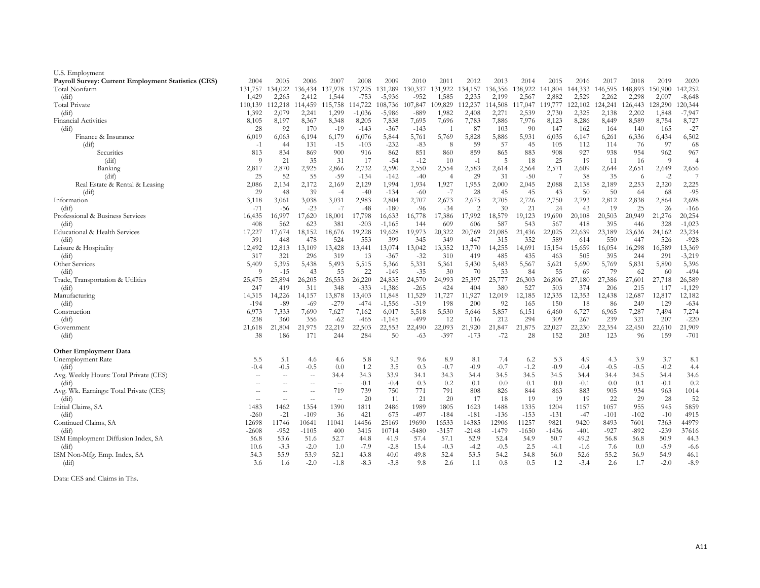U.S. Employment

| **Payroll Survey: Current Employment Statistics (CES)** | 2004 | 2005 | 2006 | 2007 | 2008 | 2009 | 2010 | 2011 | 2012 | 2013 | 2014 | 2015 | 2016 | 2017 | 2018 | 2019 | 2020 |
|---|---|---|---|---|---|---|---|---|---|---|---|---|---|---|---|---|---|
| Total Nonfarm | 131,757 | 134,022 | 136,434 | 137,978 | 137,225 | 131,289 | 130,337 | 131,922 | 134,157 | 136,356 | 138,922 | 141,804 | 144,333 | 146,595 | 148,893 | 150,900 | 142,252 |
| (dif) | 1,429 | 2,265 | 2,412 | 1,544 | -753 | -5,936 | -952 | 1,585 | 2,235 | 2,199 | 2,567 | 2,882 | 2,529 | 2,262 | 2,298 | 2,007 | -8,648 |
| Total Private | 110,139 | 112,218 | 114,459 | 115,758 | 114,722 | 108,736 | 107,847 | 109,829 | 112,237 | 114,508 | 117,047 | 119,777 | 122,102 | 124,241 | 126,443 | 128,290 | 120,344 |
| (dif) | 1,392 | 2,079 | 2,241 | 1,299 | -1,036 | -5,986 | -889 | 1,982 | 2,408 | 2,271 | 2,539 | 2,730 | 2,325 | 2,138 | 2,202 | 1,848 | -7,947 |
| Financial Activities | 8,105 | 8,197 | 8,367 | 8,348 | 8,205 | 7,838 | 7,695 | 7,696 | 7,783 | 7,886 | 7,976 | 8,123 | 8,286 | 8,449 | 8,589 | 8,754 | 8,727 |
| (dif) | 28 | 92 | 170 | -19 | -143 | -367 | -143 | 1 | 87 | 103 | 90 | 147 | 162 | 164 | 140 | 165 | -27 |
| Finance & Insurance | 6,019 | 6,063 | 6,194 | 6,179 | 6,076 | 5,844 | 5,761 | 5,769 | 5,828 | 5,886 | 5,931 | 6,035 | 6,147 | 6,261 | 6,336 | 6,434 | 6,502 |
| (dif) | -1 | 44 | 131 | -15 | -103 | -232 | -83 | 8 | 59 | 57 | 45 | 105 | 112 | 114 | 76 | 97 | 68 |
| Securities | 813 | 834 | 869 | 900 | 916 | 862 | 851 | 860 | 859 | 865 | 883 | 908 | 927 | 938 | 954 | 962 | 967 |
| (dif) | 9 | 21 | 35 | 31 | 17 | -54 | -12 | 10 | -1 | 5 | 18 | 25 | 19 | 11 | 16 | 9 | 4 |
| Banking | 2,817 | 2,870 | 2,925 | 2,866 | 2,732 | 2,590 | 2,550 | 2,554 | 2,583 | 2,614 | 2,564 | 2,571 | 2,609 | 2,644 | 2,651 | 2,649 | 2,656 |
| (dif) | 25 | 52 | 55 | -59 | -134 | -142 | -40 | 4 | 29 | 31 | -50 | 7 | 38 | 35 | 6 | -2 | 7 |
| Real Estate & Rental & Leasing | 2,086 | 2,134 | 2,172 | 2,169 | 2,129 | 1,994 | 1,934 | 1,927 | 1,955 | 2,000 | 2,045 | 2,088 | 2,138 | 2,189 | 2,253 | 2,320 | 2,225 |
| (dif) | 29 | 48 | 39 | -4 | -40 | -134 | -60 | -7 | 28 | 45 | 45 | 43 | 50 | 50 | 64 | 68 | -95 |
| Information | 3,118 | 3,061 | 3,038 | 3,031 | 2,983 | 2,804 | 2,707 | 2,673 | 2,675 | 2,705 | 2,726 | 2,750 | 2,793 | 2,812 | 2,838 | 2,864 | 2,698 |
| (dif) | -71 | -56 | -23 | -7 | -48 | -180 | -96 | -34 | 2 | 30 | 21 | 24 | 43 | 19 | 25 | 26 | -166 |
| Professional & Business Services | 16,435 | 16,997 | 17,620 | 18,001 | 17,798 | 16,633 | 16,778 | 17,386 | 17,992 | 18,579 | 19,123 | 19,690 | 20,108 | 20,503 | 20,949 | 21,276 | 20,254 |
| (dif) | 408 | 562 | 623 | 381 | -203 | -1,165 | 144 | 609 | 606 | 587 | 543 | 567 | 418 | 395 | 446 | 328 | -1,023 |
| Educational & Health Services | 17,227 | 17,674 | 18,152 | 18,676 | 19,228 | 19,628 | 19,973 | 20,322 | 20,769 | 21,085 | 21,436 | 22,025 | 22,639 | 23,189 | 23,636 | 24,162 | 23,234 |
| (dif) | 391 | 448 | 478 | 524 | 553 | 399 | 345 | 349 | 447 | 315 | 352 | 589 | 614 | 550 | 447 | 526 | -928 |
| Leisure & Hospitality | 12,492 | 12,813 | 13,109 | 13,428 | 13,441 | 13,074 | 13,042 | 13,352 | 13,770 | 14,255 | 14,691 | 15,154 | 15,659 | 16,054 | 16,298 | 16,589 | 13,369 |
| (dif) | 317 | 321 | 296 | 319 | 13 | -367 | -32 | 310 | 419 | 485 | 435 | 463 | 505 | 395 | 244 | 291 | -3,219 |
| Other Services | 5,409 | 5,395 | 5,438 | 5,493 | 5,515 | 5,366 | 5,331 | 5,361 | 5,430 | 5,483 | 5,567 | 5,621 | 5,690 | 5,769 | 5,831 | 5,890 | 5,396 |
| (dif) | 9 | -15 | 43 | 55 | 22 | -149 | -35 | 30 | 70 | 53 | 84 | 55 | 69 | 79 | 62 | 60 | -494 |
| Trade, Transportation & Utilities | 25,475 | 25,894 | 26,205 | 26,553 | 26,220 | 24,835 | 24,570 | 24,993 | 25,397 | 25,777 | 26,303 | 26,806 | 27,180 | 27,386 | 27,601 | 27,718 | 26,589 |
| (dif) | 247 | 419 | 311 | 348 | -333 | -1,386 | -265 | 424 | 404 | 380 | 527 | 503 | 374 | 206 | 215 | 117 | -1,129 |
| Manufacturing | 14,315 | 14,226 | 14,157 | 13,878 | 13,403 | 11,848 | 11,529 | 11,727 | 11,927 | 12,019 | 12,185 | 12,335 | 12,353 | 12,438 | 12,687 | 12,817 | 12,182 |
| (dif) | -194 | -89 | -69 | -279 | -474 | -1,556 | -319 | 198 | 200 | 92 | 165 | 150 | 18 | 86 | 249 | 129 | -634 |
| Construction | 6,973 | 7,333 | 7,690 | 7,627 | 7,162 | 6,017 | 5,518 | 5,530 | 5,646 | 5,857 | 6,151 | 6,460 | 6,727 | 6,965 | 7,287 | 7,494 | 7,274 |
| (dif) | 238 | 360 | 356 | -62 | -465 | -1,145 | -499 | 12 | 116 | 212 | 294 | 309 | 267 | 239 | 321 | 207 | -220 |
| Government | 21,618 | 21,804 | 21,975 | 22,219 | 22,503 | 22,553 | 22,490 | 22,093 | 21,920 | 21,847 | 21,875 | 22,027 | 22,230 | 22,354 | 22,450 | 22,610 | 21,909 |
| (dif) | 38 | 186 | 171 | 244 | 284 | 50 | -63 | -397 | -173 | -72 | 28 | 152 | 203 | 123 | 96 | 159 | -701 |
| **Other Employment Data** | | | | | | | | | | | | | | | | | |
| Unemployment Rate | 5.5 | 5.1 | 4.6 | 4.6 | 5.8 | 9.3 | 9.6 | 8.9 | 8.1 | 7.4 | 6.2 | 5.3 | 4.9 | 4.3 | 3.9 | 3.7 | 8.1 |
| (dif) | -0.4 | -0.5 | -0.5 | 0.0 | 1.2 | 3.5 | 0.3 | -0.7 | -0.9 | -0.7 | -1.2 | -0.9 | -0.4 | -0.5 | -0.5 | -0.2 | 4.4 |
| Avg. Weekly Hours: Total Private (CES) | -- | -- | -- | 34.4 | 34.3 | 33.9 | 34.1 | 34.3 | 34.4 | 34.5 | 34.5 | 34.5 | 34.4 | 34.4 | 34.5 | 34.4 | 34.6 |
| (dif) | -- | -- | -- | -- | -0.1 | -0.4 | 0.3 | 0.2 | 0.1 | 0.0 | 0.1 | 0.0 | -0.1 | 0.0 | 0.1 | -0.1 | 0.2 |
| Avg. Wk. Earnings: Total Private (CES) | -- | -- | -- | 719 | 739 | 750 | 771 | 791 | 808 | 826 | 844 | 863 | 883 | 905 | 934 | 963 | 1014 |
| (dif) | -- | -- | -- | -- | 20 | 11 | 21 | 20 | 17 | 18 | 19 | 19 | 19 | 22 | 29 | 28 | 52 |
| Initial Claims, SA | 1483 | 1462 | 1354 | 1390 | 1811 | 2486 | 1989 | 1805 | 1623 | 1488 | 1335 | 1204 | 1157 | 1057 | 955 | 945 | 5859 |
| (dif) | -260 | -21 | -109 | 36 | 421 | 675 | -497 | -184 | -181 | -136 | -153 | -131 | -47 | -101 | -102 | -10 | 4915 |
| Continued Claims, SA | 12698 | 11746 | 10641 | 11041 | 14456 | 25169 | 19690 | 16533 | 14385 | 12906 | 11257 | 9821 | 9420 | 8493 | 7601 | 7363 | 44979 |
| (dif) | -2608 | -952 | -1105 | 400 | 3415 | 10714 | -5480 | -3157 | -2148 | -1479 | -1650 | -1436 | -401 | -927 | -892 | -239 | 37616 |
| ISM Employment Diffusion Index, SA | 56.8 | 53.6 | 51.6 | 52.7 | 44.8 | 41.9 | 57.4 | 57.1 | 52.9 | 52.4 | 54.9 | 50.7 | 49.2 | 56.8 | 56.8 | 50.9 | 44.3 |
| (dif) | 10.6 | -3.3 | -2.0 | 1.0 | -7.9 | -2.8 | 15.4 | -0.3 | -4.2 | -0.5 | 2.5 | -4.1 | -1.6 | 7.6 | 0.0 | -5.9 | -6.6 |
| ISM Non-Mfg. Emp. Index, SA | 54.3 | 55.9 | 53.9 | 52.1 | 43.8 | 40.0 | 49.8 | 52.4 | 53.5 | 54.2 | 54.8 | 56.0 | 52.6 | 55.2 | 56.9 | 54.9 | 46.1 |
| (dif) | 3.6 | 1.6 | -2.0 | -1.8 | -8.3 | -3.8 | 9.8 | 2.6 | 1.1 | 0.8 | 0.5 | 1.2 | -3.4 | 2.6 | 1.7 | -2.0 | -8.9 |

Data: CES and Claims in Ths.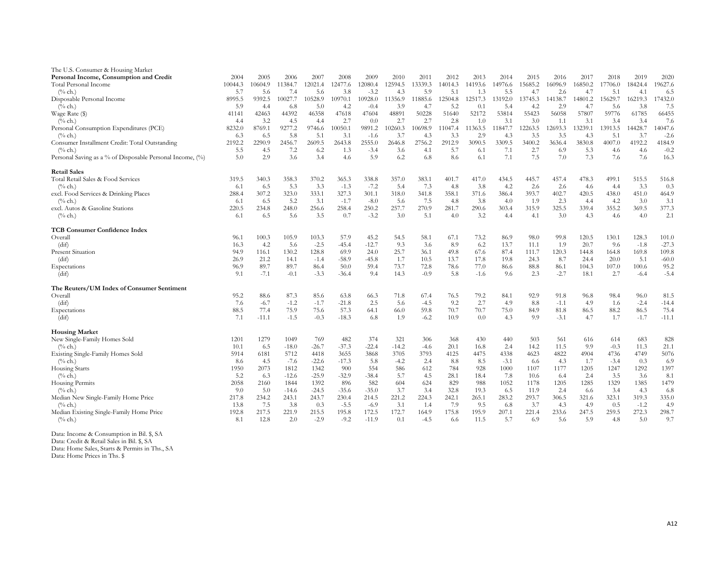The U.S. Consumer & Housing Market

| **Personal Income, Consumption and Credit** | 2004 | 2005 | 2006 | 2007 | 2008 | 2009 | 2010 | 2011 | 2012 | 2013 | 2014 | 2015 | 2016 | 2017 | 2018 | 2019 | 2020 |
|---|---|---|---|---|---|---|---|---|---|---|---|---|---|---|---|---|---|
| Total Personal Income | 10044.3 | 10604.9 | 11384.7 | 12021.4 | 12477.6 | 12080.4 | 12594.5 | 13339.3 | 14014.3 | 14193.6 | 14976.6 | 15685.2 | 16096.9 | 16850.2 | 17706.0 | 18424.4 | 19627.6 |
| (% ch.) | 5.7 | 5.6 | 7.4 | 5.6 | 3.8 | -3.2 | 4.3 | 5.9 | 5.1 | 1.3 | 5.5 | 4.7 | 2.6 | 4.7 | 5.1 | 4.1 | 6.5 |
| Disposable Personal Income | 8995.5 | 9392.5 | 10027.7 | 10528.9 | 10970.1 | 10928.0 | 11356.9 | 11885.6 | 12504.8 | 12517.3 | 13192.0 | 13745.3 | 14138.7 | 14801.2 | 15629.7 | 16219.3 | 17432.0 |
| (% ch.) | 5.9 | 4.4 | 6.8 | 5.0 | 4.2 | -0.4 | 3.9 | 4.7 | 5.2 | 0.1 | 5.4 | 4.2 | 2.9 | 4.7 | 5.6 | 3.8 | 7.5 |
| Wage Rate ($) | 41141 | 42463 | 44392 | 46358 | 47618 | 47604 | 48891 | 50228 | 51640 | 52172 | 53814 | 55423 | 56058 | 57807 | 59776 | 61785 | 66455 |
| (% ch.) | 4.4 | 3.2 | 4.5 | 4.4 | 2.7 | 0.0 | 2.7 | 2.7 | 2.8 | 1.0 | 3.1 | 3.0 | 1.1 | 3.1 | 3.4 | 3.4 | 7.6 |
| Personal Consumption Expenditures (PCE) | 8232.0 | 8769.1 | 9277.2 | 9746.6 | 10050.1 | 9891.2 | 10260.3 | 10698.9 | 11047.4 | 11363.5 | 11847.7 | 12263.5 | 12693.3 | 13239.1 | 13913.5 | 14428.7 | 14047.6 |
| (% ch.) | 6.3 | 6.5 | 5.8 | 5.1 | 3.1 | -1.6 | 3.7 | 4.3 | 3.3 | 2.9 | 4.3 | 3.5 | 3.5 | 4.3 | 5.1 | 3.7 | -2.6 |
| Consumer Installment Credit: Total Outstanding | 2192.2 | 2290.9 | 2456.7 | 2609.5 | 2643.8 | 2555.0 | 2646.8 | 2756.2 | 2912.9 | 3090.5 | 3309.5 | 3400.2 | 3636.4 | 3830.8 | 4007.0 | 4192.2 | 4184.9 |
| (% ch.) | 5.5 | 4.5 | 7.2 | 6.2 | 1.3 | -3.4 | 3.6 | 4.1 | 5.7 | 6.1 | 7.1 | 2.7 | 6.9 | 5.3 | 4.6 | 4.6 | -0.2 |
| Personal Saving as a % of Disposable Personal Income, (%) | 5.0 | 2.9 | 3.6 | 3.4 | 4.6 | 5.9 | 6.2 | 6.8 | 8.6 | 6.1 | 7.1 | 7.5 | 7.0 | 7.3 | 7.6 | 7.6 | 16.3 |
| **Retail Sales** | | | | | | | | | | | | | | | | | |
| Total Retail Sales & Food Services | 319.5 | 340.3 | 358.3 | 370.2 | 365.3 | 338.8 | 357.0 | 383.1 | 401.7 | 417.0 | 434.5 | 445.7 | 457.4 | 478.3 | 499.1 | 515.5 | 516.8 |
| (% ch.) | 6.1 | 6.5 | 5.3 | 3.3 | -1.3 | -7.2 | 5.4 | 7.3 | 4.8 | 3.8 | 4.2 | 2.6 | 2.6 | 4.6 | 4.4 | 3.3 | 0.3 |
| excl. Food Services & Drinking Places | 288.4 | 307.2 | 323.0 | 333.1 | 327.3 | 301.1 | 318.0 | 341.8 | 358.1 | 371.6 | 386.4 | 393.7 | 402.7 | 420.5 | 438.0 | 451.0 | 464.9 |
| (% ch.) | 6.1 | 6.5 | 5.2 | 3.1 | -1.7 | -8.0 | 5.6 | 7.5 | 4.8 | 3.8 | 4.0 | 1.9 | 2.3 | 4.4 | 4.2 | 3.0 | 3.1 |
| excl. Autos & Gasoline Stations | 220.5 | 234.8 | 248.0 | 256.6 | 258.4 | 250.2 | 257.7 | 270.9 | 281.7 | 290.6 | 303.4 | 315.9 | 325.5 | 339.4 | 355.2 | 369.5 | 377.3 |
| (% ch.) | 6.1 | 6.5 | 5.6 | 3.5 | 0.7 | -3.2 | 3.0 | 5.1 | 4.0 | 3.2 | 4.4 | 4.1 | 3.0 | 4.3 | 4.6 | 4.0 | 2.1 |
| **TCB Consumer Confidence Index** | | | | | | | | | | | | | | | | | |
| Overall | 96.1 | 100.3 | 105.9 | 103.3 | 57.9 | 45.2 | 54.5 | 58.1 | 67.1 | 73.2 | 86.9 | 98.0 | 99.8 | 120.5 | 130.1 | 128.3 | 101.0 |
| (dif) | 16.3 | 4.2 | 5.6 | -2.5 | -45.4 | -12.7 | 9.3 | 3.6 | 8.9 | 6.2 | 13.7 | 11.1 | 1.9 | 20.7 | 9.6 | -1.8 | -27.3 |
| Present Situation | 94.9 | 116.1 | 130.2 | 128.8 | 69.9 | 24.0 | 25.7 | 36.1 | 49.8 | 67.6 | 87.4 | 111.7 | 120.3 | 144.8 | 164.8 | 169.8 | 109.8 |
| (dif) | 26.9 | 21.2 | 14.1 | -1.4 | -58.9 | -45.8 | 1.7 | 10.5 | 13.7 | 17.8 | 19.8 | 24.3 | 8.7 | 24.4 | 20.0 | 5.1 | -60.0 |
| Expectations | 96.9 | 89.7 | 89.7 | 86.4 | 50.0 | 59.4 | 73.7 | 72.8 | 78.6 | 77.0 | 86.6 | 88.8 | 86.1 | 104.3 | 107.0 | 100.6 | 95.2 |
| (dif) | 9.1 | -7.1 | -0.1 | -3.3 | -36.4 | 9.4 | 14.3 | -0.9 | 5.8 | -1.6 | 9.6 | 2.3 | -2.7 | 18.1 | 2.7 | -6.4 | -5.4 |
| **The Reuters/UM Index of Consumer Sentiment** | | | | | | | | | | | | | | | | | |
| Overall | 95.2 | 88.6 | 87.3 | 85.6 | 63.8 | 66.3 | 71.8 | 67.4 | 76.5 | 79.2 | 84.1 | 92.9 | 91.8 | 96.8 | 98.4 | 96.0 | 81.5 |
| (dif) | 7.6 | -6.7 | -1.2 | -1.7 | -21.8 | 2.5 | 5.6 | -4.5 | 9.2 | 2.7 | 4.9 | 8.8 | -1.1 | 4.9 | 1.6 | -2.4 | -14.4 |
| Expectations | 88.5 | 77.4 | 75.9 | 75.6 | 57.3 | 64.1 | 66.0 | 59.8 | 70.7 | 70.7 | 75.0 | 84.9 | 81.8 | 86.5 | 88.2 | 86.5 | 75.4 |
| (dif) | 7.1 | -11.1 | -1.5 | -0.3 | -18.3 | 6.8 | 1.9 | -6.2 | 10.9 | 0.0 | 4.3 | 9.9 | -3.1 | 4.7 | 1.7 | -1.7 | -11.1 |
| **Housing Market** | | | | | | | | | | | | | | | | | |
| New Single-Family Homes Sold | 1201 | 1279 | 1049 | 769 | 482 | 374 | 321 | 306 | 368 | 430 | 440 | 503 | 561 | 616 | 614 | 683 | 828 |
| (% ch.) | 10.1 | 6.5 | -18.0 | -26.7 | -37.3 | -22.4 | -14.2 | -4.6 | 20.1 | 16.8 | 2.4 | 14.2 | 11.5 | 9.9 | -0.3 | 11.3 | 21.1 |
| Existing Single-Family Homes Sold | 5914 | 6181 | 5712 | 4418 | 3655 | 3868 | 3705 | 3793 | 4125 | 4475 | 4338 | 4623 | 4822 | 4904 | 4736 | 4749 | 5076 |
| (% ch.) | 8.6 | 4.5 | -7.6 | -22.6 | -17.3 | 5.8 | -4.2 | 2.4 | 8.8 | 8.5 | -3.1 | 6.6 | 4.3 | 1.7 | -3.4 | 0.3 | 6.9 |
| Housing Starts | 1950 | 2073 | 1812 | 1342 | 900 | 554 | 586 | 612 | 784 | 928 | 1000 | 1107 | 1177 | 1205 | 1247 | 1292 | 1397 |
| (% ch.) | 5.2 | 6.3 | -12.6 | -25.9 | -32.9 | -38.4 | 5.7 | 4.5 | 28.1 | 18.4 | 7.8 | 10.6 | 6.4 | 2.4 | 3.5 | 3.6 | 8.1 |
| Housing Permits | 2058 | 2160 | 1844 | 1392 | 896 | 582 | 604 | 624 | 829 | 988 | 1052 | 1178 | 1205 | 1285 | 1329 | 1385 | 1479 |
| (% ch.) | 9.0 | 5.0 | -14.6 | -24.5 | -35.6 | -35.0 | 3.7 | 3.4 | 32.8 | 19.3 | 6.5 | 11.9 | 2.4 | 6.6 | 3.4 | 4.3 | 6.8 |
| Median New Single-Family Home Price | 217.8 | 234.2 | 243.1 | 243.7 | 230.4 | 214.5 | 221.2 | 224.3 | 242.1 | 265.1 | 283.2 | 293.7 | 306.5 | 321.6 | 323.1 | 319.3 | 335.0 |
| (% ch.) | 13.8 | 7.5 | 3.8 | 0.3 | -5.5 | -6.9 | 3.1 | 1.4 | 7.9 | 9.5 | 6.8 | 3.7 | 4.3 | 4.9 | 0.5 | -1.2 | 4.9 |
| Median Existing Single-Family Home Price | 192.8 | 217.5 | 221.9 | 215.5 | 195.8 | 172.5 | 172.7 | 164.9 | 175.8 | 195.9 | 207.1 | 221.4 | 233.6 | 247.5 | 259.5 | 272.3 | 298.7 |
| (% ch.) | 8.1 | 12.8 | 2.0 | -2.9 | -9.2 | -11.9 | 0.1 | -4.5 | 6.6 | 11.5 | 5.7 | 6.9 | 5.6 | 5.9 | 4.8 | 5.0 | 9.7 |

Data: Income & Consumption in Bil. $, SA
Data: Credit & Retail Sales in Bil. $, SA
Data: Home Sales, Starts & Permits in Ths., SA
Data: Home Prices in Ths. $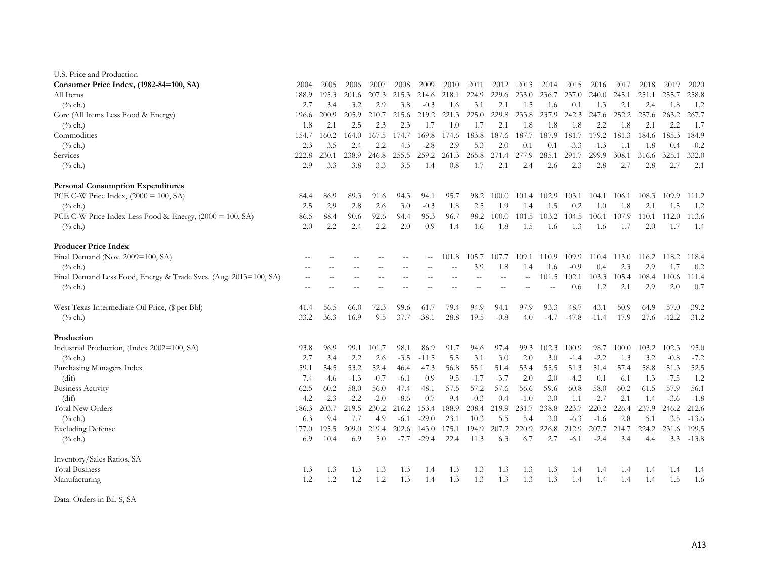U.S. Price and Production

| **Consumer Price Index, (1982-84=100, SA)** | 2004 | 2005 | 2006 | 2007 | 2008 | 2009 | 2010 | 2011 | 2012 | 2013 | 2014 | 2015 | 2016 | 2017 | 2018 | 2019 | 2020 |
|---|---|---|---|---|---|---|---|---|---|---|---|---|---|---|---|---|---|
| All Items | 188.9 | 195.3 | 201.6 | 207.3 | 215.3 | 214.6 | 218.1 | 224.9 | 229.6 | 233.0 | 236.7 | 237.0 | 240.0 | 245.1 | 251.1 | 255.7 | 258.8 |
| (% ch.) | 2.7 | 3.4 | 3.2 | 2.9 | 3.8 | -0.3 | 1.6 | 3.1 | 2.1 | 1.5 | 1.6 | 0.1 | 1.3 | 2.1 | 2.4 | 1.8 | 1.2 |
| Core (All Items Less Food & Energy) | 196.6 | 200.9 | 205.9 | 210.7 | 215.6 | 219.2 | 221.3 | 225.0 | 229.8 | 233.8 | 237.9 | 242.3 | 247.6 | 252.2 | 257.6 | 263.2 | 267.7 |
| (% ch.) | 1.8 | 2.1 | 2.5 | 2.3 | 2.3 | 1.7 | 1.0 | 1.7 | 2.1 | 1.8 | 1.8 | 1.8 | 2.2 | 1.8 | 2.1 | 2.2 | 1.7 |
| Commodities | 154.7 | 160.2 | 164.0 | 167.5 | 174.7 | 169.8 | 174.6 | 183.8 | 187.6 | 187.7 | 187.9 | 181.7 | 179.2 | 181.3 | 184.6 | 185.3 | 184.9 |
| (% ch.) | 2.3 | 3.5 | 2.4 | 2.2 | 4.3 | -2.8 | 2.9 | 5.3 | 2.0 | 0.1 | 0.1 | -3.3 | -1.3 | 1.1 | 1.8 | 0.4 | -0.2 |
| Services | 222.8 | 230.1 | 238.9 | 246.8 | 255.5 | 259.2 | 261.3 | 265.8 | 271.4 | 277.9 | 285.1 | 291.7 | 299.9 | 308.1 | 316.6 | 325.1 | 332.0 |
| (% ch.) | 2.9 | 3.3 | 3.8 | 3.3 | 3.5 | 1.4 | 0.8 | 1.7 | 2.1 | 2.4 | 2.6 | 2.3 | 2.8 | 2.7 | 2.8 | 2.7 | 2.1 |
| **Personal Consumption Expenditures** | | | | | | | | | | | | | | | | | |
| PCE C-W Price Index, (2000 = 100, SA) | 84.4 | 86.9 | 89.3 | 91.6 | 94.3 | 94.1 | 95.7 | 98.2 | 100.0 | 101.4 | 102.9 | 103.1 | 104.1 | 106.1 | 108.3 | 109.9 | 111.2 |
| (% ch.) | 2.5 | 2.9 | 2.8 | 2.6 | 3.0 | -0.3 | 1.8 | 2.5 | 1.9 | 1.4 | 1.5 | 0.2 | 1.0 | 1.8 | 2.1 | 1.5 | 1.2 |
| PCE C-W Price Index Less Food & Energy, (2000 = 100, SA) | 86.5 | 88.4 | 90.6 | 92.6 | 94.4 | 95.3 | 96.7 | 98.2 | 100.0 | 101.5 | 103.2 | 104.5 | 106.1 | 107.9 | 110.1 | 112.0 | 113.6 |
| (% ch.) | 2.0 | 2.2 | 2.4 | 2.2 | 2.0 | 0.9 | 1.4 | 1.6 | 1.8 | 1.5 | 1.6 | 1.3 | 1.6 | 1.7 | 2.0 | 1.7 | 1.4 |
| **Producer Price Index** | | | | | | | | | | | | | | | | | |
| Final Demand (Nov. 2009=100, SA) | -- | -- | -- | -- | -- | -- | 101.8 | 105.7 | 107.7 | 109.1 | 110.9 | 109.9 | 110.4 | 113.0 | 116.2 | 118.2 | 118.4 |
| (% ch.) | -- | -- | -- | -- | -- | -- | -- | 3.9 | 1.8 | 1.4 | 1.6 | -0.9 | 0.4 | 2.3 | 2.9 | 1.7 | 0.2 |
| Final Demand Less Food, Energy & Trade Svcs. (Aug. 2013=100, SA) | -- | -- | -- | -- | -- | -- | -- | -- | -- | -- | 101.5 | 102.1 | 103.3 | 105.4 | 108.4 | 110.6 | 111.4 |
| (% ch.) | -- | -- | -- | -- | -- | -- | -- | -- | -- | -- | -- | 0.6 | 1.2 | 2.1 | 2.9 | 2.0 | 0.7 |
| West Texas Intermediate Oil Price, ($ per Bbl) | 41.4 | 56.5 | 66.0 | 72.3 | 99.6 | 61.7 | 79.4 | 94.9 | 94.1 | 97.9 | 93.3 | 48.7 | 43.1 | 50.9 | 64.9 | 57.0 | 39.2 |
| (% ch.) | 33.2 | 36.3 | 16.9 | 9.5 | 37.7 | -38.1 | 28.8 | 19.5 | -0.8 | 4.0 | -4.7 | -47.8 | -11.4 | 17.9 | 27.6 | -12.2 | -31.2 |
| **Production** | | | | | | | | | | | | | | | | | |
| Industrial Production, (Index 2002=100, SA) | 93.8 | 96.9 | 99.1 | 101.7 | 98.1 | 86.9 | 91.7 | 94.6 | 97.4 | 99.3 | 102.3 | 100.9 | 98.7 | 100.0 | 103.2 | 102.3 | 95.0 |
| (% ch.) | 2.7 | 3.4 | 2.2 | 2.6 | -3.5 | -11.5 | 5.5 | 3.1 | 3.0 | 2.0 | 3.0 | -1.4 | -2.2 | 1.3 | 3.2 | -0.8 | -7.2 |
| Purchasing Managers Index | 59.1 | 54.5 | 53.2 | 52.4 | 46.4 | 47.3 | 56.8 | 55.1 | 51.4 | 53.4 | 55.5 | 51.3 | 51.4 | 57.4 | 58.8 | 51.3 | 52.5 |
| (dif) | 7.4 | -4.6 | -1.3 | -0.7 | -6.1 | 0.9 | 9.5 | -1.7 | -3.7 | 2.0 | 2.0 | -4.2 | 0.1 | 6.1 | 1.3 | -7.5 | 1.2 |
| Business Activity | 62.5 | 60.2 | 58.0 | 56.0 | 47.4 | 48.1 | 57.5 | 57.2 | 57.6 | 56.6 | 59.6 | 60.8 | 58.0 | 60.2 | 61.5 | 57.9 | 56.1 |
| (dif) | 4.2 | -2.3 | -2.2 | -2.0 | -8.6 | 0.7 | 9.4 | -0.3 | 0.4 | -1.0 | 3.0 | 1.1 | -2.7 | 2.1 | 1.4 | -3.6 | -1.8 |
| Total New Orders | 186.3 | 203.7 | 219.5 | 230.2 | 216.2 | 153.4 | 188.9 | 208.4 | 219.9 | 231.7 | 238.8 | 223.7 | 220.2 | 226.4 | 237.9 | 246.2 | 212.6 |
| (% ch.) | 6.3 | 9.4 | 7.7 | 4.9 | -6.1 | -29.0 | 23.1 | 10.3 | 5.5 | 5.4 | 3.0 | -6.3 | -1.6 | 2.8 | 5.1 | 3.5 | -13.6 |
| Excluding Defense | 177.0 | 195.5 | 209.0 | 219.4 | 202.6 | 143.0 | 175.1 | 194.9 | 207.2 | 220.9 | 226.8 | 212.9 | 207.7 | 214.7 | 224.2 | 231.6 | 199.5 |
| (% ch.) | 6.9 | 10.4 | 6.9 | 5.0 | -7.7 | -29.4 | 22.4 | 11.3 | 6.3 | 6.7 | 2.7 | -6.1 | -2.4 | 3.4 | 4.4 | 3.3 | -13.8 |
| Inventory/Sales Ratios, SA | | | | | | | | | | | | | | | | | |
| Total Business | 1.3 | 1.3 | 1.3 | 1.3 | 1.3 | 1.4 | 1.3 | 1.3 | 1.3 | 1.3 | 1.3 | 1.4 | 1.4 | 1.4 | 1.4 | 1.4 | 1.4 |
| Manufacturing | 1.2 | 1.2 | 1.2 | 1.2 | 1.3 | 1.4 | 1.3 | 1.3 | 1.3 | 1.3 | 1.3 | 1.4 | 1.4 | 1.4 | 1.4 | 1.5 | 1.6 |

Data: Orders in Bil. $, SA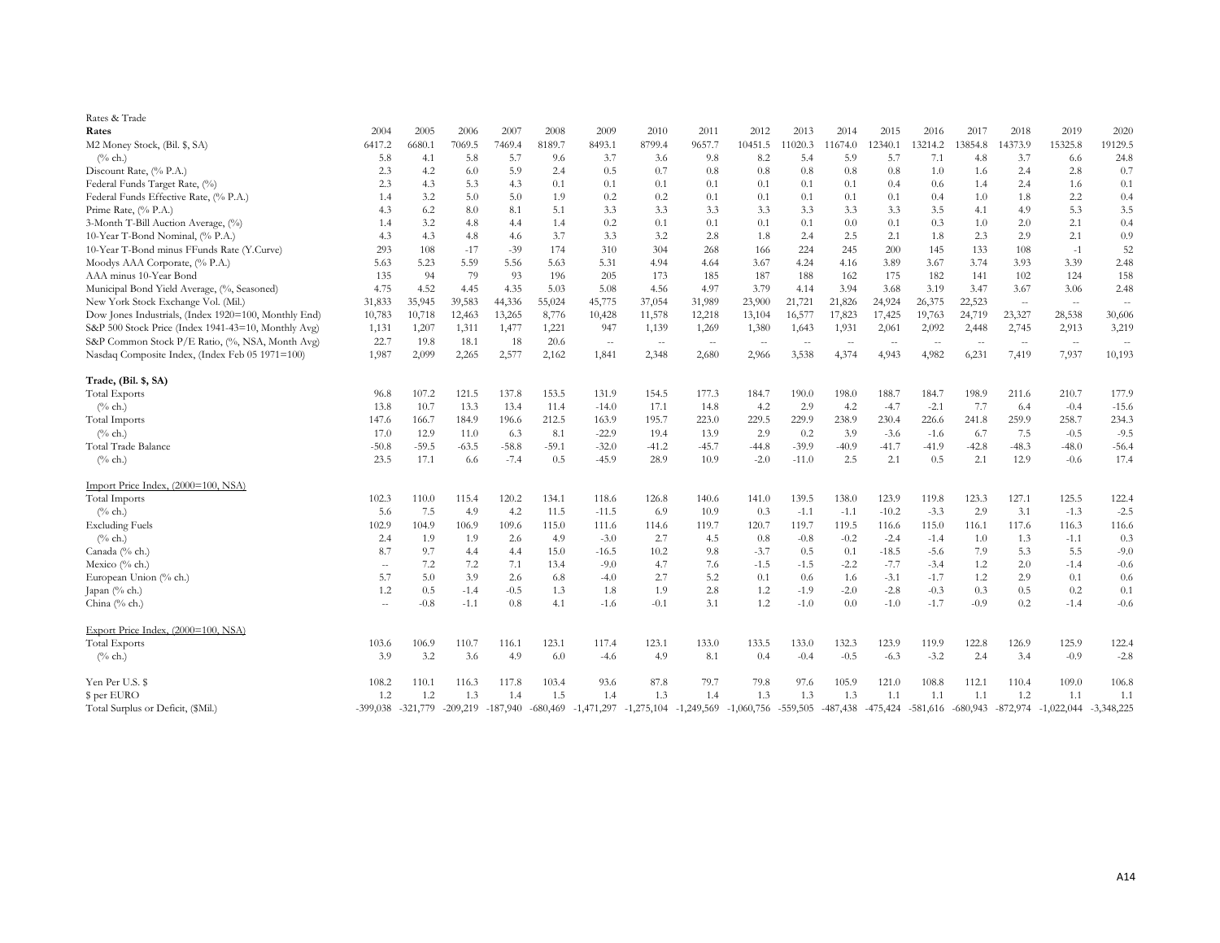Rates & Trade

| Rates | 2004 | 2005 | 2006 | 2007 | 2008 | 2009 | 2010 | 2011 | 2012 | 2013 | 2014 | 2015 | 2016 | 2017 | 2018 | 2019 | 2020 |
|---|---|---|---|---|---|---|---|---|---|---|---|---|---|---|---|---|---|
| M2 Money Stock, (Bil. $, SA) | 6417.2 | 6680.1 | 7069.5 | 7469.4 | 8189.7 | 8493.1 | 8799.4 | 9657.7 | 10451.5 | 11020.3 | 11674.0 | 12340.1 | 13214.2 | 13854.8 | 14373.9 | 15325.8 | 19129.5 |
| (% ch.) | 5.8 | 4.1 | 5.8 | 5.7 | 9.6 | 3.7 | 3.6 | 9.8 | 8.2 | 5.4 | 5.9 | 5.7 | 7.1 | 4.8 | 3.7 | 6.6 | 24.8 |
| Discount Rate, (% P.A.) | 2.3 | 4.2 | 6.0 | 5.9 | 2.4 | 0.5 | 0.7 | 0.8 | 0.8 | 0.8 | 0.8 | 0.8 | 1.0 | 1.6 | 2.4 | 2.8 | 0.7 |
| Federal Funds Target Rate, (%) | 2.3 | 4.3 | 5.3 | 4.3 | 0.1 | 0.1 | 0.1 | 0.1 | 0.1 | 0.1 | 0.1 | 0.4 | 0.6 | 1.4 | 2.4 | 1.6 | 0.1 |
| Federal Funds Effective Rate, (% P.A.) | 1.4 | 3.2 | 5.0 | 5.0 | 1.9 | 0.2 | 0.2 | 0.1 | 0.1 | 0.1 | 0.1 | 0.1 | 0.4 | 1.0 | 1.8 | 2.2 | 0.4 |
| Prime Rate, (% P.A.) | 4.3 | 6.2 | 8.0 | 8.1 | 5.1 | 3.3 | 3.3 | 3.3 | 3.3 | 3.3 | 3.3 | 3.3 | 3.5 | 4.1 | 4.9 | 5.3 | 3.5 |
| 3-Month T-Bill Auction Average, (%) | 1.4 | 3.2 | 4.8 | 4.4 | 1.4 | 0.2 | 0.1 | 0.1 | 0.1 | 0.1 | 0.0 | 0.1 | 0.3 | 1.0 | 2.0 | 2.1 | 0.4 |
| 10-Year T-Bond Nominal, (% P.A.) | 4.3 | 4.3 | 4.8 | 4.6 | 3.7 | 3.3 | 3.2 | 2.8 | 1.8 | 2.4 | 2.5 | 2.1 | 1.8 | 2.3 | 2.9 | 2.1 | 0.9 |
| 10-Year T-Bond minus FFunds Rate (Y.Curve) | 293 | 108 | -17 | -39 | 174 | 310 | 304 | 268 | 166 | 224 | 245 | 200 | 145 | 133 | 108 | -1 | 52 |
| Moodys AAA Corporate, (% P.A.) | 5.63 | 5.23 | 5.59 | 5.56 | 5.63 | 5.31 | 4.94 | 4.64 | 3.67 | 4.24 | 4.16 | 3.89 | 3.67 | 3.74 | 3.93 | 3.39 | 2.48 |
| AAA minus 10-Year Bond | 135 | 94 | 79 | 93 | 196 | 205 | 173 | 185 | 187 | 188 | 162 | 175 | 182 | 141 | 102 | 124 | 158 |
| Municipal Bond Yield Average, (%, Seasoned) | 4.75 | 4.52 | 4.45 | 4.35 | 5.03 | 5.08 | 4.56 | 4.97 | 3.79 | 4.14 | 3.94 | 3.68 | 3.19 | 3.47 | 3.67 | 3.06 | 2.48 |
| New York Stock Exchange Vol. (Mil.) | 31,833 | 35,945 | 39,583 | 44,336 | 55,024 | 45,775 | 37,054 | 31,989 | 23,900 | 21,721 | 21,826 | 24,924 | 26,375 | 22,523 | -- | -- | -- |
| Dow Jones Industrials, (Index 1920=100, Monthly End) | 10,783 | 10,718 | 12,463 | 13,265 | 8,776 | 10,428 | 11,578 | 12,218 | 13,104 | 16,577 | 17,823 | 17,425 | 19,763 | 24,719 | 23,327 | 28,538 | 30,606 |
| S&P 500 Stock Price (Index 1941-43=10, Monthly Avg) | 1,131 | 1,207 | 1,311 | 1,477 | 1,221 | 947 | 1,139 | 1,269 | 1,380 | 1,643 | 1,931 | 2,061 | 2,092 | 2,448 | 2,745 | 2,913 | 3,219 |
| S&P Common Stock P/E Ratio, (%, NSA, Month Avg) | 22.7 | 19.8 | 18.1 | 18 | 20.6 | -- | -- | -- | -- | -- | -- | -- | -- | -- | -- | -- | -- |
| Nasdaq Composite Index, (Index Feb 05 1971=100) | 1,987 | 2,099 | 2,265 | 2,577 | 2,162 | 1,841 | 2,348 | 2,680 | 2,966 | 3,538 | 4,374 | 4,943 | 4,982 | 6,231 | 7,419 | 7,937 | 10,193 |
| **Trade, (Bil. $, SA)** | | | | | | | | | | | | | | | | | |
| Total Exports | 96.8 | 107.2 | 121.5 | 137.8 | 153.5 | 131.9 | 154.5 | 177.3 | 184.7 | 190.0 | 198.0 | 188.7 | 184.7 | 198.9 | 211.6 | 210.7 | 177.9 |
| (% ch.) | 13.8 | 10.7 | 13.3 | 13.4 | 11.4 | -14.0 | 17.1 | 14.8 | 4.2 | 2.9 | 4.2 | -4.7 | -2.1 | 7.7 | 6.4 | -0.4 | -15.6 |
| Total Imports | 147.6 | 166.7 | 184.9 | 196.6 | 212.5 | 163.9 | 195.7 | 223.0 | 229.5 | 229.9 | 238.9 | 230.4 | 226.6 | 241.8 | 259.9 | 258.7 | 234.3 |
| (% ch.) | 17.0 | 12.9 | 11.0 | 6.3 | 8.1 | -22.9 | 19.4 | 13.9 | 2.9 | 0.2 | 3.9 | -3.6 | -1.6 | 6.7 | 7.5 | -0.5 | -9.5 |
| Total Trade Balance | -50.8 | -59.5 | -63.5 | -58.8 | -59.1 | -32.0 | -41.2 | -45.7 | -44.8 | -39.9 | -40.9 | -41.7 | -41.9 | -42.8 | -48.3 | -48.0 | -56.4 |
| (% ch.) | 23.5 | 17.1 | 6.6 | -7.4 | 0.5 | -45.9 | 28.9 | 10.9 | -2.0 | -11.0 | 2.5 | 2.1 | 0.5 | 2.1 | 12.9 | -0.6 | 17.4 |
| Import Price Index, (2000=100, NSA) | | | | | | | | | | | | | | | | | |
| Total Imports | 102.3 | 110.0 | 115.4 | 120.2 | 134.1 | 118.6 | 126.8 | 140.6 | 141.0 | 139.5 | 138.0 | 123.9 | 119.8 | 123.3 | 127.1 | 125.5 | 122.4 |
| (% ch.) | 5.6 | 7.5 | 4.9 | 4.2 | 11.5 | -11.5 | 6.9 | 10.9 | 0.3 | -1.1 | -1.1 | -10.2 | -3.3 | 2.9 | 3.1 | -1.3 | -2.5 |
| Excluding Fuels | 102.9 | 104.9 | 106.9 | 109.6 | 115.0 | 111.6 | 114.6 | 119.7 | 120.7 | 119.7 | 119.5 | 116.6 | 115.0 | 116.1 | 117.6 | 116.3 | 116.6 |
| (% ch.) | 2.4 | 1.9 | 1.9 | 2.6 | 4.9 | -3.0 | 2.7 | 4.5 | 0.8 | -0.8 | -0.2 | -2.4 | -1.4 | 1.0 | 1.3 | -1.1 | 0.3 |
| Canada (% ch.) | 8.7 | 9.7 | 4.4 | 4.4 | 15.0 | -16.5 | 10.2 | 9.8 | -3.7 | 0.5 | 0.1 | -18.5 | -5.6 | 7.9 | 5.3 | 5.5 | -9.0 |
| Mexico (% ch.) | -- | 7.2 | 7.2 | 7.1 | 13.4 | -9.0 | 4.7 | 7.6 | -1.5 | -1.5 | -2.2 | -7.7 | -3.4 | 1.2 | 2.0 | -1.4 | -0.6 |
| European Union (% ch.) | 5.7 | 5.0 | 3.9 | 2.6 | 6.8 | -4.0 | 2.7 | 5.2 | 0.1 | 0.6 | 1.6 | -3.1 | -1.7 | 1.2 | 2.9 | 0.1 | 0.6 |
| Japan (% ch.) | 1.2 | 0.5 | -1.4 | -0.5 | 1.3 | 1.8 | 1.9 | 2.8 | 1.2 | -1.9 | -2.0 | -2.8 | -0.3 | 0.3 | 0.5 | 0.2 | 0.1 |
| China (% ch.) | -- | -0.8 | -1.1 | 0.8 | 4.1 | -1.6 | -0.1 | 3.1 | 1.2 | -1.0 | 0.0 | -1.0 | -1.7 | -0.9 | 0.2 | -1.4 | -0.6 |
| Export Price Index, (2000=100, NSA) | | | | | | | | | | | | | | | | | |
| Total Exports | 103.6 | 106.9 | 110.7 | 116.1 | 123.1 | 117.4 | 123.1 | 133.0 | 133.5 | 133.0 | 132.3 | 123.9 | 119.9 | 122.8 | 126.9 | 125.9 | 122.4 |
| (% ch.) | 3.9 | 3.2 | 3.6 | 4.9 | 6.0 | -4.6 | 4.9 | 8.1 | 0.4 | -0.4 | -0.5 | -6.3 | -3.2 | 2.4 | 3.4 | -0.9 | -2.8 |
| Yen Per U.S. $ | 108.2 | 110.1 | 116.3 | 117.8 | 103.4 | 93.6 | 87.8 | 79.7 | 79.8 | 97.6 | 105.9 | 121.0 | 108.8 | 112.1 | 110.4 | 109.0 | 106.8 |
| $ per EURO | 1.2 | 1.2 | 1.3 | 1.4 | 1.5 | 1.4 | 1.3 | 1.4 | 1.3 | 1.3 | 1.3 | 1.1 | 1.1 | 1.1 | 1.2 | 1.1 | 1.1 |
| Total Surplus or Deficit, ($Mil.) | -399,038 | -321,779 | -209,219 | -187,940 | -680,469 | -1,471,297 | -1,275,104 | -1,249,569 | -1,060,756 | -559,505 | -487,438 | -475,424 | -581,616 | -680,943 | -872,974 | -1,022,044 | -3,348,225 |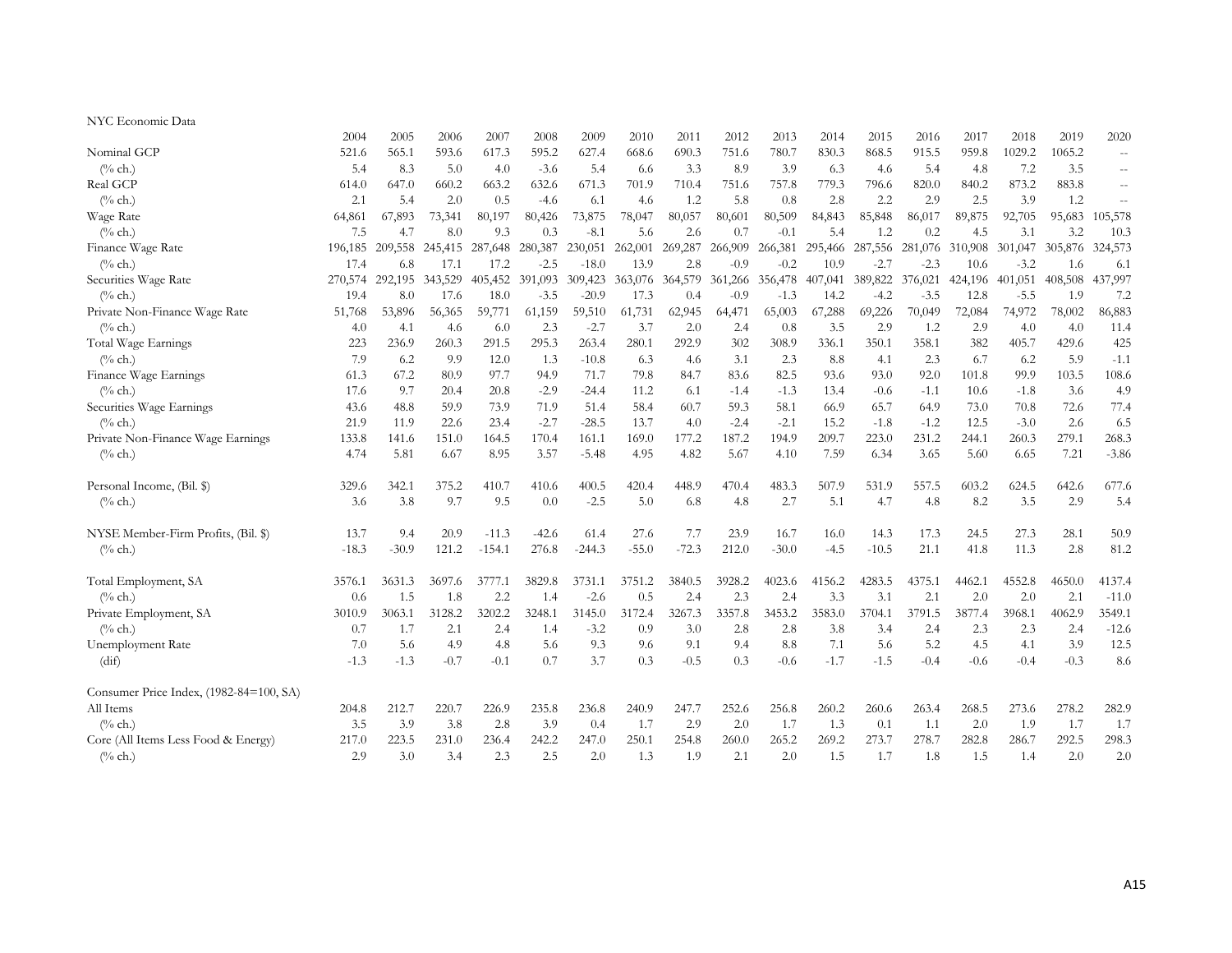NYC Economic Data

| | 2004 | 2005 | 2006 | 2007 | 2008 | 2009 | 2010 | 2011 | 2012 | 2013 | 2014 | 2015 | 2016 | 2017 | 2018 | 2019 | 2020 |
|---|---|---|---|---|---|---|---|---|---|---|---|---|---|---|---|---|---|
| Nominal GCP | 521.6 | 565.1 | 593.6 | 617.3 | 595.2 | 627.4 | 668.6 | 690.3 | 751.6 | 780.7 | 830.3 | 868.5 | 915.5 | 959.8 | 1029.2 | 1065.2 | -- |
| (% ch.) | 5.4 | 8.3 | 5.0 | 4.0 | -3.6 | 5.4 | 6.6 | 3.3 | 8.9 | 3.9 | 6.3 | 4.6 | 5.4 | 4.8 | 7.2 | 3.5 | -- |
| Real GCP | 614.0 | 647.0 | 660.2 | 663.2 | 632.6 | 671.3 | 701.9 | 710.4 | 751.6 | 757.8 | 779.3 | 796.6 | 820.0 | 840.2 | 873.2 | 883.8 | -- |
| (% ch.) | 2.1 | 5.4 | 2.0 | 0.5 | -4.6 | 6.1 | 4.6 | 1.2 | 5.8 | 0.8 | 2.8 | 2.2 | 2.9 | 2.5 | 3.9 | 1.2 | -- |
| Wage Rate | 64,861 | 67,893 | 73,341 | 80,197 | 80,426 | 73,875 | 78,047 | 80,057 | 80,601 | 80,509 | 84,843 | 85,848 | 86,017 | 89,875 | 92,705 | 95,683 | 105,578 |
| (% ch.) | 7.5 | 4.7 | 8.0 | 9.3 | 0.3 | -8.1 | 5.6 | 2.6 | 0.7 | -0.1 | 5.4 | 1.2 | 0.2 | 4.5 | 3.1 | 3.2 | 10.3 |
| Finance Wage Rate | 196,185 | 209,558 | 245,415 | 287,648 | 280,387 | 230,051 | 262,001 | 269,287 | 266,909 | 266,381 | 295,466 | 287,556 | 281,076 | 310,908 | 301,047 | 305,876 | 324,573 |
| (% ch.) | 17.4 | 6.8 | 17.1 | 17.2 | -2.5 | -18.0 | 13.9 | 2.8 | -0.9 | -0.2 | 10.9 | -2.7 | -2.3 | 10.6 | -3.2 | 1.6 | 6.1 |
| Securities Wage Rate | 270,574 | 292,195 | 343,529 | 405,452 | 391,093 | 309,423 | 363,076 | 364,579 | 361,266 | 356,478 | 407,041 | 389,822 | 376,021 | 424,196 | 401,051 | 408,508 | 437,997 |
| (% ch.) | 19.4 | 8.0 | 17.6 | 18.0 | -3.5 | -20.9 | 17.3 | 0.4 | -0.9 | -1.3 | 14.2 | -4.2 | -3.5 | 12.8 | -5.5 | 1.9 | 7.2 |
| Private Non-Finance Wage Rate | 51,768 | 53,896 | 56,365 | 59,771 | 61,159 | 59,510 | 61,731 | 62,945 | 64,471 | 65,003 | 67,288 | 69,226 | 70,049 | 72,084 | 74,972 | 78,002 | 86,883 |
| (% ch.) | 4.0 | 4.1 | 4.6 | 6.0 | 2.3 | -2.7 | 3.7 | 2.0 | 2.4 | 0.8 | 3.5 | 2.9 | 1.2 | 2.9 | 4.0 | 4.0 | 11.4 |
| Total Wage Earnings | 223 | 236.9 | 260.3 | 291.5 | 295.3 | 263.4 | 280.1 | 292.9 | 302 | 308.9 | 336.1 | 350.1 | 358.1 | 382 | 405.7 | 429.6 | 425 |
| (% ch.) | 7.9 | 6.2 | 9.9 | 12.0 | 1.3 | -10.8 | 6.3 | 4.6 | 3.1 | 2.3 | 8.8 | 4.1 | 2.3 | 6.7 | 6.2 | 5.9 | -1.1 |
| Finance Wage Earnings | 61.3 | 67.2 | 80.9 | 97.7 | 94.9 | 71.7 | 79.8 | 84.7 | 83.6 | 82.5 | 93.6 | 93.0 | 92.0 | 101.8 | 99.9 | 103.5 | 108.6 |
| (% ch.) | 17.6 | 9.7 | 20.4 | 20.8 | -2.9 | -24.4 | 11.2 | 6.1 | -1.4 | -1.3 | 13.4 | -0.6 | -1.1 | 10.6 | -1.8 | 3.6 | 4.9 |
| Securities Wage Earnings | 43.6 | 48.8 | 59.9 | 73.9 | 71.9 | 51.4 | 58.4 | 60.7 | 59.3 | 58.1 | 66.9 | 65.7 | 64.9 | 73.0 | 70.8 | 72.6 | 77.4 |
| (% ch.) | 21.9 | 11.9 | 22.6 | 23.4 | -2.7 | -28.5 | 13.7 | 4.0 | -2.4 | -2.1 | 15.2 | -1.8 | -1.2 | 12.5 | -3.0 | 2.6 | 6.5 |
| Private Non-Finance Wage Earnings | 133.8 | 141.6 | 151.0 | 164.5 | 170.4 | 161.1 | 169.0 | 177.2 | 187.2 | 194.9 | 209.7 | 223.0 | 231.2 | 244.1 | 260.3 | 279.1 | 268.3 |
| (% ch.) | 4.74 | 5.81 | 6.67 | 8.95 | 3.57 | -5.48 | 4.95 | 4.82 | 5.67 | 4.10 | 7.59 | 6.34 | 3.65 | 5.60 | 6.65 | 7.21 | -3.86 |
| | | | | | | | | | | | | | | | | | |
| Personal Income, (Bil. $) | 329.6 | 342.1 | 375.2 | 410.7 | 410.6 | 400.5 | 420.4 | 448.9 | 470.4 | 483.3 | 507.9 | 531.9 | 557.5 | 603.2 | 624.5 | 642.6 | 677.6 |
| (% ch.) | 3.6 | 3.8 | 9.7 | 9.5 | 0.0 | -2.5 | 5.0 | 6.8 | 4.8 | 2.7 | 5.1 | 4.7 | 4.8 | 8.2 | 3.5 | 2.9 | 5.4 |
| | | | | | | | | | | | | | | | | | |
| NYSE Member-Firm Profits, (Bil. $) | 13.7 | 9.4 | 20.9 | -11.3 | -42.6 | 61.4 | 27.6 | 7.7 | 23.9 | 16.7 | 16.0 | 14.3 | 17.3 | 24.5 | 27.3 | 28.1 | 50.9 |
| (% ch.) | -18.3 | -30.9 | 121.2 | -154.1 | 276.8 | -244.3 | -55.0 | -72.3 | 212.0 | -30.0 | -4.5 | -10.5 | 21.1 | 41.8 | 11.3 | 2.8 | 81.2 |
| | | | | | | | | | | | | | | | | | |
| Total Employment, SA | 3576.1 | 3631.3 | 3697.6 | 3777.1 | 3829.8 | 3731.1 | 3751.2 | 3840.5 | 3928.2 | 4023.6 | 4156.2 | 4283.5 | 4375.1 | 4462.1 | 4552.8 | 4650.0 | 4137.4 |
| (% ch.) | 0.6 | 1.5 | 1.8 | 2.2 | 1.4 | -2.6 | 0.5 | 2.4 | 2.3 | 2.4 | 3.3 | 3.1 | 2.1 | 2.0 | 2.0 | 2.1 | -11.0 |
| Private Employment, SA | 3010.9 | 3063.1 | 3128.2 | 3202.2 | 3248.1 | 3145.0 | 3172.4 | 3267.3 | 3357.8 | 3453.2 | 3583.0 | 3704.1 | 3791.5 | 3877.4 | 3968.1 | 4062.9 | 3549.1 |
| (% ch.) | 0.7 | 1.7 | 2.1 | 2.4 | 1.4 | -3.2 | 0.9 | 3.0 | 2.8 | 2.8 | 3.8 | 3.4 | 2.4 | 2.3 | 2.3 | 2.4 | -12.6 |
| Unemployment Rate | 7.0 | 5.6 | 4.9 | 4.8 | 5.6 | 9.3 | 9.6 | 9.1 | 9.4 | 8.8 | 7.1 | 5.6 | 5.2 | 4.5 | 4.1 | 3.9 | 12.5 |
| (dif) | -1.3 | -1.3 | -0.7 | -0.1 | 0.7 | 3.7 | 0.3 | -0.5 | 0.3 | -0.6 | -1.7 | -1.5 | -0.4 | -0.6 | -0.4 | -0.3 | 8.6 |
| | | | | | | | | | | | | | | | | | |
| Consumer Price Index, (1982-84=100, SA) | | | | | | | | | | | | | | | | | |
| All Items | 204.8 | 212.7 | 220.7 | 226.9 | 235.8 | 236.8 | 240.9 | 247.7 | 252.6 | 256.8 | 260.2 | 260.6 | 263.4 | 268.5 | 273.6 | 278.2 | 282.9 |
| (% ch.) | 3.5 | 3.9 | 3.8 | 2.8 | 3.9 | 0.4 | 1.7 | 2.9 | 2.0 | 1.7 | 1.3 | 0.1 | 1.1 | 2.0 | 1.9 | 1.7 | 1.7 |
| Core (All Items Less Food & Energy) | 217.0 | 223.5 | 231.0 | 236.4 | 242.2 | 247.0 | 250.1 | 254.8 | 260.0 | 265.2 | 269.2 | 273.7 | 278.7 | 282.8 | 286.7 | 292.5 | 298.3 |
| (% ch.) | 2.9 | 3.0 | 3.4 | 2.3 | 2.5 | 2.0 | 1.3 | 1.9 | 2.1 | 2.0 | 1.5 | 1.7 | 1.8 | 1.5 | 1.4 | 2.0 | 2.0 |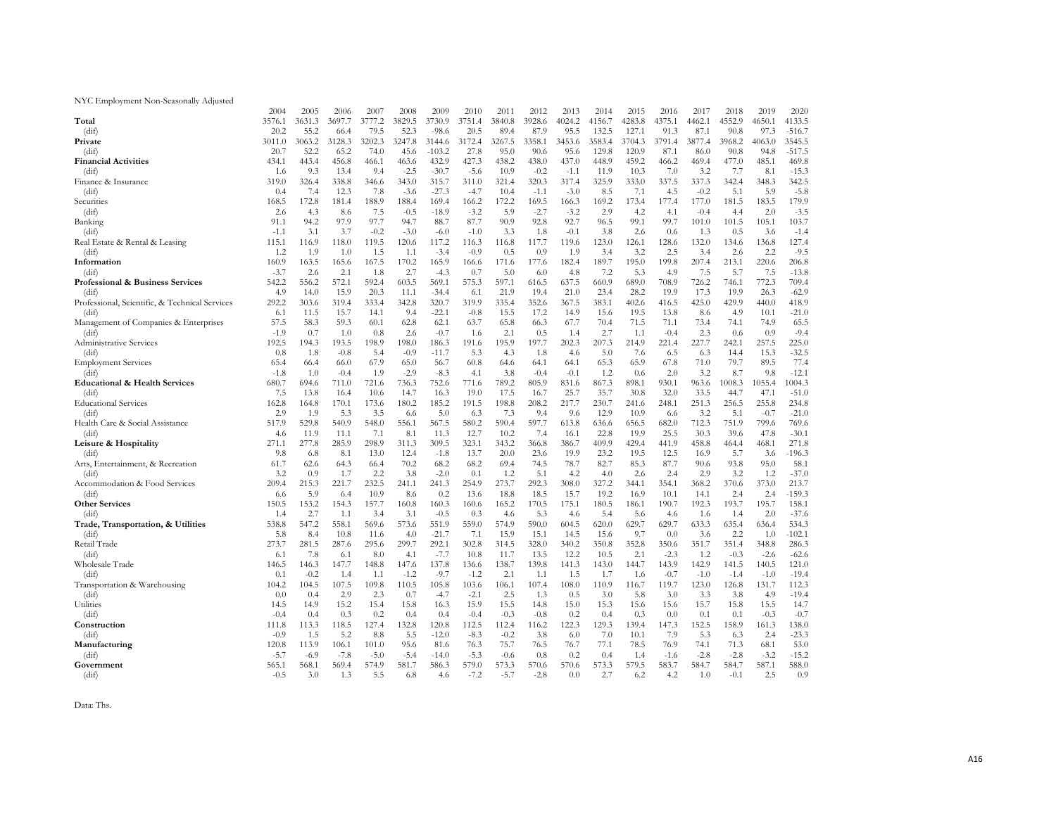NYC Employment Non-Seasonally Adjusted

| | 2004 | 2005 | 2006 | 2007 | 2008 | 2009 | 2010 | 2011 | 2012 | 2013 | 2014 | 2015 | 2016 | 2017 | 2018 | 2019 | 2020 |
|---|---|---|---|---|---|---|---|---|---|---|---|---|---|---|---|---|---|
| **Total** | 3576.1 | 3631.3 | 3697.7 | 3777.2 | 3829.5 | 3730.9 | 3751.4 | 3840.8 | 3928.6 | 4024.2 | 4156.7 | 4283.8 | 4375.1 | 4462.1 | 4552.9 | 4650.1 | 4133.5 |
| (dif) | 20.2 | 55.2 | 66.4 | 79.5 | 52.3 | -98.6 | 20.5 | 89.4 | 87.9 | 95.5 | 132.5 | 127.1 | 91.3 | 87.1 | 90.8 | 97.3 | -516.7 |
| **Private** | 3011.0 | 3063.2 | 3128.3 | 3202.3 | 3247.8 | 3144.6 | 3172.4 | 3267.5 | 3358.1 | 3453.6 | 3583.4 | 3704.3 | 3791.4 | 3877.4 | 3968.2 | 4063.0 | 3545.5 |
| (dif) | 20.7 | 52.2 | 65.2 | 74.0 | 45.6 | -103.2 | 27.8 | 95.0 | 90.6 | 95.6 | 129.8 | 120.9 | 87.1 | 86.0 | 90.8 | 94.8 | -517.5 |
| **Financial Activities** | 434.1 | 443.4 | 456.8 | 466.1 | 463.6 | 432.9 | 427.3 | 438.2 | 438.0 | 437.0 | 448.9 | 459.2 | 466.2 | 469.4 | 477.0 | 485.1 | 469.8 |
| (dif) | 1.6 | 9.3 | 13.4 | 9.4 | -2.5 | -30.7 | -5.6 | 10.9 | -0.2 | -1.1 | 11.9 | 10.3 | 7.0 | 3.2 | 7.7 | 8.1 | -15.3 |
| Finance & Insurance | 319.0 | 326.4 | 338.8 | 346.6 | 343.0 | 315.7 | 311.0 | 321.4 | 320.3 | 317.4 | 325.9 | 333.0 | 337.5 | 337.3 | 342.4 | 348.3 | 342.5 |
| (dif) | 0.4 | 7.4 | 12.3 | 7.8 | -3.6 | -27.3 | -4.7 | 10.4 | -1.1 | -3.0 | 8.5 | 7.1 | 4.5 | -0.2 | 5.1 | 5.9 | -5.8 |
| Securities | 168.5 | 172.8 | 181.4 | 188.9 | 188.4 | 169.4 | 166.2 | 172.2 | 169.5 | 166.3 | 169.2 | 173.4 | 177.4 | 177.0 | 181.5 | 183.5 | 179.9 |
| (dif) | 2.6 | 4.3 | 8.6 | 7.5 | -0.5 | -18.9 | -3.2 | 5.9 | -2.7 | -3.2 | 2.9 | 4.2 | 4.1 | -0.4 | 4.4 | 2.0 | -3.5 |
| Banking | 91.1 | 94.2 | 97.9 | 97.7 | 94.7 | 88.7 | 87.7 | 90.9 | 92.8 | 92.7 | 96.5 | 99.1 | 99.7 | 101.0 | 101.5 | 105.1 | 103.7 |
| (dif) | -1.1 | 3.1 | 3.7 | -0.2 | -3.0 | -6.0 | -1.0 | 3.3 | 1.8 | -0.1 | 3.8 | 2.6 | 0.6 | 1.3 | 0.5 | 3.6 | -1.4 |
| Real Estate & Rental & Leasing | 115.1 | 116.9 | 118.0 | 119.5 | 120.6 | 117.2 | 116.3 | 116.8 | 117.7 | 119.6 | 123.0 | 126.1 | 128.6 | 132.0 | 134.6 | 136.8 | 127.4 |
| (dif) | 1.2 | 1.9 | 1.0 | 1.5 | 1.1 | -3.4 | -0.9 | 0.5 | 0.9 | 1.9 | 3.4 | 3.2 | 2.5 | 3.4 | 2.6 | 2.2 | -9.5 |
| **Information** | 160.9 | 163.5 | 165.6 | 167.5 | 170.2 | 165.9 | 166.6 | 171.6 | 177.6 | 182.4 | 189.7 | 195.0 | 199.8 | 207.4 | 213.1 | 220.6 | 206.8 |
| (dif) | -3.7 | 2.6 | 2.1 | 1.8 | 2.7 | -4.3 | 0.7 | 5.0 | 6.0 | 4.8 | 7.2 | 5.3 | 4.9 | 7.5 | 5.7 | 7.5 | -13.8 |
| **Professional & Business Services** | 542.2 | 556.2 | 572.1 | 592.4 | 603.5 | 569.1 | 575.3 | 597.1 | 616.5 | 637.5 | 660.9 | 689.0 | 708.9 | 726.2 | 746.1 | 772.3 | 709.4 |
| (dif) | 4.9 | 14.0 | 15.9 | 20.3 | 11.1 | -34.4 | 6.1 | 21.9 | 19.4 | 21.0 | 23.4 | 28.2 | 19.9 | 17.3 | 19.9 | 26.3 | -62.9 |
| Professional, Scientific, & Technical Services | 292.2 | 303.6 | 319.4 | 333.4 | 342.8 | 320.7 | 319.9 | 335.4 | 352.6 | 367.5 | 383.1 | 402.6 | 416.5 | 425.0 | 429.9 | 440.0 | 418.9 |
| (dif) | 6.1 | 11.5 | 15.7 | 14.1 | 9.4 | -22.1 | -0.8 | 15.5 | 17.2 | 14.9 | 15.6 | 19.5 | 13.8 | 8.6 | 4.9 | 10.1 | -21.0 |
| Management of Companies & Enterprises | 57.5 | 58.3 | 59.3 | 60.1 | 62.8 | 62.1 | 63.7 | 65.8 | 66.3 | 67.7 | 70.4 | 71.5 | 71.1 | 73.4 | 74.1 | 74.9 | 65.5 |
| (dif) | -1.9 | 0.7 | 1.0 | 0.8 | 2.6 | -0.7 | 1.6 | 2.1 | 0.5 | 1.4 | 2.7 | 1.1 | -0.4 | 2.3 | 0.6 | 0.9 | -9.4 |
| Administrative Services | 192.5 | 194.3 | 193.5 | 198.9 | 198.0 | 186.3 | 191.6 | 195.9 | 197.7 | 202.3 | 207.3 | 214.9 | 221.4 | 227.7 | 242.1 | 257.5 | 225.0 |
| (dif) | 0.8 | 1.8 | -0.8 | 5.4 | -0.9 | -11.7 | 5.3 | 4.3 | 1.8 | 4.6 | 5.0 | 7.6 | 6.5 | 6.3 | 14.4 | 15.3 | -32.5 |
| Employment Services | 65.4 | 66.4 | 66.0 | 67.9 | 65.0 | 56.7 | 60.8 | 64.6 | 64.1 | 64.1 | 65.3 | 65.9 | 67.8 | 71.0 | 79.7 | 89.5 | 77.4 |
| (dif) | -1.8 | 1.0 | -0.4 | 1.9 | -2.9 | -8.3 | 4.1 | 3.8 | -0.4 | -0.1 | 1.2 | 0.6 | 2.0 | 3.2 | 8.7 | 9.8 | -12.1 |
| **Educational & Health Services** | 680.7 | 694.6 | 711.0 | 721.6 | 736.3 | 752.6 | 771.6 | 789.2 | 805.9 | 831.6 | 867.3 | 898.1 | 930.1 | 963.6 | 1008.3 | 1055.4 | 1004.3 |
| (dif) | 7.5 | 13.8 | 16.4 | 10.6 | 14.7 | 16.3 | 19.0 | 17.5 | 16.7 | 25.7 | 35.7 | 30.8 | 32.0 | 33.5 | 44.7 | 47.1 | -51.0 |
| Educational Services | 162.8 | 164.8 | 170.1 | 173.6 | 180.2 | 185.2 | 191.5 | 198.8 | 208.2 | 217.7 | 230.7 | 241.6 | 248.1 | 251.3 | 256.5 | 255.8 | 234.8 |
| (dif) | 2.9 | 1.9 | 5.3 | 3.5 | 6.6 | 5.0 | 6.3 | 7.3 | 9.4 | 9.6 | 12.9 | 10.9 | 6.6 | 3.2 | 5.1 | -0.7 | -21.0 |
| Health Care & Social Assistance | 517.9 | 529.8 | 540.9 | 548.0 | 556.1 | 567.5 | 580.2 | 590.4 | 597.7 | 613.8 | 636.6 | 656.5 | 682.0 | 712.3 | 751.9 | 799.6 | 769.6 |
| (dif) | 4.6 | 11.9 | 11.1 | 7.1 | 8.1 | 11.3 | 12.7 | 10.2 | 7.4 | 16.1 | 22.8 | 19.9 | 25.5 | 30.3 | 39.6 | 47.8 | -30.1 |
| **Leisure & Hospitality** | 271.1 | 277.8 | 285.9 | 298.9 | 311.3 | 309.5 | 323.1 | 343.2 | 366.8 | 386.7 | 409.9 | 429.4 | 441.9 | 458.8 | 464.4 | 468.1 | 271.8 |
| (dif) | 9.8 | 6.8 | 8.1 | 13.0 | 12.4 | -1.8 | 13.7 | 20.0 | 23.6 | 19.9 | 23.2 | 19.5 | 12.5 | 16.9 | 5.7 | 3.6 | -196.3 |
| Arts, Entertainment, & Recreation | 61.7 | 62.6 | 64.3 | 66.4 | 70.2 | 68.2 | 68.2 | 69.4 | 74.5 | 78.7 | 82.7 | 85.3 | 87.7 | 90.6 | 93.8 | 95.0 | 58.1 |
| (dif) | 3.2 | 0.9 | 1.7 | 2.2 | 3.8 | -2.0 | 0.1 | 1.2 | 5.1 | 4.2 | 4.0 | 2.6 | 2.4 | 2.9 | 3.2 | 1.2 | -37.0 |
| Accommodation & Food Services | 209.4 | 215.3 | 221.7 | 232.5 | 241.1 | 241.3 | 254.9 | 273.7 | 292.3 | 308.0 | 327.2 | 344.1 | 354.1 | 368.2 | 370.6 | 373.0 | 213.7 |
| (dif) | 6.6 | 5.9 | 6.4 | 10.9 | 8.6 | 0.2 | 13.6 | 18.8 | 18.5 | 15.7 | 19.2 | 16.9 | 10.1 | 14.1 | 2.4 | 2.4 | -159.3 |
| **Other Services** | 150.5 | 153.2 | 154.3 | 157.7 | 160.8 | 160.3 | 160.6 | 165.2 | 170.5 | 175.1 | 180.5 | 186.1 | 190.7 | 192.3 | 193.7 | 195.7 | 158.1 |
| (dif) | 1.4 | 2.7 | 1.1 | 3.4 | 3.1 | -0.5 | 0.3 | 4.6 | 5.3 | 4.6 | 5.4 | 5.6 | 4.6 | 1.6 | 1.4 | 2.0 | -37.6 |
| **Trade, Transportation, & Utilities** | 538.8 | 547.2 | 558.1 | 569.6 | 573.6 | 551.9 | 559.0 | 574.9 | 590.0 | 604.5 | 620.0 | 629.7 | 629.7 | 633.3 | 635.4 | 636.4 | 534.3 |
| (dif) | 5.8 | 8.4 | 10.8 | 11.6 | 4.0 | -21.7 | 7.1 | 15.9 | 15.1 | 14.5 | 15.6 | 9.7 | 0.0 | 3.6 | 2.2 | 1.0 | -102.1 |
| Retail Trade | 273.7 | 281.5 | 287.6 | 295.6 | 299.7 | 292.1 | 302.8 | 314.5 | 328.0 | 340.2 | 350.8 | 352.8 | 350.6 | 351.7 | 351.4 | 348.8 | 286.3 |
| (dif) | 6.1 | 7.8 | 6.1 | 8.0 | 4.1 | -7.7 | 10.8 | 11.7 | 13.5 | 12.2 | 10.5 | 2.1 | -2.3 | 1.2 | -0.3 | -2.6 | -62.6 |
| Wholesale Trade | 146.5 | 146.3 | 147.7 | 148.8 | 147.6 | 137.8 | 136.6 | 138.7 | 139.8 | 141.3 | 143.0 | 144.7 | 143.9 | 142.9 | 141.5 | 140.5 | 121.0 |
| (dif) | 0.1 | -0.2 | 1.4 | 1.1 | -1.2 | -9.7 | -1.2 | 2.1 | 1.1 | 1.5 | 1.7 | 1.6 | -0.7 | -1.0 | -1.4 | -1.0 | -19.4 |
| Transportation & Warehousing | 104.2 | 104.5 | 107.5 | 109.8 | 110.5 | 105.8 | 103.6 | 106.1 | 107.4 | 108.0 | 110.9 | 116.7 | 119.7 | 123.0 | 126.8 | 131.7 | 112.3 |
| (dif) | 0.0 | 0.4 | 2.9 | 2.3 | 0.7 | -4.7 | -2.1 | 2.5 | 1.3 | 0.5 | 3.0 | 5.8 | 3.0 | 3.3 | 3.8 | 4.9 | -19.4 |
| Utilities | 14.5 | 14.9 | 15.2 | 15.4 | 15.8 | 16.3 | 15.9 | 15.5 | 14.8 | 15.0 | 15.3 | 15.6 | 15.6 | 15.7 | 15.8 | 15.5 | 14.7 |
| (dif) | -0.4 | 0.4 | 0.3 | 0.2 | 0.4 | 0.4 | -0.4 | -0.3 | -0.8 | 0.2 | 0.4 | 0.3 | 0.0 | 0.1 | 0.1 | -0.3 | -0.7 |
| **Construction** | 111.8 | 113.3 | 118.5 | 127.4 | 132.8 | 120.8 | 112.5 | 112.4 | 116.2 | 122.3 | 129.3 | 139.4 | 147.3 | 152.5 | 158.9 | 161.3 | 138.0 |
| (dif) | -0.9 | 1.5 | 5.2 | 8.8 | 5.5 | -12.0 | -8.3 | -0.2 | 3.8 | 6.0 | 7.0 | 10.1 | 7.9 | 5.3 | 6.3 | 2.4 | -23.3 |
| **Manufacturing** | 120.8 | 113.9 | 106.1 | 101.0 | 95.6 | 81.6 | 76.3 | 75.7 | 76.5 | 76.7 | 77.1 | 78.5 | 76.9 | 74.1 | 71.3 | 68.1 | 53.0 |
| (dif) | -5.7 | -6.9 | -7.8 | -5.0 | -5.4 | -14.0 | -5.3 | -0.6 | 0.8 | 0.2 | 0.4 | 1.4 | -1.6 | -2.8 | -2.8 | -3.2 | -15.2 |
| **Government** | 565.1 | 568.1 | 569.4 | 574.9 | 581.7 | 586.3 | 579.0 | 573.3 | 570.6 | 570.6 | 573.3 | 579.5 | 583.7 | 584.7 | 584.7 | 587.1 | 588.0 |
| (dif) | -0.5 | 3.0 | 1.3 | 5.5 | 6.8 | 4.6 | -7.2 | -5.7 | -2.8 | 0.0 | 2.7 | 6.2 | 4.2 | 1.0 | -0.1 | 2.5 | 0.9 |

Data: Ths.